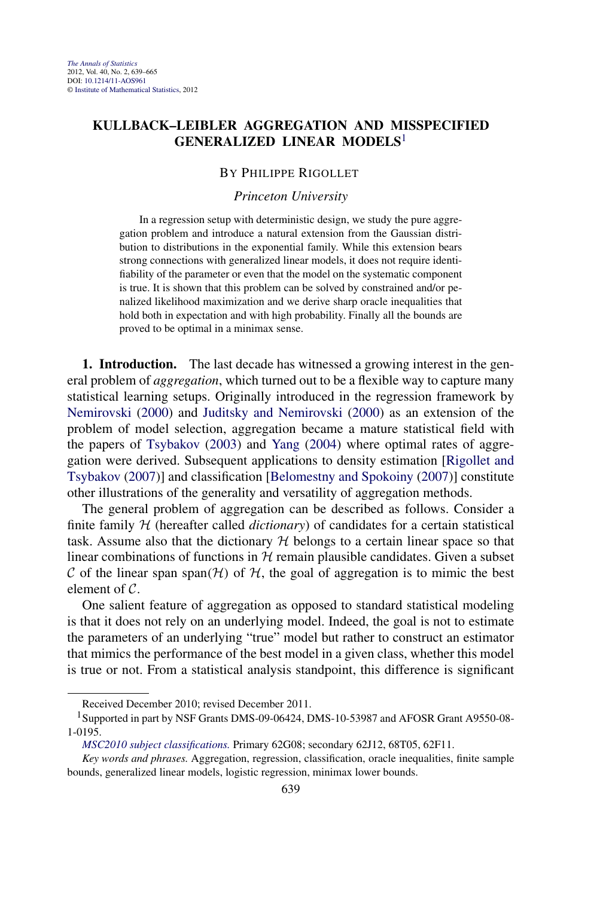# KULLBACK–LEIBLER AGGREGATION AND MISSPECIFIED GENERALIZED LINEAR MODELS[1]

BY PHILIPPE RIGOLLET

*Princeton University*

In a regression setup with deterministic design, we study the pure aggregation problem and introduce a natural extension from the Gaussian distribution to distributions in the exponential family. While this extension bears strong connections with generalized linear models, it does not require identifiability of the parameter or even that the model on the systematic component is true. It is shown that this problem can be solved by constrained and/or penalized likelihood maximization and we derive sharp oracle inequalities that hold both in expectation and with high probability. Finally all the bounds are proved to be optimal in a minimax sense.

**1. Introduction.** The last decade has witnessed a growing interest in the general problem of *aggregation*, which turned out to be a flexible way to capture many statistical learning setups. Originally introduced in the regression framework by Nemirovski (2000) and Juditsky and Nemirovski (2000) as an extension of the problem of model selection, aggregation became a mature statistical field with the papers of Tsybakov (2003) and Yang (2004) where optimal rates of aggregation were derived. Subsequent applications to density estimation [Rigollet and Tsybakov (2007)] and classification [Belomestny and Spokoiny (2007)] constitute other illustrations of the generality and versatility of aggregation methods.

The general problem of aggregation can be described as follows. Consider a finite family $\mathcal{H}$ (hereafter called *dictionary*) of candidates for a certain statistical task. Assume also that the dictionary $\mathcal{H}$ belongs to a certain linear space so that linear combinations of functions in $\mathcal{H}$ remain plausible candidates. Given a subset $\mathcal{C}$ of the linear span $\text{span}(\mathcal{H})$ of $\mathcal{H}$, the goal of aggregation is to mimic the best element of $\mathcal{C}$.

One salient feature of aggregation as opposed to standard statistical modeling is that it does not rely on an underlying model. Indeed, the goal is not to estimate the parameters of an underlying "true" model but rather to construct an estimator that mimics the performance of the best model in a given class, whether this model is true or not. From a statistical analysis standpoint, this difference is significant

---

Received December 2010; revised December 2011.

[1]Supported in part by NSF Grants DMS-09-06424, DMS-10-53987 and AFOSR Grant A9550-08-1-0195.

*MSC2010 subject classifications.* Primary 62G08; secondary 62J12, 68T05, 62F11.

*Key words and phrases.* Aggregation, regression, classification, oracle inequalities, finite sample bounds, generalized linear models, logistic regression, minimax lower bounds.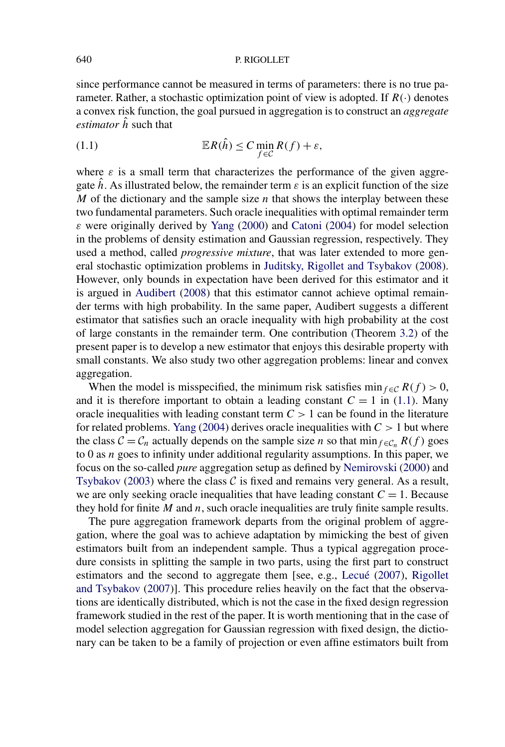since performance cannot be measured in terms of parameters: there is no true parameter. Rather, a stochastic optimization point of view is adopted. If $R(\cdot)$ denotes a convex risk function, the goal pursued in aggregation is to construct an *aggregate estimator* $\hat{h}$ such that

$$\mathbb{E}R(\hat{h}) \leq C \min_{f \in \mathcal{C}} R(f) + \varepsilon, \tag{1.1}$$

where $\varepsilon$ is a small term that characterizes the performance of the given aggregate $\hat{h}$. As illustrated below, the remainder term $\varepsilon$ is an explicit function of the size $M$ of the dictionary and the sample size $n$ that shows the interplay between these two fundamental parameters. Such oracle inequalities with optimal remainder term $\varepsilon$ were originally derived by Yang (2000) and Catoni (2004) for model selection in the problems of density estimation and Gaussian regression, respectively. They used a method, called *progressive mixture*, that was later extended to more general stochastic optimization problems in Juditsky, Rigollet and Tsybakov (2008). However, only bounds in expectation have been derived for this estimator and it is argued in Audibert (2008) that this estimator cannot achieve optimal remainder terms with high probability. In the same paper, Audibert suggests a different estimator that satisfies such an oracle inequality with high probability at the cost of large constants in the remainder term. One contribution (Theorem 3.2) of the present paper is to develop a new estimator that enjoys this desirable property with small constants. We also study two other aggregation problems: linear and convex aggregation.

When the model is misspecified, the minimum risk satisfies $\min_{f \in \mathcal{C}} R(f) > 0$, and it is therefore important to obtain a leading constant $C = 1$ in (1.1). Many oracle inequalities with leading constant term $C > 1$ can be found in the literature for related problems. Yang (2004) derives oracle inequalities with $C > 1$ but where the class $\mathcal{C} = \mathcal{C}_n$ actually depends on the sample size $n$ so that $\min_{f \in \mathcal{C}_n} R(f)$ goes to 0 as $n$ goes to infinity under additional regularity assumptions. In this paper, we focus on the so-called *pure* aggregation setup as defined by Nemirovski (2000) and Tsybakov (2003) where the class $\mathcal{C}$ is fixed and remains very general. As a result, we are only seeking oracle inequalities that have leading constant $C = 1$. Because they hold for finite $M$ and $n$, such oracle inequalities are truly finite sample results.

The pure aggregation framework departs from the original problem of aggregation, where the goal was to achieve adaptation by mimicking the best of given estimators built from an independent sample. Thus a typical aggregation procedure consists in splitting the sample in two parts, using the first part to construct estimators and the second to aggregate them [see, e.g., Lecué (2007), Rigollet and Tsybakov (2007)]. This procedure relies heavily on the fact that the observations are identically distributed, which is not the case in the fixed design regression framework studied in the rest of the paper. It is worth mentioning that in the case of model selection aggregation for Gaussian regression with fixed design, the dictionary can be taken to be a family of projection or even affine estimators built from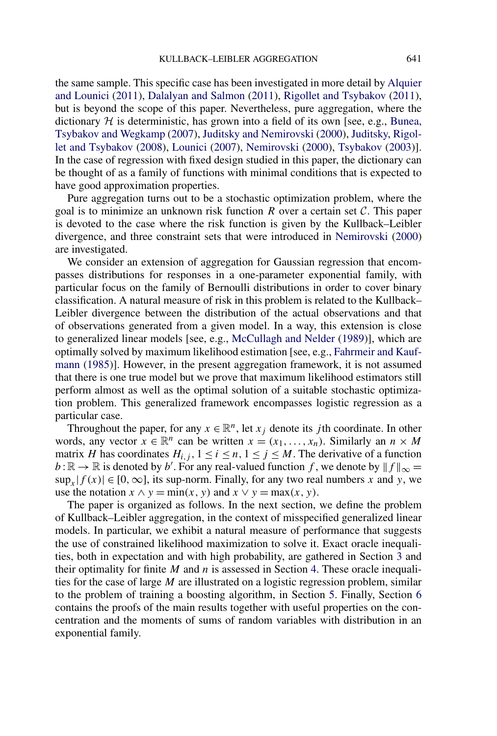the same sample. This specific case has been investigated in more detail by Alquier and Lounici (2011), Dalalyan and Salmon (2011), Rigollet and Tsybakov (2011), but is beyond the scope of this paper. Nevertheless, pure aggregation, where the dictionary $\mathcal{H}$ is deterministic, has grown into a field of its own [see, e.g., Bunea, Tsybakov and Wegkamp (2007), Juditsky and Nemirovski (2000), Juditsky, Rigollet and Tsybakov (2008), Lounici (2007), Nemirovski (2000), Tsybakov (2003)]. In the case of regression with fixed design studied in this paper, the dictionary can be thought of as a family of functions with minimal conditions that is expected to have good approximation properties.

Pure aggregation turns out to be a stochastic optimization problem, where the goal is to minimize an unknown risk function $R$ over a certain set $\mathcal{C}$. This paper is devoted to the case where the risk function is given by the Kullback–Leibler divergence, and three constraint sets that were introduced in Nemirovski (2000) are investigated.

We consider an extension of aggregation for Gaussian regression that encompasses distributions for responses in a one-parameter exponential family, with particular focus on the family of Bernoulli distributions in order to cover binary classification. A natural measure of risk in this problem is related to the Kullback–Leibler divergence between the distribution of the actual observations and that of observations generated from a given model. In a way, this extension is close to generalized linear models [see, e.g., McCullagh and Nelder (1989)], which are optimally solved by maximum likelihood estimation [see, e.g., Fahrmeir and Kaufmann (1985)]. However, in the present aggregation framework, it is not assumed that there is one true model but we prove that maximum likelihood estimators still perform almost as well as the optimal solution of a suitable stochastic optimization problem. This generalized framework encompasses logistic regression as a particular case.

Throughout the paper, for any $x \in \mathbb{R}^n$, let $x_j$ denote its $j$th coordinate. In other words, any vector $x \in \mathbb{R}^n$ can be written $x = (x_1, \dots, x_n)$. Similarly an $n \times M$ matrix $H$ has coordinates $H_{i,j}$, $1 \le i \le n$, $1 \le j \le M$. The derivative of a function $b : \mathbb{R} \to \mathbb{R}$ is denoted by $b'$. For any real-valued function $f$, we denote by $\|f\|_\infty = \sup_x |f(x)| \in [0, \infty]$, its sup-norm. Finally, for any two real numbers $x$ and $y$, we use the notation $x \wedge y = \min(x, y)$ and $x \vee y = \max(x, y)$.

The paper is organized as follows. In the next section, we define the problem of Kullback–Leibler aggregation, in the context of misspecified generalized linear models. In particular, we exhibit a natural measure of performance that suggests the use of constrained likelihood maximization to solve it. Exact oracle inequalities, both in expectation and with high probability, are gathered in Section 3 and their optimality for finite $M$ and $n$ is assessed in Section 4. These oracle inequalities for the case of large $M$ are illustrated on a logistic regression problem, similar to the problem of training a boosting algorithm, in Section 5. Finally, Section 6 contains the proofs of the main results together with useful properties on the concentration and the moments of sums of random variables with distribution in an exponential family.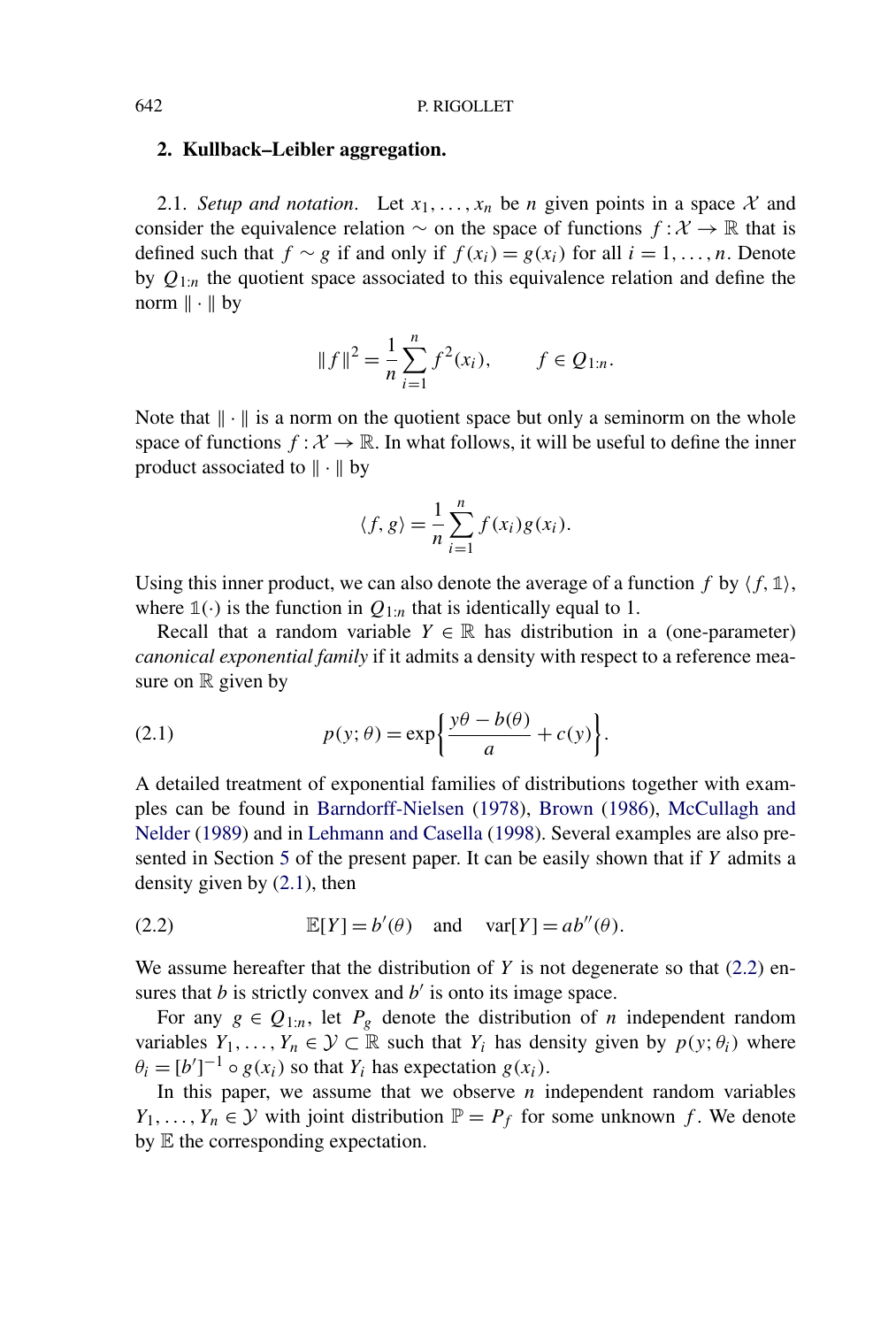## 2. Kullback–Leibler aggregation.

2.1. *Setup and notation*. Let $x_1, \dots, x_n$ be $n$ given points in a space $\mathcal{X}$ and consider the equivalence relation $\sim$ on the space of functions $f : \mathcal{X} \to \mathbb{R}$ that is defined such that $f \sim g$ if and only if $f(x_i) = g(x_i)$ for all $i = 1, \dots, n$. Denote by $Q_{1:n}$ the quotient space associated to this equivalence relation and define the norm $\|\cdot\|$ by

$$\|f\|^2 = \frac{1}{n} \sum_{i=1}^{n} f^2(x_i), \qquad f \in Q_{1:n}.$$

Note that $\|\cdot\|$ is a norm on the quotient space but only a seminorm on the whole space of functions $f : \mathcal{X} \to \mathbb{R}$. In what follows, it will be useful to define the inner product associated to $\|\cdot\|$ by

$$\langle f, g \rangle = \frac{1}{n} \sum_{i=1}^{n} f(x_i) g(x_i).$$

Using this inner product, we can also denote the average of a function $f$ by $\langle f, \mathbb{1} \rangle$, where $\mathbb{1}(\cdot)$ is the function in $Q_{1:n}$ that is identically equal to 1.

Recall that a random variable $Y \in \mathbb{R}$ has distribution in a (one-parameter) *canonical exponential family* if it admits a density with respect to a reference measure on $\mathbb{R}$ given by

$$p(y; \theta) = \exp\left\{ \frac{y\theta - b(\theta)}{a} + c(y) \right\}. \tag{2.1}$$

A detailed treatment of exponential families of distributions together with examples can be found in Barndorff-Nielsen (1978), Brown (1986), McCullagh and Nelder (1989) and in Lehmann and Casella (1998). Several examples are also presented in Section 5 of the present paper. It can be easily shown that if $Y$ admits a density given by (2.1), then

$$\mathbb{E}[Y] = b'(\theta) \quad \text{and} \quad \operatorname{var}[Y] = ab''(\theta). \tag{2.2}$$

We assume hereafter that the distribution of $Y$ is not degenerate so that (2.2) ensures that $b$ is strictly convex and $b'$ is onto its image space.

For any $g \in Q_{1:n}$, let $P_g$ denote the distribution of $n$ independent random variables $Y_1, \dots, Y_n \in \mathcal{Y} \subset \mathbb{R}$ such that $Y_i$ has density given by $p(y; \theta_i)$ where $\theta_i = [b']^{-1} \circ g(x_i)$ so that $Y_i$ has expectation $g(x_i)$.

In this paper, we assume that we observe $n$ independent random variables $Y_1, \dots, Y_n \in \mathcal{Y}$ with joint distribution $\mathbb{P} = P_f$ for some unknown $f$. We denote by $\mathbb{E}$ the corresponding expectation.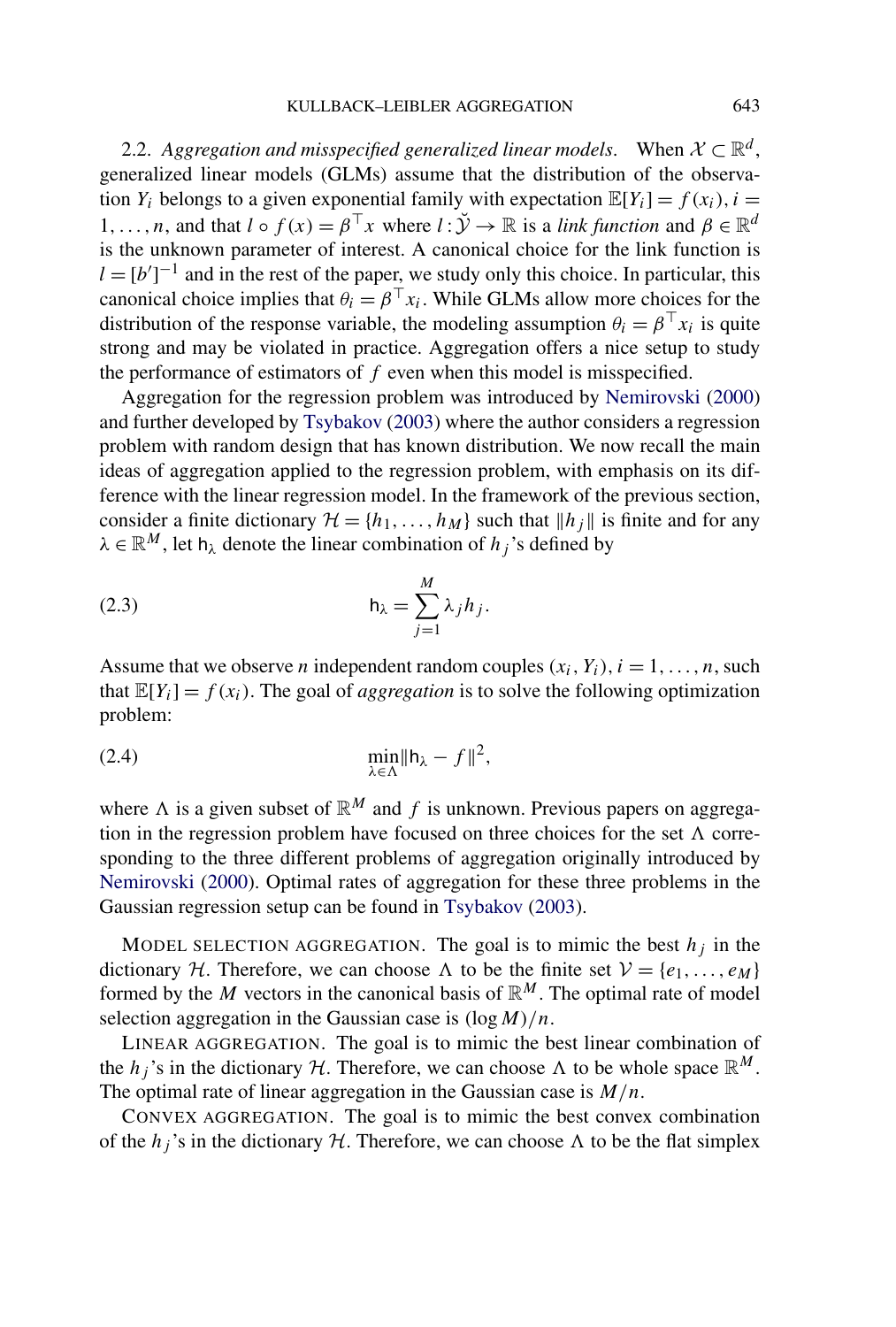2.2. *Aggregation and misspecified generalized linear models.* When $\mathcal{X} \subset \mathbb{R}^d$, generalized linear models (GLMs) assume that the distribution of the observation $Y_i$ belongs to a given exponential family with expectation $\mathbb{E}[Y_i] = f(x_i)$, $i = 1, \dots, n$, and that $l \circ f(x) = \beta^\top x$ where $l : \breve{\mathcal{Y}} \to \mathbb{R}$ is a *link function* and $\beta \in \mathbb{R}^d$ is the unknown parameter of interest. A canonical choice for the link function is $l = [b']^{-1}$ and in the rest of the paper, we study only this choice. In particular, this canonical choice implies that $\theta_i = \beta^\top x_i$. While GLMs allow more choices for the distribution of the response variable, the modeling assumption $\theta_i = \beta^\top x_i$ is quite strong and may be violated in practice. Aggregation offers a nice setup to study the performance of estimators of $f$ even when this model is misspecified.

Aggregation for the regression problem was introduced by Nemirovski (2000) and further developed by Tsybakov (2003) where the author considers a regression problem with random design that has known distribution. We now recall the main ideas of aggregation applied to the regression problem, with emphasis on its difference with the linear regression model. In the framework of the previous section, consider a finite dictionary $\mathcal{H} = \{h_1, \dots, h_M\}$ such that $\|h_j\|$ is finite and for any $\lambda \in \mathbb{R}^M$, let $\mathsf{h}_\lambda$ denote the linear combination of $h_j$'s defined by

$$\mathsf{h}_\lambda = \sum_{j=1}^{M} \lambda_j h_j. \tag{2.3}$$

Assume that we observe $n$ independent random couples $(x_i, Y_i)$, $i = 1, \dots, n$, such that $\mathbb{E}[Y_i] = f(x_i)$. The goal of *aggregation* is to solve the following optimization problem:

$$\min_{\lambda \in \Lambda} \|\mathsf{h}_\lambda - f\|^2, \tag{2.4}$$

where $\Lambda$ is a given subset of $\mathbb{R}^M$ and $f$ is unknown. Previous papers on aggregation in the regression problem have focused on three choices for the set $\Lambda$ corresponding to the three different problems of aggregation originally introduced by Nemirovski (2000). Optimal rates of aggregation for these three problems in the Gaussian regression setup can be found in Tsybakov (2003).

MODEL SELECTION AGGREGATION. The goal is to mimic the best $h_j$ in the dictionary $\mathcal{H}$. Therefore, we can choose $\Lambda$ to be the finite set $\mathcal{V} = \{e_1, \dots, e_M\}$ formed by the $M$ vectors in the canonical basis of $\mathbb{R}^M$. The optimal rate of model selection aggregation in the Gaussian case is $(\log M)/n$.

LINEAR AGGREGATION. The goal is to mimic the best linear combination of the $h_j$'s in the dictionary $\mathcal{H}$. Therefore, we can choose $\Lambda$ to be whole space $\mathbb{R}^M$. The optimal rate of linear aggregation in the Gaussian case is $M/n$.

CONVEX AGGREGATION. The goal is to mimic the best convex combination of the $h_j$'s in the dictionary $\mathcal{H}$. Therefore, we can choose $\Lambda$ to be the flat simplex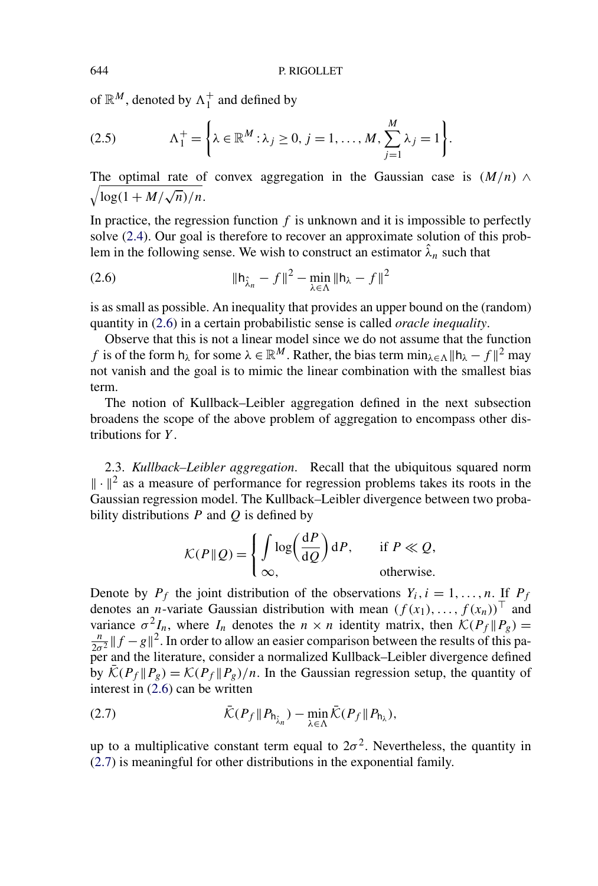of $\mathbb{R}^M$, denoted by $\Lambda_1^+$ and defined by

$$\Lambda_1^+ = \left\{ \lambda \in \mathbb{R}^M : \lambda_j \geq 0, j = 1, \dots, M, \sum_{j=1}^M \lambda_j = 1 \right\}. \tag{2.5}$$

The optimal rate of convex aggregation in the Gaussian case is $(M/n) \wedge \sqrt{\log(1 + M/\sqrt{n})/n}$.

In practice, the regression function $f$ is unknown and it is impossible to perfectly solve (2.4). Our goal is therefore to recover an approximate solution of this problem in the following sense. We wish to construct an estimator $\hat{\lambda}_n$ such that

$$\|\mathsf{h}_{\hat{\lambda}_n} - f\|^2 - \min_{\lambda \in \Lambda} \|\mathsf{h}_\lambda - f\|^2 \tag{2.6}$$

is as small as possible. An inequality that provides an upper bound on the (random) quantity in (2.6) in a certain probabilistic sense is called *oracle inequality*.

Observe that this is not a linear model since we do not assume that the function $f$ is of the form $\mathsf{h}_\lambda$ for some $\lambda \in \mathbb{R}^M$. Rather, the bias term $\min_{\lambda \in \Lambda} \|\mathsf{h}_\lambda - f\|^2$ may not vanish and the goal is to mimic the linear combination with the smallest bias term.

The notion of Kullback–Leibler aggregation defined in the next subsection broadens the scope of the above problem of aggregation to encompass other distributions for $Y$.

2.3. *Kullback–Leibler aggregation*. Recall that the ubiquitous squared norm $\|\cdot\|^2$ as a measure of performance for regression problems takes its roots in the Gaussian regression model. The Kullback–Leibler divergence between two probability distributions $P$ and $Q$ is defined by

$$\mathcal{K}(P\|Q) = \begin{cases} \displaystyle\int \log\left(\frac{\mathrm{d}P}{\mathrm{d}Q}\right) \mathrm{d}P, & \text{if } P \ll Q, \\ \infty, & \text{otherwise.} \end{cases}$$

Denote by $P_f$ the joint distribution of the observations $Y_i, i = 1, \dots, n$. If $P_f$ denotes an $n$-variate Gaussian distribution with mean $(f(x_1), \dots, f(x_n))^\top$ and variance $\sigma^2 I_n$, where $I_n$ denotes the $n \times n$ identity matrix, then $\mathcal{K}(P_f\|P_g) = \frac{n}{2\sigma^2}\|f - g\|^2$. In order to allow an easier comparison between the results of this paper and the literature, consider a normalized Kullback–Leibler divergence defined by $\bar{\mathcal{K}}(P_f\|P_g) = \mathcal{K}(P_f\|P_g)/n$. In the Gaussian regression setup, the quantity of interest in (2.6) can be written

$$\bar{\mathcal{K}}(P_f\|P_{\mathsf{h}_{\hat{\lambda}_n}}) - \min_{\lambda \in \Lambda} \bar{\mathcal{K}}(P_f\|P_{\mathsf{h}_\lambda}), \tag{2.7}$$

up to a multiplicative constant term equal to $2\sigma^2$. Nevertheless, the quantity in (2.7) is meaningful for other distributions in the exponential family.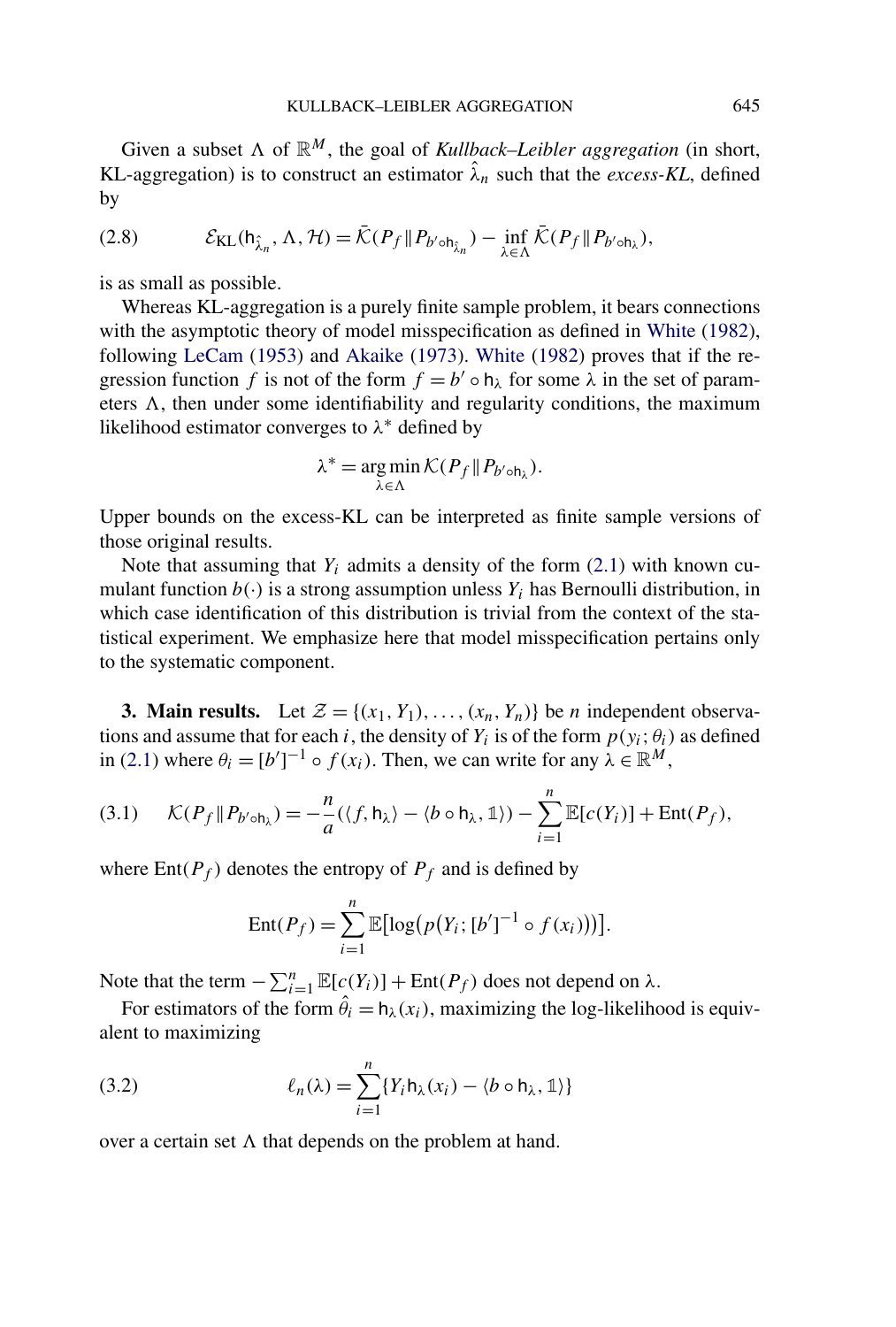Given a subset $\Lambda$ of $\mathbb{R}^M$, the goal of *Kullback–Leibler aggregation* (in short, KL-aggregation) is to construct an estimator $\hat{\lambda}_n$ such that the *excess-KL*, defined by

$$\mathcal{E}_{\mathrm{KL}}(\mathsf{h}_{\hat{\lambda}_n}, \Lambda, \mathcal{H}) = \bar{\mathcal{K}}(P_f \| P_{b' \circ \mathsf{h}_{\hat{\lambda}_n}}) - \inf_{\lambda \in \Lambda} \bar{\mathcal{K}}(P_f \| P_{b' \circ \mathsf{h}_\lambda}), \tag{2.8}$$

is as small as possible.

Whereas KL-aggregation is a purely finite sample problem, it bears connections with the asymptotic theory of model misspecification as defined in White (1982), following LeCam (1953) and Akaike (1973). White (1982) proves that if the regression function $f$ is not of the form $f = b' \circ \mathsf{h}_\lambda$ for some $\lambda$ in the set of parameters $\Lambda$, then under some identifiability and regularity conditions, the maximum likelihood estimator converges to $\lambda^*$ defined by

$$\lambda^* = \operatorname*{arg\,min}_{\lambda \in \Lambda} \mathcal{K}(P_f \| P_{b' \circ \mathsf{h}_\lambda}).$$

Upper bounds on the excess-KL can be interpreted as finite sample versions of those original results.

Note that assuming that $Y_i$ admits a density of the form (2.1) with known cumulant function $b(\cdot)$ is a strong assumption unless $Y_i$ has Bernoulli distribution, in which case identification of this distribution is trivial from the context of the statistical experiment. We emphasize here that model misspecification pertains only to the systematic component.

## 3. Main results.

Let $\mathcal{Z} = \{(x_1, Y_1), \ldots, (x_n, Y_n)\}$ be $n$ independent observations and assume that for each $i$, the density of $Y_i$ is of the form $p(y_i; \theta_i)$ as defined in (2.1) where $\theta_i = [b']^{-1} \circ f(x_i)$. Then, we can write for any $\lambda \in \mathbb{R}^M$,

$$\mathcal{K}(P_f \| P_{b' \circ \mathsf{h}_\lambda}) = -\frac{n}{a}(\langle f, \mathsf{h}_\lambda \rangle - \langle b \circ \mathsf{h}_\lambda, \mathbb{1} \rangle) - \sum_{i=1}^n \mathbb{E}[c(Y_i)] + \mathrm{Ent}(P_f), \tag{3.1}$$

where $\mathrm{Ent}(P_f)$ denotes the entropy of $P_f$ and is defined by

$$\mathrm{Ent}(P_f) = \sum_{i=1}^n \mathbb{E}\big[\log\big(p\big(Y_i; [b']^{-1} \circ f(x_i)\big)\big)\big].$$

Note that the term $-\sum_{i=1}^n \mathbb{E}[c(Y_i)] + \mathrm{Ent}(P_f)$ does not depend on $\lambda$.

For estimators of the form $\hat{\theta}_i = \mathsf{h}_\lambda(x_i)$, maximizing the log-likelihood is equivalent to maximizing

$$\ell_n(\lambda) = \sum_{i=1}^n \{Y_i \mathsf{h}_\lambda(x_i) - \langle b \circ \mathsf{h}_\lambda, \mathbb{1} \rangle\} \tag{3.2}$$

over a certain set $\Lambda$ that depends on the problem at hand.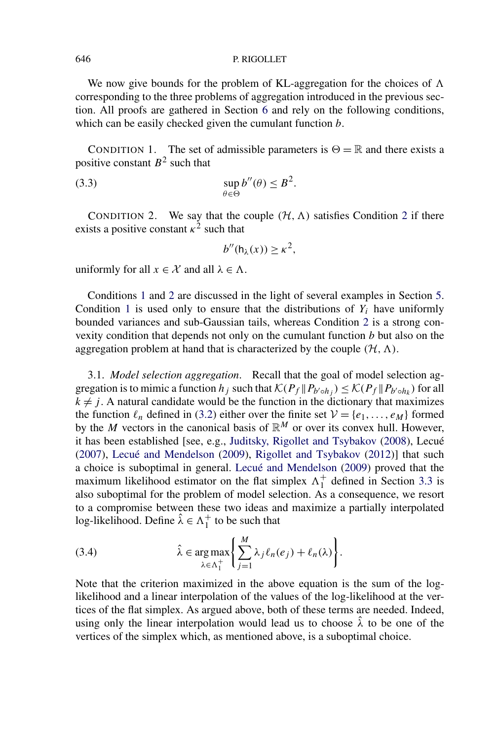We now give bounds for the problem of KL-aggregation for the choices of $\Lambda$ corresponding to the three problems of aggregation introduced in the previous section. All proofs are gathered in Section 6 and rely on the following conditions, which can be easily checked given the cumulant function $b$.

CONDITION 1. The set of admissible parameters is $\Theta = \mathbb{R}$ and there exists a positive constant $B^2$ such that

$$\sup_{\theta \in \Theta} b''(\theta) \le B^2. \tag{3.3}$$

CONDITION 2. We say that the couple $(\mathcal{H}, \Lambda)$ satisfies Condition 2 if there exists a positive constant $\kappa^2$ such that

$$b''(\mathsf{h}_\lambda(x)) \ge \kappa^2,$$

uniformly for all $x \in \mathcal{X}$ and all $\lambda \in \Lambda$.

Conditions 1 and 2 are discussed in the light of several examples in Section 5. Condition 1 is used only to ensure that the distributions of $Y_i$ have uniformly bounded variances and sub-Gaussian tails, whereas Condition 2 is a strong convexity condition that depends not only on the cumulant function $b$ but also on the aggregation problem at hand that is characterized by the couple $(\mathcal{H}, \Lambda)$.

3.1. *Model selection aggregation*. Recall that the goal of model selection aggregation is to mimic a function $h_j$ such that $\mathcal{K}(P_f \| P_{b' \circ h_j}) \le \mathcal{K}(P_f \| P_{b' \circ h_k})$ for all $k \ne j$. A natural candidate would be the function in the dictionary that maximizes the function $\ell_n$ defined in (3.2) either over the finite set $\mathcal{V} = \{e_1, \dots, e_M\}$ formed by the $M$ vectors in the canonical basis of $\mathbb{R}^M$ or over its convex hull. However, it has been established [see, e.g., Juditsky, Rigollet and Tsybakov (2008), Lecué (2007), Lecué and Mendelson (2009), Rigollet and Tsybakov (2012)] that such a choice is suboptimal in general. Lecué and Mendelson (2009) proved that the maximum likelihood estimator on the flat simplex $\Lambda_1^+$ defined in Section 3.3 is also suboptimal for the problem of model selection. As a consequence, we resort to a compromise between these two ideas and maximize a partially interpolated log-likelihood. Define $\hat{\lambda} \in \Lambda_1^+$ to be such that

$$\hat{\lambda} \in \mathop{\arg\max}_{\lambda \in \Lambda_1^+} \left\{ \sum_{j=1}^{M} \lambda_j \ell_n(e_j) + \ell_n(\lambda) \right\}. \tag{3.4}$$

Note that the criterion maximized in the above equation is the sum of the log-likelihood and a linear interpolation of the values of the log-likelihood at the vertices of the flat simplex. As argued above, both of these terms are needed. Indeed, using only the linear interpolation would lead us to choose $\hat{\lambda}$ to be one of the vertices of the simplex which, as mentioned above, is a suboptimal choice.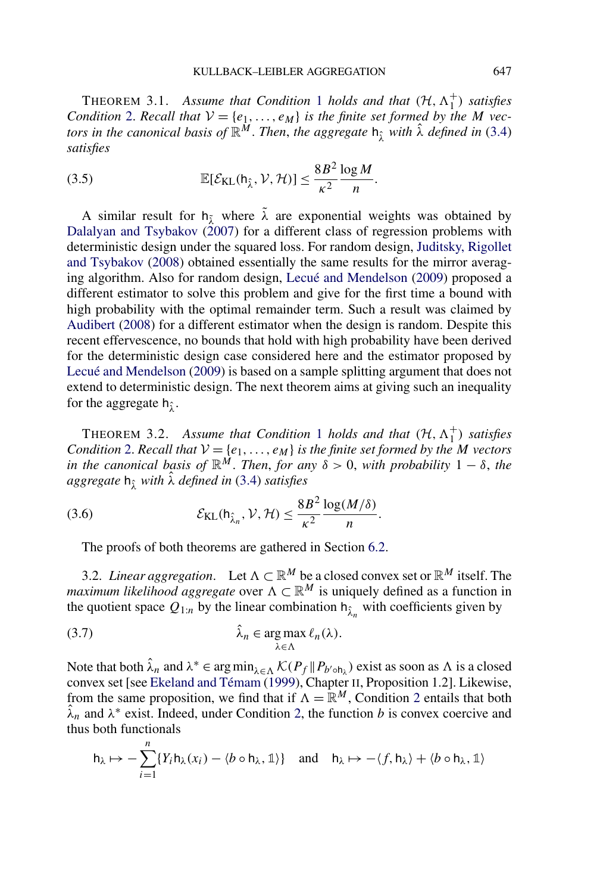THEOREM 3.1. *Assume that Condition 1 holds and that $(\mathcal{H}, \Lambda_1^+)$ satisfies Condition 2. Recall that $\mathcal{V} = \{e_1, \dots, e_M\}$ is the finite set formed by the $M$ vectors in the canonical basis of $\mathbb{R}^M$. Then, the aggregate $\mathsf{h}_{\hat{\lambda}}$ with $\hat{\lambda}$ defined in (3.4) satisfies*

$$\mathbb{E}[\mathcal{E}_{\mathrm{KL}}(\mathsf{h}_{\hat{\lambda}}, \mathcal{V}, \mathcal{H})] \le \frac{8B^2}{\kappa^2} \frac{\log M}{n}. \tag{3.5}$$

A similar result for $\mathsf{h}_{\tilde{\lambda}}$ where $\tilde{\lambda}$ are exponential weights was obtained by Dalalyan and Tsybakov (2007) for a different class of regression problems with deterministic design under the squared loss. For random design, Juditsky, Rigollet and Tsybakov (2008) obtained essentially the same results for the mirror averaging algorithm. Also for random design, Lecué and Mendelson (2009) proposed a different estimator to solve this problem and give for the first time a bound with high probability with the optimal remainder term. Such a result was claimed by Audibert (2008) for a different estimator when the design is random. Despite this recent effervescence, no bounds that hold with high probability have been derived for the deterministic design case considered here and the estimator proposed by Lecué and Mendelson (2009) is based on a sample splitting argument that does not extend to deterministic design. The next theorem aims at giving such an inequality for the aggregate $\mathsf{h}_{\hat{\lambda}}$.

THEOREM 3.2. *Assume that Condition 1 holds and that $(\mathcal{H}, \Lambda_1^+)$ satisfies Condition 2. Recall that $\mathcal{V} = \{e_1, \dots, e_M\}$ is the finite set formed by the $M$ vectors in the canonical basis of $\mathbb{R}^M$. Then, for any $\delta > 0$, with probability $1 - \delta$, the aggregate $\mathsf{h}_{\hat{\lambda}}$ with $\hat{\lambda}$ defined in (3.4) satisfies*

$$\mathcal{E}_{\mathrm{KL}}(\mathsf{h}_{\hat{\lambda}_n}, \mathcal{V}, \mathcal{H}) \le \frac{8B^2}{\kappa^2} \frac{\log(M/\delta)}{n}. \tag{3.6}$$

The proofs of both theorems are gathered in Section 6.2.

3.2. *Linear aggregation*. Let $\Lambda \subset \mathbb{R}^M$ be a closed convex set or $\mathbb{R}^M$ itself. The *maximum likelihood aggregate* over $\Lambda \subset \mathbb{R}^M$ is uniquely defined as a function in the quotient space $Q_{1:n}$ by the linear combination $\mathsf{h}_{\hat{\lambda}_n}$ with coefficients given by

$$\hat{\lambda}_n \in \operatorname*{arg\,max}_{\lambda \in \Lambda} \ell_n(\lambda). \tag{3.7}$$

Note that both $\hat{\lambda}_n$ and $\lambda^* \in \arg\min_{\lambda \in \Lambda} \mathcal{K}(P_f \| P_{b' \circ \mathsf{h}_\lambda})$ exist as soon as $\Lambda$ is a closed convex set [see Ekeland and Témam (1999), Chapter II, Proposition 1.2]. Likewise, from the same proposition, we find that if $\Lambda = \mathbb{R}^M$, Condition 2 entails that both $\hat{\lambda}_n$ and $\lambda^*$ exist. Indeed, under Condition 2, the function $b$ is convex coercive and thus both functionals

$$\mathsf{h}_\lambda \mapsto -\sum_{i=1}^n \{Y_i \mathsf{h}_\lambda(x_i) - \langle b \circ \mathsf{h}_\lambda, \mathbb{1}\rangle\} \quad \text{and} \quad \mathsf{h}_\lambda \mapsto -\langle f, \mathsf{h}_\lambda \rangle + \langle b \circ \mathsf{h}_\lambda, \mathbb{1}\rangle$$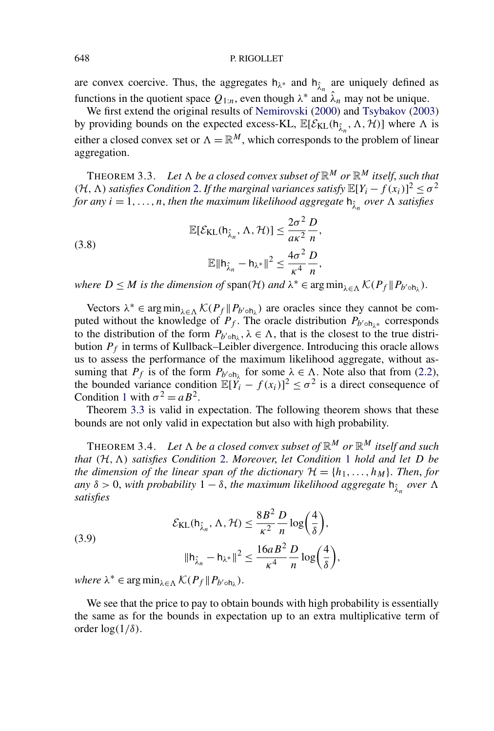are convex coercive. Thus, the aggregates $\mathsf{h}_{\lambda^*}$ and $\mathsf{h}_{\hat{\lambda}_n}$ are uniquely defined as functions in the quotient space $Q_{1:n}$, even though $\lambda^*$ and $\hat{\lambda}_n$ may not be unique.

We first extend the original results of Nemirovski (2000) and Tsybakov (2003) by providing bounds on the expected excess-KL, $\mathbb{E}[\mathcal{E}_{\mathrm{KL}}(\mathsf{h}_{\hat{\lambda}_n}, \Lambda, \mathcal{H})]$ where $\Lambda$ is either a closed convex set or $\Lambda = \mathbb{R}^M$, which corresponds to the problem of linear aggregation.

THEOREM 3.3. *Let $\Lambda$ be a closed convex subset of $\mathbb{R}^M$ or $\mathbb{R}^M$ itself, such that $(\mathcal{H}, \Lambda)$ satisfies Condition 2. If the marginal variances satisfy $\mathbb{E}[Y_i - f(x_i)]^2 \le \sigma^2$ for any $i = 1, \dots, n$, then the maximum likelihood aggregate $\mathsf{h}_{\hat{\lambda}_n}$ over $\Lambda$ satisfies*

$$
\begin{aligned}
\mathbb{E}[\mathcal{E}_{\mathrm{KL}}(\mathsf{h}_{\hat{\lambda}_n}, \Lambda, \mathcal{H})] &\le \frac{2\sigma^2}{a\kappa^2}\frac{D}{n}, \\
\mathbb{E}\|\mathsf{h}_{\hat{\lambda}_n} - \mathsf{h}_{\lambda^*}\|^2 &\le \frac{4\sigma^2}{\kappa^4}\frac{D}{n},
\end{aligned}
\tag{3.8}
$$

*where $D \le M$ is the dimension of* $\mathrm{span}(\mathcal{H})$ *and* $\lambda^* \in \arg\min_{\lambda\in\Lambda} \mathcal{K}(P_f \| P_{b'\circ \mathsf{h}_\lambda})$.

Vectors $\lambda^* \in \arg\min_{\lambda\in\Lambda} \mathcal{K}(P_f \| P_{b'\circ \mathsf{h}_\lambda})$ are oracles since they cannot be computed without the knowledge of $P_f$. The oracle distribution $P_{b'\circ \mathsf{h}_{\lambda^*}}$ corresponds to the distribution of the form $P_{b'\circ \mathsf{h}_\lambda}, \lambda \in \Lambda$, that is the closest to the true distribution $P_f$ in terms of Kullback–Leibler divergence. Introducing this oracle allows us to assess the performance of the maximum likelihood aggregate, without assuming that $P_f$ is of the form $P_{b'\circ \mathsf{h}_\lambda}$ for some $\lambda \in \Lambda$. Note also that from (2.2), the bounded variance condition $\mathbb{E}[Y_i - f(x_i)]^2 \le \sigma^2$ is a direct consequence of Condition 1 with $\sigma^2 = aB^2$.

Theorem 3.3 is valid in expectation. The following theorem shows that these bounds are not only valid in expectation but also with high probability.

THEOREM 3.4. *Let $\Lambda$ be a closed convex subset of $\mathbb{R}^M$ or $\mathbb{R}^M$ itself and such that $(\mathcal{H}, \Lambda)$ satisfies Condition 2. Moreover, let Condition 1 hold and let $D$ be the dimension of the linear span of the dictionary $\mathcal{H} = \{h_1, \dots, h_M\}$. Then, for any $\delta > 0$, with probability $1 - \delta$, the maximum likelihood aggregate $\mathsf{h}_{\hat{\lambda}_n}$ over $\Lambda$ satisfies*

$$
\begin{aligned}
\mathcal{E}_{\mathrm{KL}}(\mathsf{h}_{\hat{\lambda}_n}, \Lambda, \mathcal{H}) &\le \frac{8B^2}{\kappa^2}\frac{D}{n}\log\left(\frac{4}{\delta}\right), \\
\|\mathsf{h}_{\hat{\lambda}_n} - \mathsf{h}_{\lambda^*}\|^2 &\le \frac{16aB^2}{\kappa^4}\frac{D}{n}\log\left(\frac{4}{\delta}\right),
\end{aligned}
\tag{3.9}
$$

*where* $\lambda^* \in \arg\min_{\lambda\in\Lambda} \mathcal{K}(P_f \| P_{b'\circ \mathsf{h}_\lambda})$.

We see that the price to pay to obtain bounds with high probability is essentially the same as for the bounds in expectation up to an extra multiplicative term of order $\log(1/\delta)$.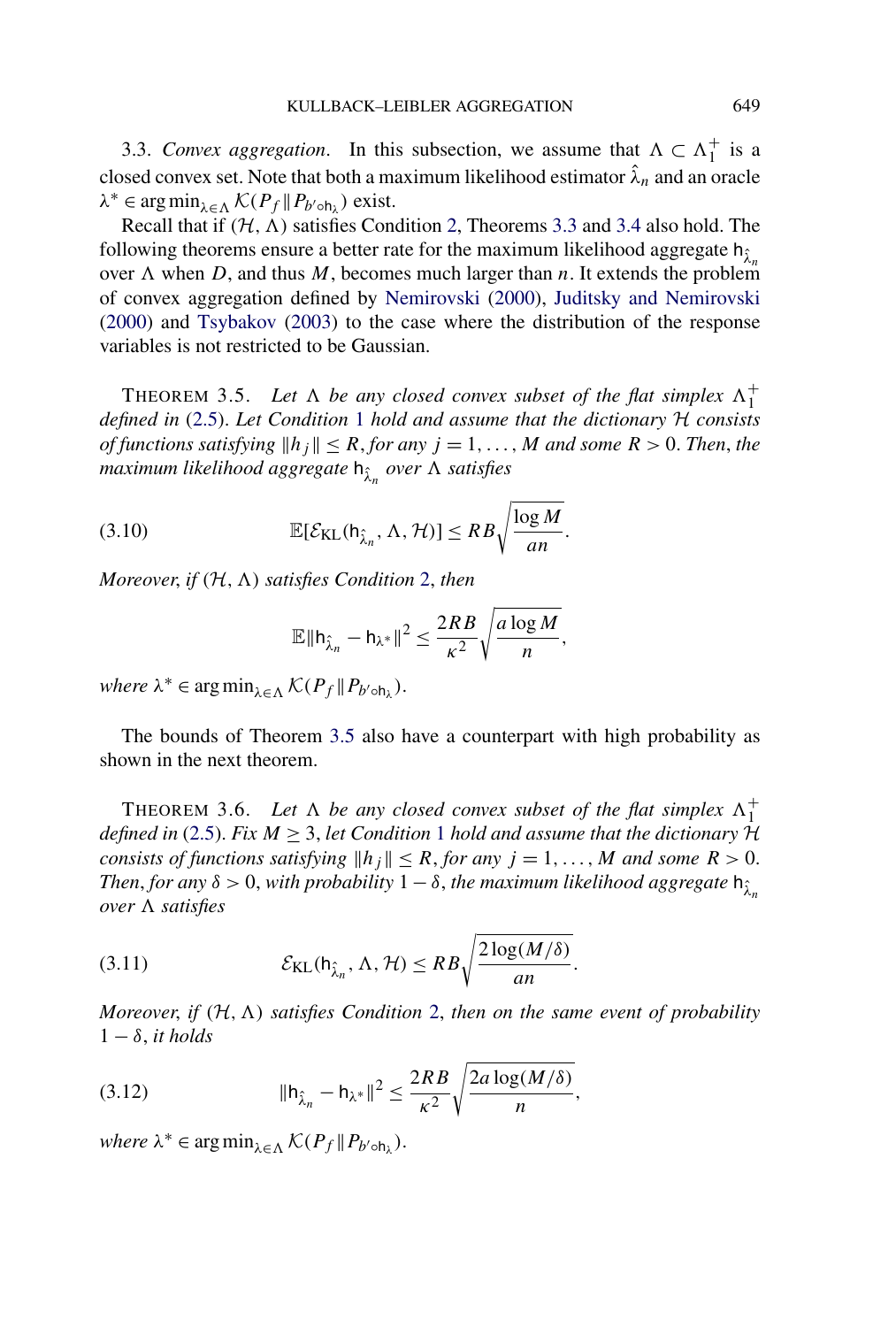3.3. *Convex aggregation*. In this subsection, we assume that $\Lambda \subset \Lambda_1^+$ is a closed convex set. Note that both a maximum likelihood estimator $\hat{\lambda}_n$ and an oracle $\lambda^* \in \arg\min_{\lambda \in \Lambda} \mathcal{K}(P_f \| P_{b' \circ \mathsf{h}_\lambda})$ exist.

Recall that if $(\mathcal{H}, \Lambda)$ satisfies Condition 2, Theorems 3.3 and 3.4 also hold. The following theorems ensure a better rate for the maximum likelihood aggregate $\mathsf{h}_{\hat{\lambda}_n}$ over $\Lambda$ when $D$, and thus $M$, becomes much larger than $n$. It extends the problem of convex aggregation defined by Nemirovski (2000), Juditsky and Nemirovski (2000) and Tsybakov (2003) to the case where the distribution of the response variables is not restricted to be Gaussian.

THEOREM 3.5. *Let $\Lambda$ be any closed convex subset of the flat simplex $\Lambda_1^+$ defined in* (2.5). *Let Condition* 1 *hold and assume that the dictionary $\mathcal{H}$ consists of functions satisfying $\|h_j\| \le R$, for any $j = 1, \dots, M$ and some $R > 0$. Then, the maximum likelihood aggregate $\mathsf{h}_{\hat{\lambda}_n}$ over $\Lambda$ satisfies*

$$\mathbb{E}[\mathcal{E}_{\mathrm{KL}}(\mathsf{h}_{\hat{\lambda}_n}, \Lambda, \mathcal{H})] \le RB\sqrt{\frac{\log M}{an}}. \tag{3.10}$$

*Moreover, if $(\mathcal{H}, \Lambda)$ satisfies Condition* 2, *then*

$$\mathbb{E}\|\mathsf{h}_{\hat{\lambda}_n} - \mathsf{h}_{\lambda^*}\|^2 \le \frac{2RB}{\kappa^2}\sqrt{\frac{a \log M}{n}},$$

*where $\lambda^* \in \arg\min_{\lambda \in \Lambda} \mathcal{K}(P_f \| P_{b' \circ \mathsf{h}_\lambda})$.*

The bounds of Theorem 3.5 also have a counterpart with high probability as shown in the next theorem.

THEOREM 3.6. *Let $\Lambda$ be any closed convex subset of the flat simplex $\Lambda_1^+$ defined in* (2.5). *Fix $M \ge 3$, let Condition* 1 *hold and assume that the dictionary $\mathcal{H}$ consists of functions satisfying $\|h_j\| \le R$, for any $j = 1, \dots, M$ and some $R > 0$. Then, for any $\delta > 0$, with probability $1 - \delta$, the maximum likelihood aggregate $\mathsf{h}_{\hat{\lambda}_n}$ over $\Lambda$ satisfies*

$$\mathcal{E}_{\mathrm{KL}}(\mathsf{h}_{\hat{\lambda}_n}, \Lambda, \mathcal{H}) \le RB\sqrt{\frac{2\log(M/\delta)}{an}}. \tag{3.11}$$

*Moreover, if $(\mathcal{H}, \Lambda)$ satisfies Condition* 2, *then on the same event of probability $1 - \delta$, it holds*

$$\|\mathsf{h}_{\hat{\lambda}_n} - \mathsf{h}_{\lambda^*}\|^2 \le \frac{2RB}{\kappa^2}\sqrt{\frac{2a\log(M/\delta)}{n}}, \tag{3.12}$$

*where $\lambda^* \in \arg\min_{\lambda \in \Lambda} \mathcal{K}(P_f \| P_{b' \circ \mathsf{h}_\lambda})$.*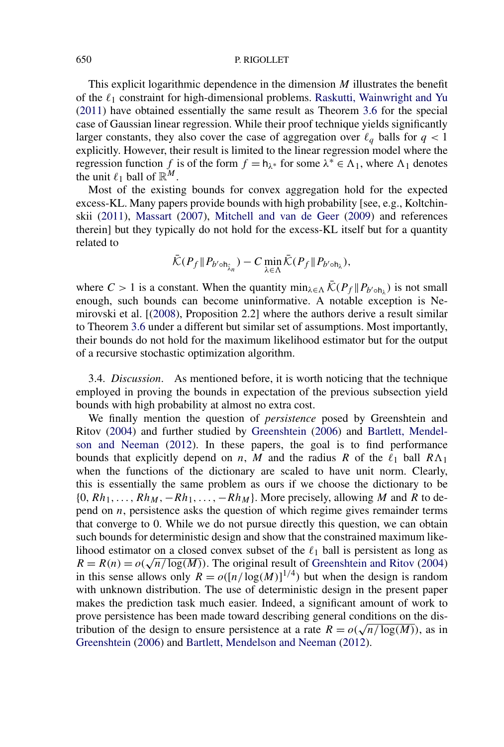This explicit logarithmic dependence in the dimension $M$ illustrates the benefit of the $\ell_1$ constraint for high-dimensional problems. Raskutti, Wainwright and Yu (2011) have obtained essentially the same result as Theorem 3.6 for the special case of Gaussian linear regression. While their proof technique yields significantly larger constants, they also cover the case of aggregation over $\ell_q$ balls for $q < 1$ explicitly. However, their result is limited to the linear regression model where the regression function $f$ is of the form $f = \mathsf{h}_{\lambda^*}$ for some $\lambda^* \in \Lambda_1$, where $\Lambda_1$ denotes the unit $\ell_1$ ball of $\mathbb{R}^M$.

Most of the existing bounds for convex aggregation hold for the expected excess-KL. Many papers provide bounds with high probability [see, e.g., Koltchinskii (2011), Massart (2007), Mitchell and van de Geer (2009) and references therein] but they typically do not hold for the excess-KL itself but for a quantity related to

$$\bar{\mathcal{K}}(P_f \| P_{b' \circ \mathsf{h}_{\hat{\lambda}_n}}) - C \min_{\lambda \in \Lambda} \bar{\mathcal{K}}(P_f \| P_{b' \circ \mathsf{h}_\lambda}),$$

where $C > 1$ is a constant. When the quantity $\min_{\lambda \in \Lambda} \bar{\mathcal{K}}(P_f \| P_{b' \circ \mathsf{h}_\lambda})$ is not small enough, such bounds can become uninformative. A notable exception is Nemirovski et al. [(2008), Proposition 2.2] where the authors derive a result similar to Theorem 3.6 under a different but similar set of assumptions. Most importantly, their bounds do not hold for the maximum likelihood estimator but for the output of a recursive stochastic optimization algorithm.

3.4. *Discussion*. As mentioned before, it is worth noticing that the technique employed in proving the bounds in expectation of the previous subsection yield bounds with high probability at almost no extra cost.

We finally mention the question of *persistence* posed by Greenshtein and Ritov (2004) and further studied by Greenshtein (2006) and Bartlett, Mendelson and Neeman (2012). In these papers, the goal is to find performance bounds that explicitly depend on $n$, $M$ and the radius $R$ of the $\ell_1$ ball $R\Lambda_1$ when the functions of the dictionary are scaled to have unit norm. Clearly, this is essentially the same problem as ours if we choose the dictionary to be $\{0, Rh_1, \dots, Rh_M, -Rh_1, \dots, -Rh_M\}$. More precisely, allowing $M$ and $R$ to depend on $n$, persistence asks the question of which regime gives remainder terms that converge to 0. While we do not pursue directly this question, we can obtain such bounds for deterministic design and show that the constrained maximum likelihood estimator on a closed convex subset of the $\ell_1$ ball is persistent as long as $R = R(n) = o(\sqrt{n/\log(M)})$. The original result of Greenshtein and Ritov (2004) in this sense allows only $R = o([n/\log(M)]^{1/4})$ but when the design is random with unknown distribution. The use of deterministic design in the present paper makes the prediction task much easier. Indeed, a significant amount of work to prove persistence has been made toward describing general conditions on the distribution of the design to ensure persistence at a rate $R = o(\sqrt{n/\log(M)})$, as in Greenshtein (2006) and Bartlett, Mendelson and Neeman (2012).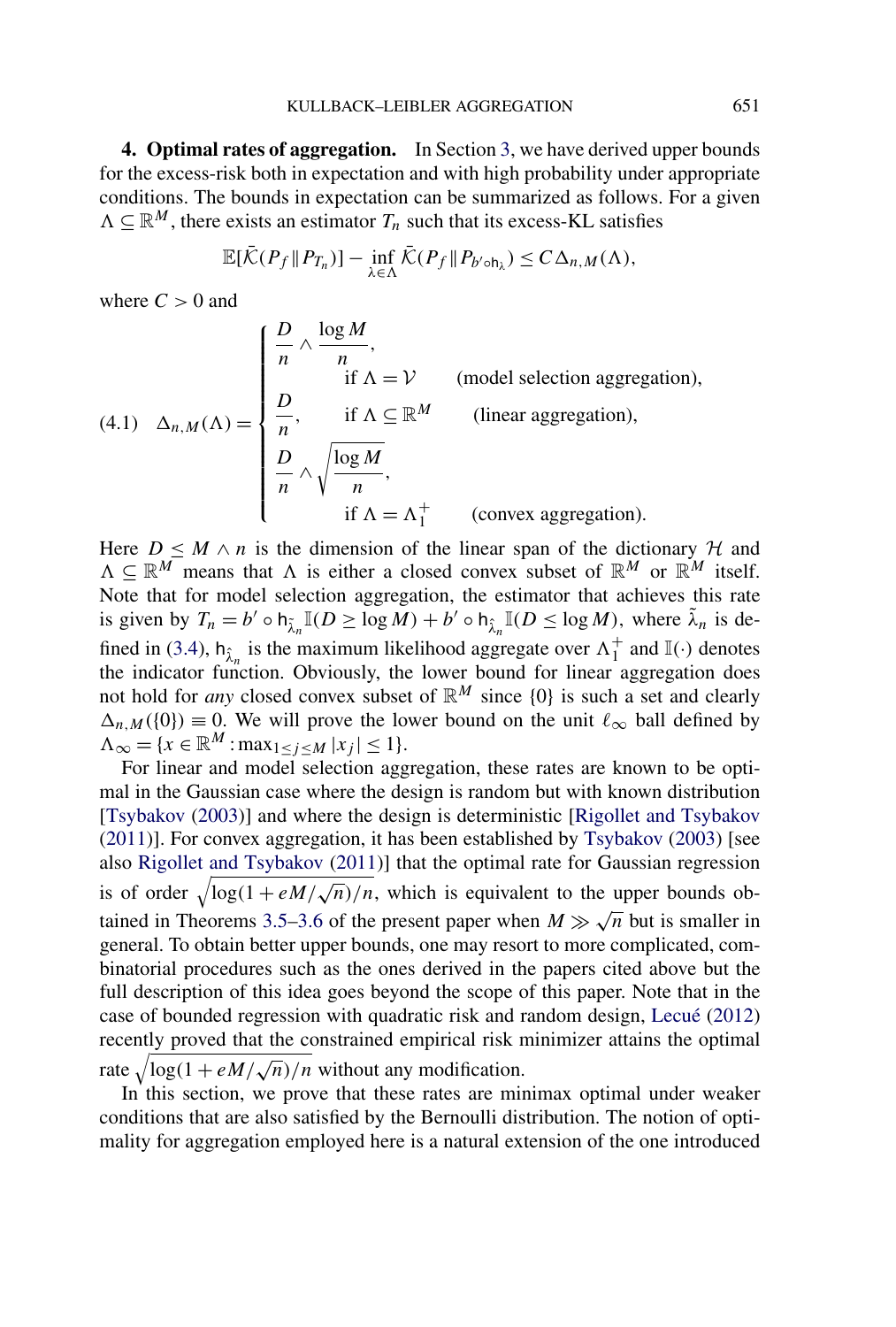## 4. Optimal rates of aggregation.

In Section 3, we have derived upper bounds for the excess-risk both in expectation and with high probability under appropriate conditions. The bounds in expectation can be summarized as follows. For a given $\Lambda \subseteq \mathbb{R}^M$, there exists an estimator $T_n$ such that its excess-KL satisfies

$$\mathbb{E}[\bar{\mathcal{K}}(P_f \| P_{T_n})] - \inf_{\lambda \in \Lambda} \bar{\mathcal{K}}(P_f \| P_{b' \circ \mathsf{h}_\lambda}) \le C \Delta_{n,M}(\Lambda),$$

where $C > 0$ and

$$\Delta_{n,M}(\Lambda) = \begin{cases} \dfrac{D}{n} \wedge \dfrac{\log M}{n}, & \text{if } \Lambda = \mathcal{V} \quad \text{(model selection aggregation)}, \\[2mm] \dfrac{D}{n}, & \text{if } \Lambda \subseteq \mathbb{R}^M \quad \text{(linear aggregation)}, \\[2mm] \dfrac{D}{n} \wedge \sqrt{\dfrac{\log M}{n}}, & \text{if } \Lambda = \Lambda_1^+ \quad \text{(convex aggregation)}. \end{cases} \tag{4.1}$$

Here $D \le M \wedge n$ is the dimension of the linear span of the dictionary $\mathcal{H}$ and $\Lambda \subseteq \mathbb{R}^M$ means that $\Lambda$ is either a closed convex subset of $\mathbb{R}^M$ or $\mathbb{R}^M$ itself. Note that for model selection aggregation, the estimator that achieves this rate is given by $T_n = b' \circ \mathsf{h}_{\tilde{\lambda}_n} \mathbb{I}(D \ge \log M) + b' \circ \mathsf{h}_{\hat{\lambda}_n} \mathbb{I}(D \le \log M)$, where $\tilde{\lambda}_n$ is defined in (3.4), $\mathsf{h}_{\hat{\lambda}_n}$ is the maximum likelihood aggregate over $\Lambda_1^+$ and $\mathbb{I}(\cdot)$ denotes the indicator function. Obviously, the lower bound for linear aggregation does not hold for *any* closed convex subset of $\mathbb{R}^M$ since $\{0\}$ is such a set and clearly $\Delta_{n,M}(\{0\}) \equiv 0$. We will prove the lower bound on the unit $\ell_\infty$ ball defined by $\Lambda_\infty = \{x \in \mathbb{R}^M : \max_{1 \le j \le M} |x_j| \le 1\}$.

For linear and model selection aggregation, these rates are known to be optimal in the Gaussian case where the design is random but with known distribution [Tsybakov (2003)] and where the design is deterministic [Rigollet and Tsybakov (2011)]. For convex aggregation, it has been established by Tsybakov (2003) [see also Rigollet and Tsybakov (2011)] that the optimal rate for Gaussian regression is of order $\sqrt{\log(1 + eM/\sqrt{n})/n}$, which is equivalent to the upper bounds obtained in Theorems 3.5–3.6 of the present paper when $M \gg \sqrt{n}$ but is smaller in general. To obtain better upper bounds, one may resort to more complicated, combinatorial procedures such as the ones derived in the papers cited above but the full description of this idea goes beyond the scope of this paper. Note that in the case of bounded regression with quadratic risk and random design, Lecué (2012) recently proved that the constrained empirical risk minimizer attains the optimal rate $\sqrt{\log(1 + eM/\sqrt{n})/n}$ without any modification.

In this section, we prove that these rates are minimax optimal under weaker conditions that are also satisfied by the Bernoulli distribution. The notion of optimality for aggregation employed here is a natural extension of the one introduced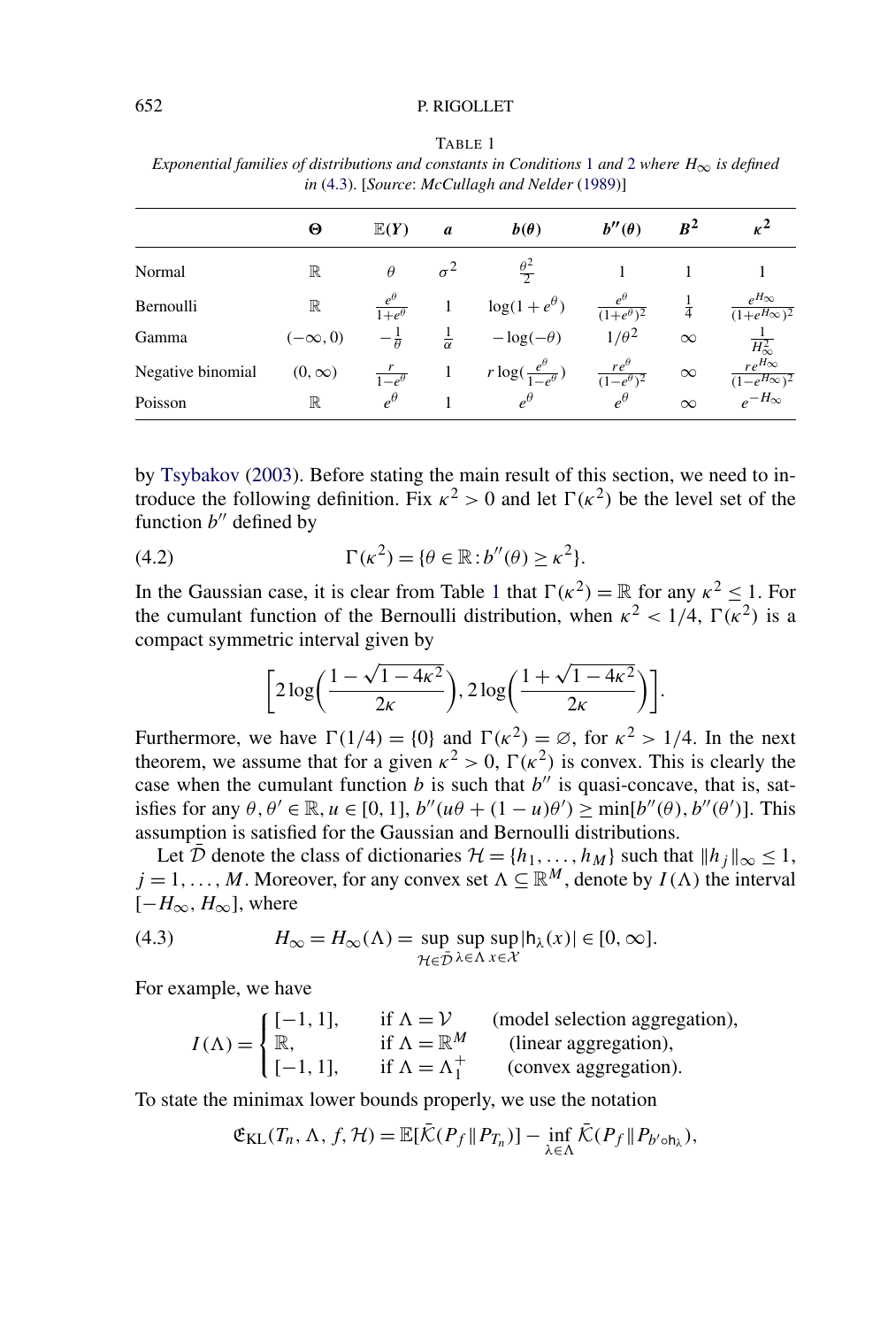TABLE 1
*Exponential families of distributions and constants in Conditions 1 and 2 where $H_\infty$ is defined in (4.3). [Source: McCullagh and Nelder (1989)]*

| | $\Theta$ | $\mathbb{E}(Y)$ | $a$ | $b(\theta)$ | $b''(\theta)$ | $B^2$ | $\kappa^2$ |
|---|---|---|---|---|---|---|---|
| Normal | $\mathbb{R}$ | $\theta$ | $\sigma^2$ | $\frac{\theta^2}{2}$ | 1 | 1 | 1 |
| Bernoulli | $\mathbb{R}$ | $\frac{e^\theta}{1+e^\theta}$ | 1 | $\log(1+e^\theta)$ | $\frac{e^\theta}{(1+e^\theta)^2}$ | $\frac{1}{4}$ | $\frac{e^{H_\infty}}{(1+e^{H_\infty})^2}$ |
| Gamma | $(-\infty, 0)$ | $-\frac{1}{\theta}$ | $\frac{1}{\alpha}$ | $-\log(-\theta)$ | $1/\theta^2$ | $\infty$ | $\frac{1}{H_\infty^2}$ |
| Negative binomial | $(0, \infty)$ | $\frac{r}{1-e^\theta}$ | 1 | $r\log(\frac{e^\theta}{1-e^\theta})$ | $\frac{re^\theta}{(1-e^\theta)^2}$ | $\infty$ | $\frac{re^{H_\infty}}{(1-e^{H_\infty})^2}$ |
| Poisson | $\mathbb{R}$ | $e^\theta$ | 1 | $e^\theta$ | $e^\theta$ | $\infty$ | $e^{-H_\infty}$ |

by Tsybakov (2003). Before stating the main result of this section, we need to introduce the following definition. Fix $\kappa^2 > 0$ and let $\Gamma(\kappa^2)$ be the level set of the function $b''$ defined by

$$\Gamma(\kappa^2) = \{\theta \in \mathbb{R} : b''(\theta) \geq \kappa^2\}. \tag{4.2}$$

In the Gaussian case, it is clear from Table 1 that $\Gamma(\kappa^2) = \mathbb{R}$ for any $\kappa^2 \leq 1$. For the cumulant function of the Bernoulli distribution, when $\kappa^2 < 1/4$, $\Gamma(\kappa^2)$ is a compact symmetric interval given by

$$\left[2\log\left(\frac{1-\sqrt{1-4\kappa^2}}{2\kappa}\right), 2\log\left(\frac{1+\sqrt{1-4\kappa^2}}{2\kappa}\right)\right].$$

Furthermore, we have $\Gamma(1/4) = \{0\}$ and $\Gamma(\kappa^2) = \varnothing$, for $\kappa^2 > 1/4$. In the next theorem, we assume that for a given $\kappa^2 > 0$, $\Gamma(\kappa^2)$ is convex. This is clearly the case when the cumulant function $b$ is such that $b''$ is quasi-concave, that is, satisfies for any $\theta, \theta' \in \mathbb{R}$, $u \in [0, 1]$, $b''(u\theta + (1-u)\theta') \geq \min[b''(\theta), b''(\theta')]$. This assumption is satisfied for the Gaussian and Bernoulli distributions.

Let $\bar{\mathcal{D}}$ denote the class of dictionaries $\mathcal{H} = \{h_1, \dots, h_M\}$ such that $\|h_j\|_\infty \leq 1$, $j = 1, \dots, M$. Moreover, for any convex set $\Lambda \subseteq \mathbb{R}^M$, denote by $I(\Lambda)$ the interval $[-H_\infty, H_\infty]$, where

$$H_\infty = H_\infty(\Lambda) = \sup_{\mathcal{H} \in \bar{\mathcal{D}}} \sup_{\lambda \in \Lambda} \sup_{x \in \mathcal{X}} |\mathsf{h}_\lambda(x)| \in [0, \infty]. \tag{4.3}$$

For example, we have

$$I(\Lambda) = \begin{cases} [-1, 1], & \text{if } \Lambda = \mathcal{V} \quad \text{(model selection aggregation)}, \\ \mathbb{R}, & \text{if } \Lambda = \mathbb{R}^M \quad \text{(linear aggregation)}, \\ [-1, 1], & \text{if } \Lambda = \Lambda_1^+ \quad \text{(convex aggregation)}. \end{cases}$$

To state the minimax lower bounds properly, we use the notation

$$\mathfrak{E}_{\mathrm{KL}}(T_n, \Lambda, f, \mathcal{H}) = \mathbb{E}[\bar{\mathcal{K}}(P_f \| P_{T_n})] - \inf_{\lambda \in \Lambda} \bar{\mathcal{K}}(P_f \| P_{b' \circ \mathsf{h}_\lambda}),$$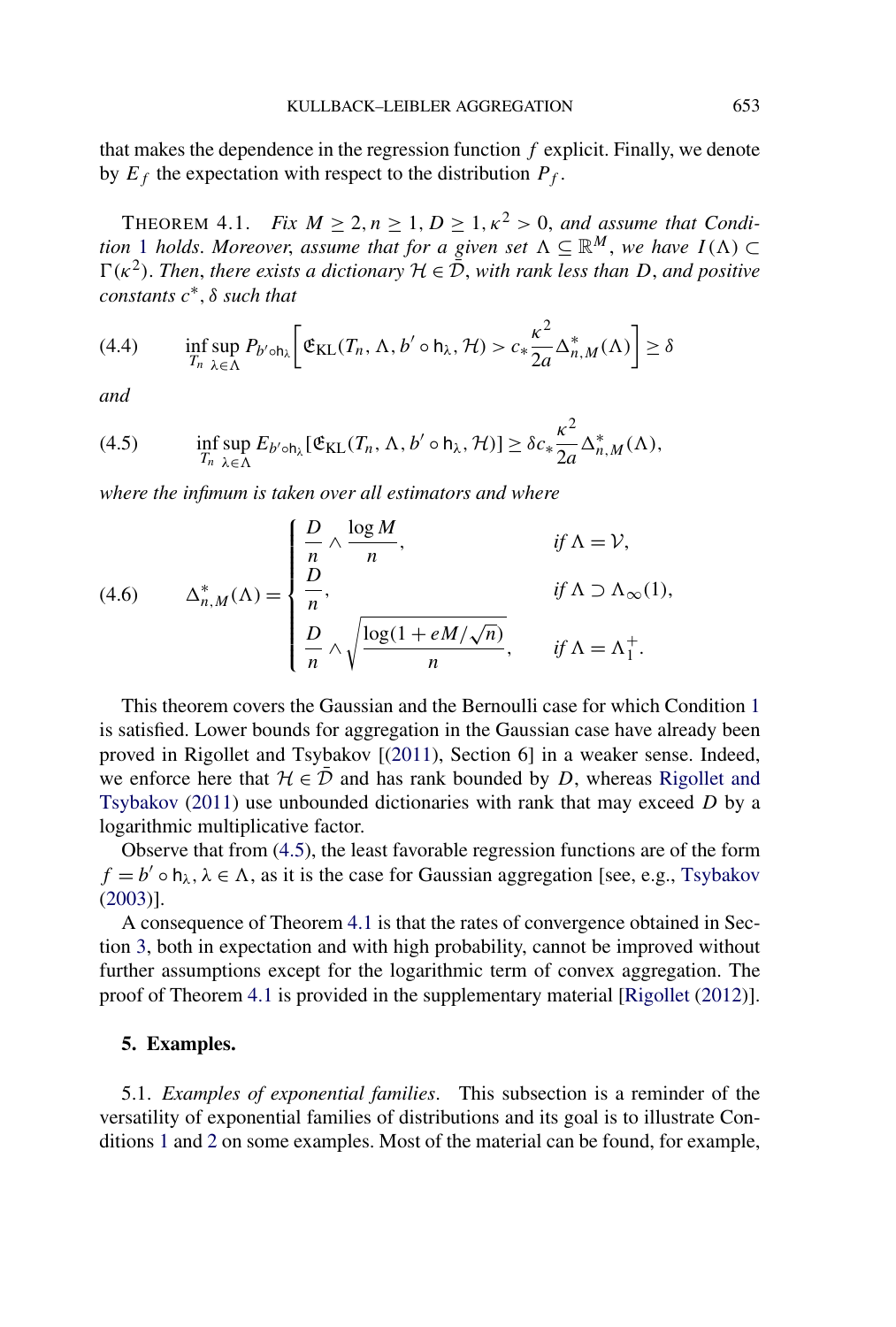that makes the dependence in the regression function $f$ explicit. Finally, we denote by $E_f$ the expectation with respect to the distribution $P_f$.

THEOREM 4.1. *Fix $M \geq 2, n \geq 1, D \geq 1, \kappa^2 > 0$, and assume that Condition 1 holds. Moreover, assume that for a given set $\Lambda \subseteq \mathbb{R}^M$, we have $I(\Lambda) \subset \Gamma(\kappa^2)$. Then, there exists a dictionary $\mathcal{H} \in \bar{\mathcal{D}}$, with rank less than $D$, and positive constants $c^*, \delta$ such that*

$$\inf_{T_n} \sup_{\lambda \in \Lambda} P_{b' \circ \mathsf{h}_\lambda}\left[\mathfrak{E}_{\mathrm{KL}}(T_n, \Lambda, b' \circ \mathsf{h}_\lambda, \mathcal{H}) > c_* \frac{\kappa^2}{2a} \Delta^*_{n,M}(\Lambda)\right] \geq \delta \tag{4.4}$$

*and*

$$\inf_{T_n} \sup_{\lambda \in \Lambda} E_{b' \circ \mathsf{h}_\lambda}[\mathfrak{E}_{\mathrm{KL}}(T_n, \Lambda, b' \circ \mathsf{h}_\lambda, \mathcal{H})] \geq \delta c_* \frac{\kappa^2}{2a} \Delta^*_{n,M}(\Lambda), \tag{4.5}$$

*where the infimum is taken over all estimators and where*

$$\Delta^*_{n,M}(\Lambda) = \begin{cases} \dfrac{D}{n} \wedge \dfrac{\log M}{n}, & \text{if } \Lambda = \mathcal{V}, \\ \dfrac{D}{n}, & \text{if } \Lambda \supset \Lambda_\infty(1), \\ \dfrac{D}{n} \wedge \sqrt{\dfrac{\log(1 + eM/\sqrt{n})}{n}}, & \text{if } \Lambda = \Lambda_1^+. \end{cases} \tag{4.6}$$

This theorem covers the Gaussian and the Bernoulli case for which Condition 1 is satisfied. Lower bounds for aggregation in the Gaussian case have already been proved in Rigollet and Tsybakov [(2011), Section 6] in a weaker sense. Indeed, we enforce here that $\mathcal{H} \in \bar{\mathcal{D}}$ and has rank bounded by $D$, whereas Rigollet and Tsybakov (2011) use unbounded dictionaries with rank that may exceed $D$ by a logarithmic multiplicative factor.

Observe that from (4.5), the least favorable regression functions are of the form $f = b' \circ \mathsf{h}_\lambda, \lambda \in \Lambda$, as it is the case for Gaussian aggregation [see, e.g., Tsybakov (2003)].

A consequence of Theorem 4.1 is that the rates of convergence obtained in Section 3, both in expectation and with high probability, cannot be improved without further assumptions except for the logarithmic term of convex aggregation. The proof of Theorem 4.1 is provided in the supplementary material [Rigollet (2012)].

## 5. Examples.

5.1. *Examples of exponential families*. This subsection is a reminder of the versatility of exponential families of distributions and its goal is to illustrate Conditions 1 and 2 on some examples. Most of the material can be found, for example,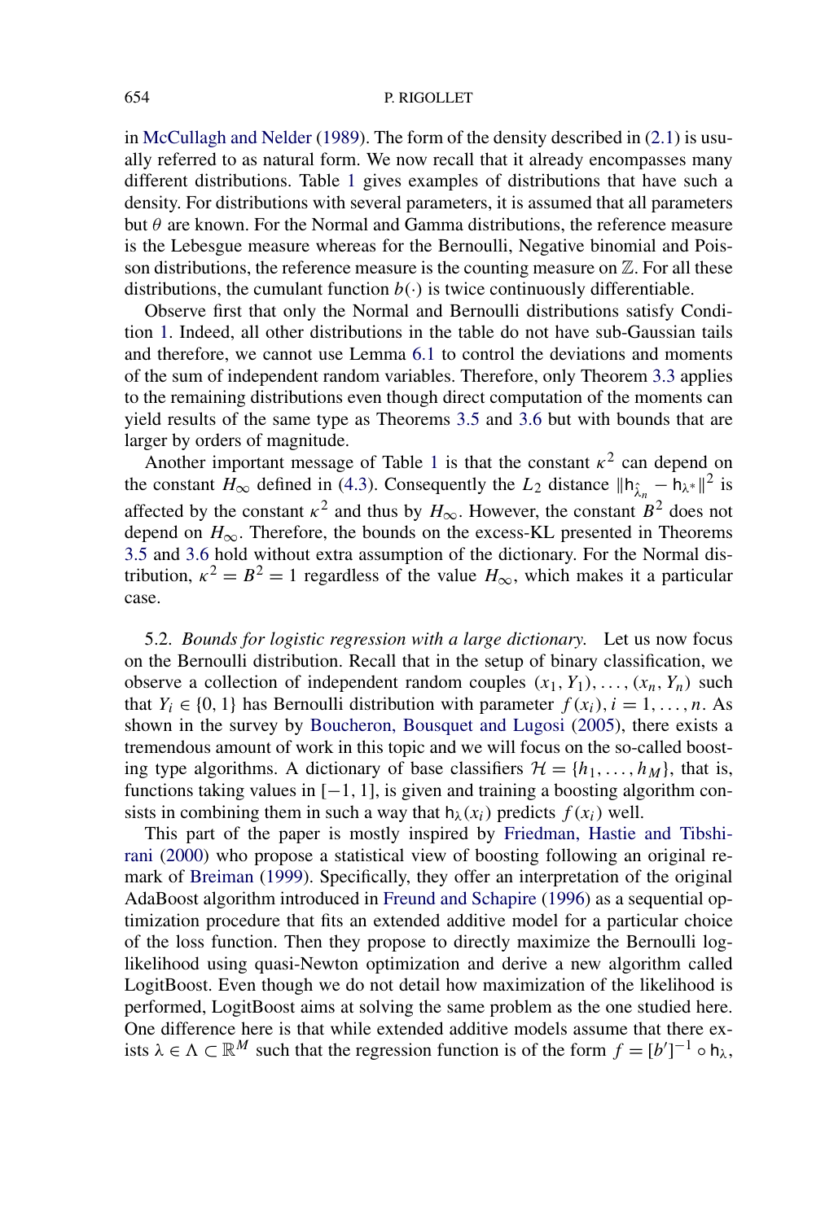in McCullagh and Nelder (1989). The form of the density described in (2.1) is usually referred to as natural form. We now recall that it already encompasses many different distributions. Table 1 gives examples of distributions that have such a density. For distributions with several parameters, it is assumed that all parameters but $\theta$ are known. For the Normal and Gamma distributions, the reference measure is the Lebesgue measure whereas for the Bernoulli, Negative binomial and Poisson distributions, the reference measure is the counting measure on $\mathbb{Z}$. For all these distributions, the cumulant function $b(\cdot)$ is twice continuously differentiable.

Observe first that only the Normal and Bernoulli distributions satisfy Condition 1. Indeed, all other distributions in the table do not have sub-Gaussian tails and therefore, we cannot use Lemma 6.1 to control the deviations and moments of the sum of independent random variables. Therefore, only Theorem 3.3 applies to the remaining distributions even though direct computation of the moments can yield results of the same type as Theorems 3.5 and 3.6 but with bounds that are larger by orders of magnitude.

Another important message of Table 1 is that the constant $\kappa^2$ can depend on the constant $H_\infty$ defined in (4.3). Consequently the $L_2$ distance $\|\mathsf{h}_{\hat{\lambda}_n} - \mathsf{h}_{\lambda^*}\|^2$ is affected by the constant $\kappa^2$ and thus by $H_\infty$. However, the constant $B^2$ does not depend on $H_\infty$. Therefore, the bounds on the excess-KL presented in Theorems 3.5 and 3.6 hold without extra assumption of the dictionary. For the Normal distribution, $\kappa^2 = B^2 = 1$ regardless of the value $H_\infty$, which makes it a particular case.

5.2. *Bounds for logistic regression with a large dictionary.* Let us now focus on the Bernoulli distribution. Recall that in the setup of binary classification, we observe a collection of independent random couples $(x_1, Y_1), \dots, (x_n, Y_n)$ such that $Y_i \in \{0, 1\}$ has Bernoulli distribution with parameter $f(x_i), i = 1, \dots, n$. As shown in the survey by Boucheron, Bousquet and Lugosi (2005), there exists a tremendous amount of work in this topic and we will focus on the so-called boosting type algorithms. A dictionary of base classifiers $\mathcal{H} = \{h_1, \dots, h_M\}$, that is, functions taking values in $[-1, 1]$, is given and training a boosting algorithm consists in combining them in such a way that $\mathsf{h}_\lambda(x_i)$ predicts $f(x_i)$ well.

This part of the paper is mostly inspired by Friedman, Hastie and Tibshirani (2000) who propose a statistical view of boosting following an original remark of Breiman (1999). Specifically, they offer an interpretation of the original AdaBoost algorithm introduced in Freund and Schapire (1996) as a sequential optimization procedure that fits an extended additive model for a particular choice of the loss function. Then they propose to directly maximize the Bernoulli log-likelihood using quasi-Newton optimization and derive a new algorithm called LogitBoost. Even though we do not detail how maximization of the likelihood is performed, LogitBoost aims at solving the same problem as the one studied here. One difference here is that while extended additive models assume that there exists $\lambda \in \Lambda \subset \mathbb{R}^M$ such that the regression function is of the form $f = [b']^{-1} \circ \mathsf{h}_\lambda$,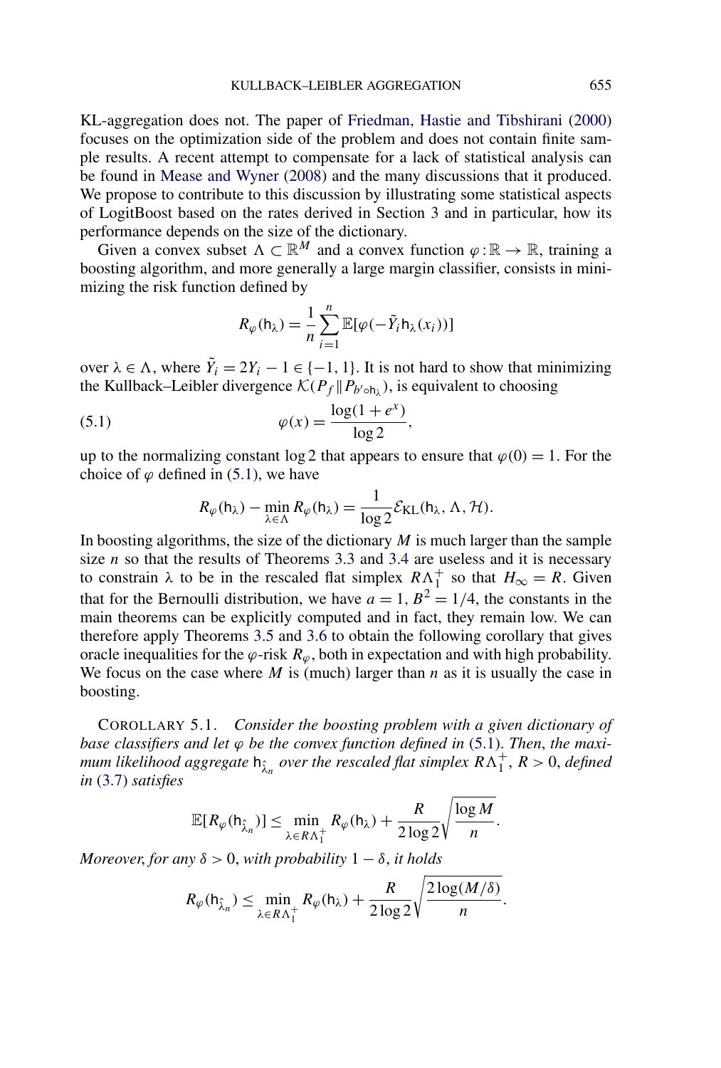KL-aggregation does not. The paper of Friedman, Hastie and Tibshirani (2000) focuses on the optimization side of the problem and does not contain finite sample results. A recent attempt to compensate for a lack of statistical analysis can be found in Mease and Wyner (2008) and the many discussions that it produced. We propose to contribute to this discussion by illustrating some statistical aspects of LogitBoost based on the rates derived in Section 3 and in particular, how its performance depends on the size of the dictionary.

Given a convex subset $\Lambda \subset \mathbb{R}^M$ and a convex function $\varphi : \mathbb{R} \to \mathbb{R}$, training a boosting algorithm, and more generally a large margin classifier, consists in minimizing the risk function defined by

$$R_\varphi(\mathsf{h}_\lambda) = \frac{1}{n}\sum_{i=1}^{n} \mathbb{E}[\varphi(-\tilde{Y}_i \mathsf{h}_\lambda(x_i))]$$

over $\lambda \in \Lambda$, where $\tilde{Y}_i = 2Y_i - 1 \in \{-1, 1\}$. It is not hard to show that minimizing the Kullback–Leibler divergence $\mathcal{K}(P_f \| P_{b' \circ \mathsf{h}_\lambda})$, is equivalent to choosing

$$\varphi(x) = \frac{\log(1 + e^x)}{\log 2}, \tag{5.1}$$

up to the normalizing constant $\log 2$ that appears to ensure that $\varphi(0) = 1$. For the choice of $\varphi$ defined in (5.1), we have

$$R_\varphi(\mathsf{h}_\lambda) - \min_{\lambda \in \Lambda} R_\varphi(\mathsf{h}_\lambda) = \frac{1}{\log 2}\mathcal{E}_{\mathrm{KL}}(\mathsf{h}_\lambda, \Lambda, \mathcal{H}).$$

In boosting algorithms, the size of the dictionary $M$ is much larger than the sample size $n$ so that the results of Theorems 3.3 and 3.4 are useless and it is necessary to constrain $\lambda$ to be in the rescaled flat simplex $R\Lambda_1^+$ so that $H_\infty = R$. Given that for the Bernoulli distribution, we have $a = 1$, $B^2 = 1/4$, the constants in the main theorems can be explicitly computed and in fact, they remain low. We can therefore apply Theorems 3.5 and 3.6 to obtain the following corollary that gives oracle inequalities for the $\varphi$-risk $R_\varphi$, both in expectation and with high probability. We focus on the case where $M$ is (much) larger than $n$ as it is usually the case in boosting.

COROLLARY 5.1. *Consider the boosting problem with a given dictionary of base classifiers and let $\varphi$ be the convex function defined in* (5.1). *Then, the maximum likelihood aggregate $\mathsf{h}_{\hat{\lambda}_n}$ over the rescaled flat simplex $R\Lambda_1^+$, $R > 0$, defined in* (3.7) *satisfies*

$$\mathbb{E}[R_\varphi(\mathsf{h}_{\hat{\lambda}_n})] \le \min_{\lambda \in R\Lambda_1^+} R_\varphi(\mathsf{h}_\lambda) + \frac{R}{2\log 2}\sqrt{\frac{\log M}{n}}.$$

*Moreover, for any $\delta > 0$, with probability $1 - \delta$, it holds*

$$R_\varphi(\mathsf{h}_{\hat{\lambda}_n}) \le \min_{\lambda \in R\Lambda_1^+} R_\varphi(\mathsf{h}_\lambda) + \frac{R}{2\log 2}\sqrt{\frac{2\log(M/\delta)}{n}}.$$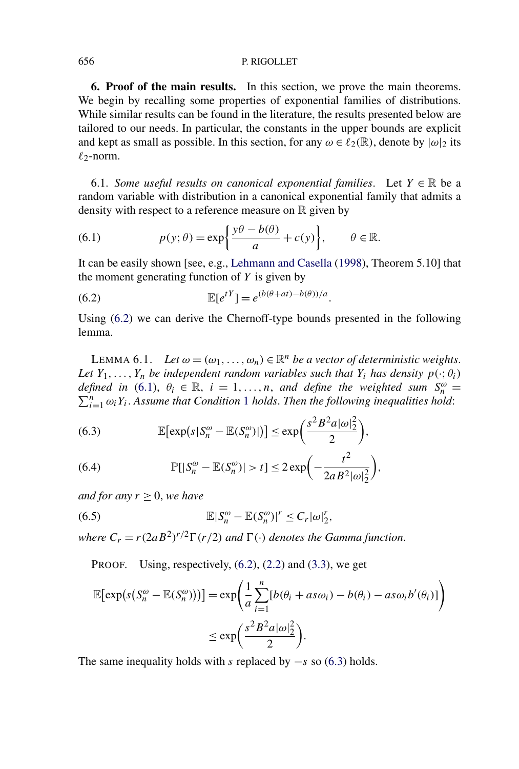## 6. Proof of the main results.

In this section, we prove the main theorems. We begin by recalling some properties of exponential families of distributions. While similar results can be found in the literature, the results presented below are tailored to our needs. In particular, the constants in the upper bounds are explicit and kept as small as possible. In this section, for any $\omega \in \ell_2(\mathbb{R})$, denote by $|\omega|_2$ its $\ell_2$-norm.

### 6.1. *Some useful results on canonical exponential families.*

Let $Y \in \mathbb{R}$ be a random variable with distribution in a canonical exponential family that admits a density with respect to a reference measure on $\mathbb{R}$ given by

$$p(y;\theta) = \exp\left\{\frac{y\theta - b(\theta)}{a} + c(y)\right\}, \qquad \theta \in \mathbb{R}. \tag{6.1}$$

It can be easily shown [see, e.g., Lehmann and Casella (1998), Theorem 5.10] that the moment generating function of $Y$ is given by

$$\mathbb{E}[e^{tY}] = e^{(b(\theta+at)-b(\theta))/a}. \tag{6.2}$$

Using (6.2) we can derive the Chernoff-type bounds presented in the following lemma.

LEMMA 6.1. *Let $\omega = (\omega_1, \dots, \omega_n) \in \mathbb{R}^n$ be a vector of deterministic weights. Let $Y_1, \dots, Y_n$ be independent random variables such that $Y_i$ has density $p(\cdot;\theta_i)$ defined in (6.1), $\theta_i \in \mathbb{R}$, $i = 1, \dots, n$, and define the weighted sum $S_n^\omega = \sum_{i=1}^n \omega_i Y_i$. Assume that Condition 1 holds. Then the following inequalities hold*:

$$\mathbb{E}\left[\exp\left(s|S_n^\omega - \mathbb{E}(S_n^\omega)|\right)\right] \le \exp\left(\frac{s^2 B^2 a |\omega|_2^2}{2}\right), \tag{6.3}$$

$$\mathbb{P}[|S_n^\omega - \mathbb{E}(S_n^\omega)| > t] \le 2\exp\left(-\frac{t^2}{2aB^2|\omega|_2^2}\right), \tag{6.4}$$

*and for any $r \ge 0$, we have*

$$\mathbb{E}|S_n^\omega - \mathbb{E}(S_n^\omega)|^r \le C_r |\omega|_2^r, \tag{6.5}$$

*where $C_r = r(2aB^2)^{r/2}\Gamma(r/2)$ and $\Gamma(\cdot)$ denotes the Gamma function.*

PROOF. Using, respectively, (6.2), (2.2) and (3.3), we get

$$\begin{aligned}
\mathbb{E}\left[\exp\left(s\left(S_n^\omega - \mathbb{E}(S_n^\omega)\right)\right)\right] &= \exp\left(\frac{1}{a}\sum_{i=1}^n [b(\theta_i + as\omega_i) - b(\theta_i) - as\omega_i b'(\theta_i)]\right) \\
&\le \exp\left(\frac{s^2 B^2 a |\omega|_2^2}{2}\right).
\end{aligned}$$

The same inequality holds with $s$ replaced by $-s$ so (6.3) holds.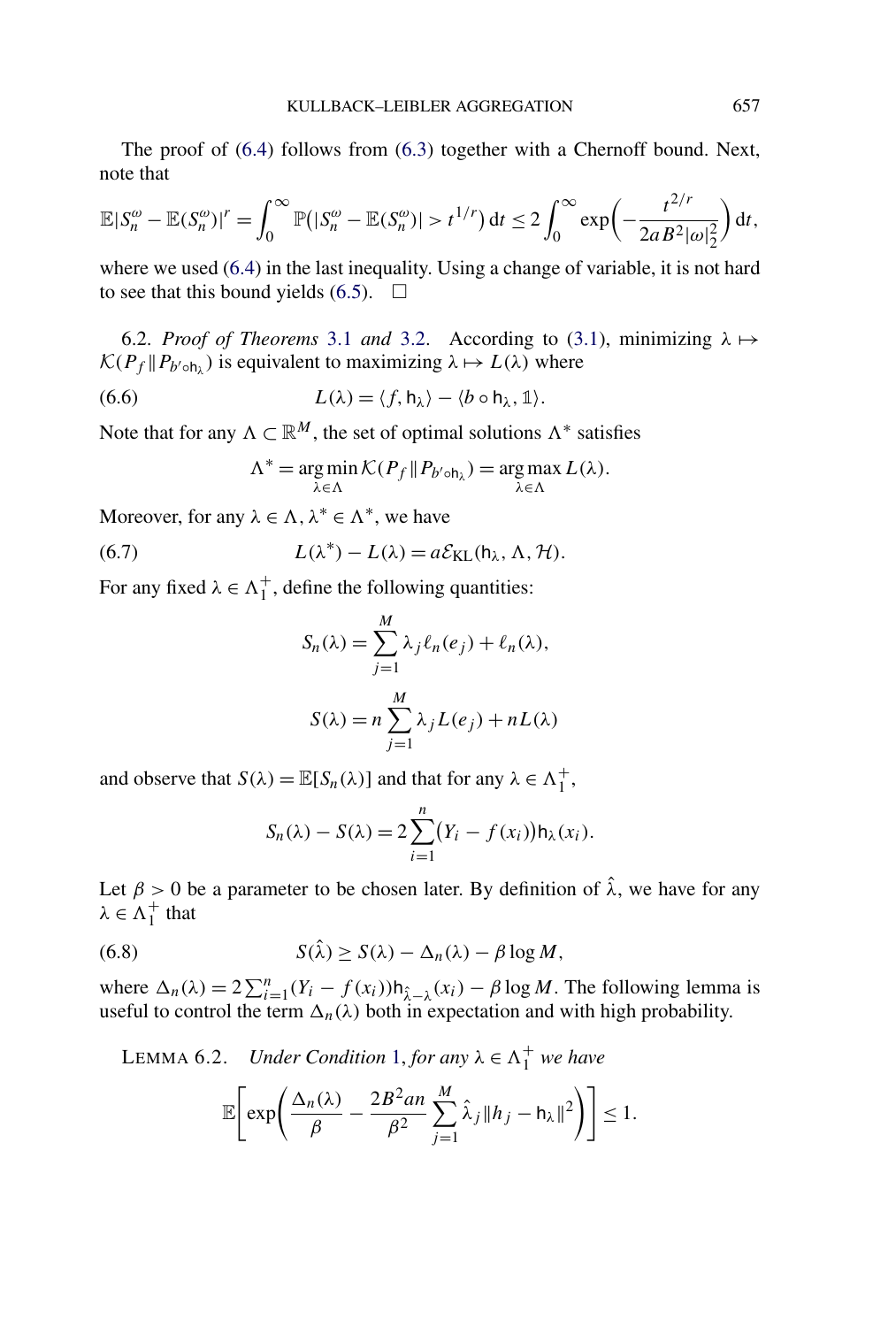The proof of (6.4) follows from (6.3) together with a Chernoff bound. Next, note that

$$\mathbb{E}|S_n^\omega - \mathbb{E}(S_n^\omega)|^r = \int_0^\infty \mathbb{P}\big(|S_n^\omega - \mathbb{E}(S_n^\omega)| > t^{1/r}\big)\,\mathrm{d}t \le 2\int_0^\infty \exp\Big(-\frac{t^{2/r}}{2aB^2|\omega|_2^2}\Big)\,\mathrm{d}t,$$

where we used (6.4) in the last inequality. Using a change of variable, it is not hard to see that this bound yields (6.5). $\square$

6.2. *Proof of Theorems* 3.1 *and* 3.2. According to (3.1), minimizing $\lambda \mapsto \mathcal{K}(P_f \| P_{b' \circ \mathsf{h}_\lambda})$ is equivalent to maximizing $\lambda \mapsto L(\lambda)$ where

$$L(\lambda) = \langle f, \mathsf{h}_\lambda \rangle - \langle b \circ \mathsf{h}_\lambda, \mathbb{1} \rangle. \tag{6.6}$$

Note that for any $\Lambda \subset \mathbb{R}^M$, the set of optimal solutions $\Lambda^*$ satisfies

$$\Lambda^* = \operatorname*{arg\,min}_{\lambda \in \Lambda} \mathcal{K}(P_f \| P_{b' \circ \mathsf{h}_\lambda}) = \operatorname*{arg\,max}_{\lambda \in \Lambda} L(\lambda).$$

Moreover, for any $\lambda \in \Lambda$, $\lambda^* \in \Lambda^*$, we have

$$L(\lambda^*) - L(\lambda) = a\mathcal{E}_{\mathrm{KL}}(\mathsf{h}_\lambda, \Lambda, \mathcal{H}). \tag{6.7}$$

For any fixed $\lambda \in \Lambda_1^+$, define the following quantities:

$$S_n(\lambda) = \sum_{j=1}^M \lambda_j \ell_n(e_j) + \ell_n(\lambda),$$

$$S(\lambda) = n\sum_{j=1}^M \lambda_j L(e_j) + nL(\lambda)$$

and observe that $S(\lambda) = \mathbb{E}[S_n(\lambda)]$ and that for any $\lambda \in \Lambda_1^+$,

$$S_n(\lambda) - S(\lambda) = 2\sum_{i=1}^n \big(Y_i - f(x_i)\big)\mathsf{h}_\lambda(x_i).$$

Let $\beta > 0$ be a parameter to be chosen later. By definition of $\hat{\lambda}$, we have for any $\lambda \in \Lambda_1^+$ that

$$S(\hat{\lambda}) \ge S(\lambda) - \Delta_n(\lambda) - \beta \log M, \tag{6.8}$$

where $\Delta_n(\lambda) = 2\sum_{i=1}^n (Y_i - f(x_i))\mathsf{h}_{\hat{\lambda} - \lambda}(x_i) - \beta \log M$. The following lemma is useful to control the term $\Delta_n(\lambda)$ both in expectation and with high probability.

LEMMA 6.2. *Under Condition* 1, *for any* $\lambda \in \Lambda_1^+$ *we have*

$$\mathbb{E}\Bigg[\exp\Bigg(\frac{\Delta_n(\lambda)}{\beta} - \frac{2B^2 an}{\beta^2}\sum_{j=1}^M \hat{\lambda}_j \|h_j - \mathsf{h}_\lambda\|^2\Bigg)\Bigg] \le 1.$$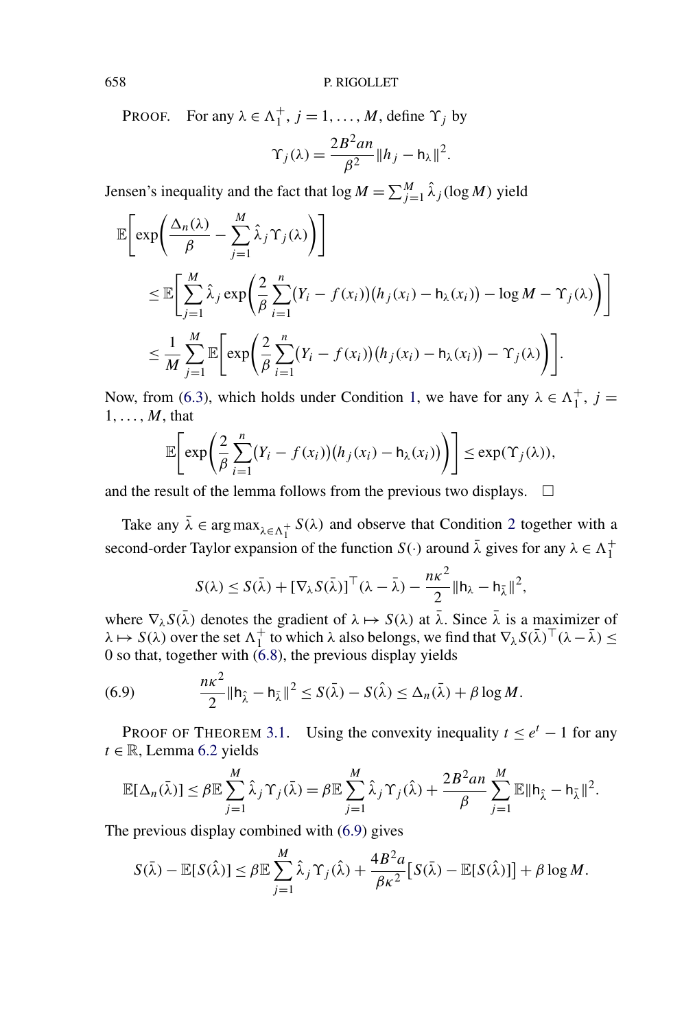PROOF. For any $\lambda \in \Lambda_1^+$, $j = 1, \ldots, M$, define $\Upsilon_j$ by

$$\Upsilon_j(\lambda) = \frac{2B^2 an}{\beta^2} \|h_j - \mathsf{h}_\lambda\|^2.$$

Jensen's inequality and the fact that $\log M = \sum_{j=1}^M \hat{\lambda}_j (\log M)$ yield

$$\begin{aligned}
&\mathbb{E}\left[\exp\left(\frac{\Delta_n(\lambda)}{\beta} - \sum_{j=1}^M \hat{\lambda}_j \Upsilon_j(\lambda)\right)\right] \\
&\quad \le \mathbb{E}\left[\sum_{j=1}^M \hat{\lambda}_j \exp\left(\frac{2}{\beta}\sum_{i=1}^n (Y_i - f(x_i))(h_j(x_i) - \mathsf{h}_\lambda(x_i)) - \log M - \Upsilon_j(\lambda)\right)\right] \\
&\quad \le \frac{1}{M}\sum_{j=1}^M \mathbb{E}\left[\exp\left(\frac{2}{\beta}\sum_{i=1}^n (Y_i - f(x_i))(h_j(x_i) - \mathsf{h}_\lambda(x_i)) - \Upsilon_j(\lambda)\right)\right].
\end{aligned}$$

Now, from (6.3), which holds under Condition 1, we have for any $\lambda \in \Lambda_1^+$, $j = 1, \ldots, M$, that

$$\mathbb{E}\left[\exp\left(\frac{2}{\beta}\sum_{i=1}^n (Y_i - f(x_i))(h_j(x_i) - \mathsf{h}_\lambda(x_i))\right)\right] \le \exp(\Upsilon_j(\lambda)),$$

and the result of the lemma follows from the previous two displays. $\square$

Take any $\bar{\lambda} \in \arg\max_{\lambda \in \Lambda_1^+} S(\lambda)$ and observe that Condition 2 together with a second-order Taylor expansion of the function $S(\cdot)$ around $\bar{\lambda}$ gives for any $\lambda \in \Lambda_1^+$

$$S(\lambda) \le S(\bar{\lambda}) + [\nabla_\lambda S(\bar{\lambda})]^\top (\lambda - \bar{\lambda}) - \frac{n\kappa^2}{2}\|\mathsf{h}_\lambda - \mathsf{h}_{\bar{\lambda}}\|^2,$$

where $\nabla_\lambda S(\bar{\lambda})$ denotes the gradient of $\lambda \mapsto S(\lambda)$ at $\bar{\lambda}$. Since $\bar{\lambda}$ is a maximizer of $\lambda \mapsto S(\lambda)$ over the set $\Lambda_1^+$ to which $\lambda$ also belongs, we find that $\nabla_\lambda S(\bar{\lambda})^\top(\lambda - \bar{\lambda}) \le 0$ so that, together with (6.8), the previous display yields

$$\frac{n\kappa^2}{2}\|\mathsf{h}_{\hat{\lambda}} - \mathsf{h}_{\bar{\lambda}}\|^2 \le S(\bar{\lambda}) - S(\hat{\lambda}) \le \Delta_n(\bar{\lambda}) + \beta \log M. \tag{6.9}$$

PROOF OF THEOREM 3.1. Using the convexity inequality $t \le e^t - 1$ for any $t \in \mathbb{R}$, Lemma 6.2 yields

$$\mathbb{E}[\Delta_n(\bar{\lambda})] \le \beta \mathbb{E}\sum_{j=1}^M \hat{\lambda}_j \Upsilon_j(\bar{\lambda}) = \beta \mathbb{E}\sum_{j=1}^M \hat{\lambda}_j \Upsilon_j(\hat{\lambda}) + \frac{2B^2 an}{\beta}\sum_{j=1}^M \mathbb{E}\|\mathsf{h}_{\hat{\lambda}} - \mathsf{h}_{\bar{\lambda}}\|^2.$$

The previous display combined with (6.9) gives

$$S(\bar{\lambda}) - \mathbb{E}[S(\hat{\lambda})] \le \beta \mathbb{E}\sum_{j=1}^M \hat{\lambda}_j \Upsilon_j(\hat{\lambda}) + \frac{4B^2 a}{\beta\kappa^2}[S(\bar{\lambda}) - \mathbb{E}[S(\hat{\lambda})]] + \beta \log M.$$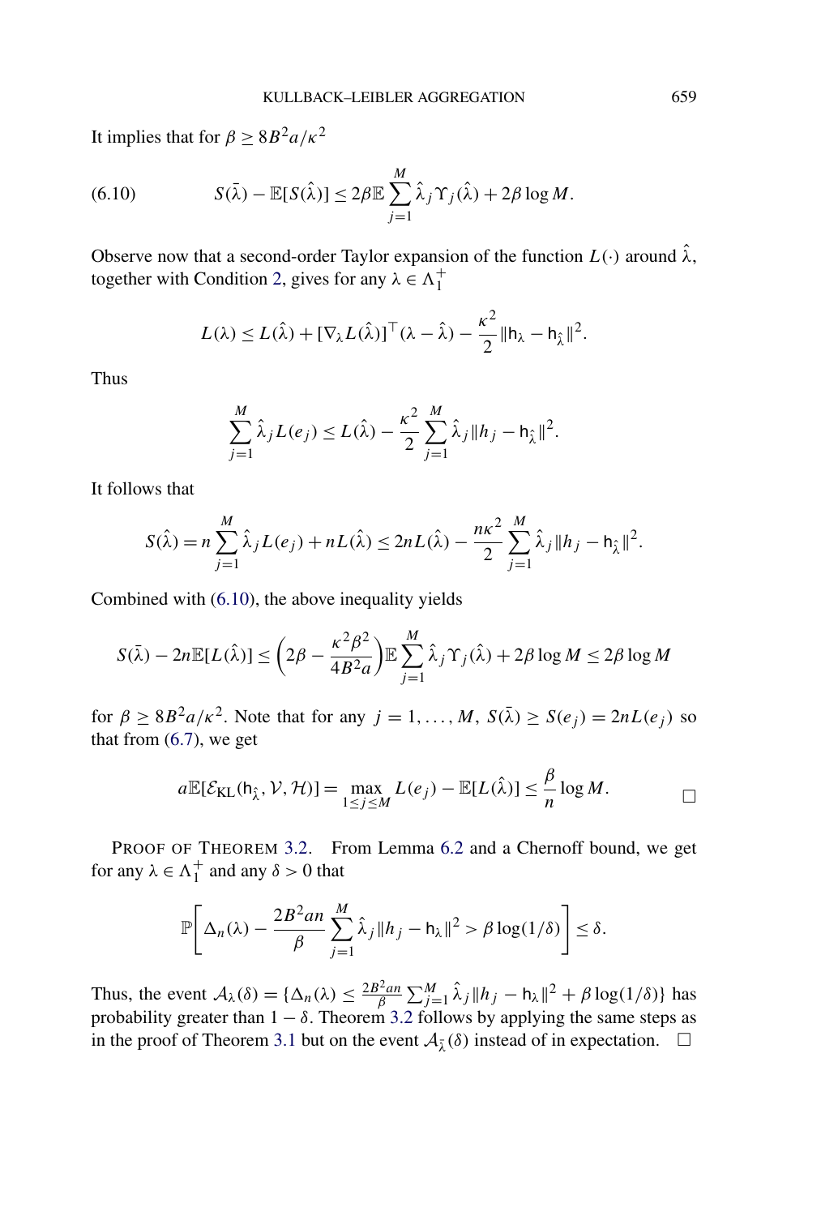It implies that for $\beta \geq 8B^2 a/\kappa^2$

$$
S(\bar{\lambda}) - \mathbb{E}[S(\hat{\lambda})] \leq 2\beta \mathbb{E} \sum_{j=1}^{M} \hat{\lambda}_j \Upsilon_j(\hat{\lambda}) + 2\beta \log M. \tag{6.10}
$$

Observe now that a second-order Taylor expansion of the function $L(\cdot)$ around $\hat{\lambda}$, together with Condition 2, gives for any $\lambda \in \Lambda_1^+$

$$
L(\lambda) \leq L(\hat{\lambda}) + [\nabla_\lambda L(\hat{\lambda})]^\top (\lambda - \hat{\lambda}) - \frac{\kappa^2}{2} \|\mathsf{h}_\lambda - \mathsf{h}_{\hat{\lambda}}\|^2.
$$

Thus

$$
\sum_{j=1}^{M} \hat{\lambda}_j L(e_j) \leq L(\hat{\lambda}) - \frac{\kappa^2}{2} \sum_{j=1}^{M} \hat{\lambda}_j \|h_j - \mathsf{h}_{\hat{\lambda}}\|^2.
$$

It follows that

$$
S(\hat{\lambda}) = n \sum_{j=1}^{M} \hat{\lambda}_j L(e_j) + nL(\hat{\lambda}) \leq 2nL(\hat{\lambda}) - \frac{n\kappa^2}{2} \sum_{j=1}^{M} \hat{\lambda}_j \|h_j - \mathsf{h}_{\hat{\lambda}}\|^2.
$$

Combined with (6.10), the above inequality yields

$$
S(\bar{\lambda}) - 2n\mathbb{E}[L(\hat{\lambda})] \leq \left(2\beta - \frac{\kappa^2 \beta^2}{4B^2 a}\right) \mathbb{E} \sum_{j=1}^{M} \hat{\lambda}_j \Upsilon_j(\hat{\lambda}) + 2\beta \log M \leq 2\beta \log M
$$

for $\beta \geq 8B^2 a/\kappa^2$. Note that for any $j = 1, \ldots, M$, $S(\bar{\lambda}) \geq S(e_j) = 2nL(e_j)$ so that from (6.7), we get

$$
a\mathbb{E}[\mathcal{E}_{\mathrm{KL}}(\mathsf{h}_{\hat{\lambda}}, \mathcal{V}, \mathcal{H})] = \max_{1 \leq j \leq M} L(e_j) - \mathbb{E}[L(\hat{\lambda})] \leq \frac{\beta}{n} \log M. \qquad \square
$$

PROOF OF THEOREM 3.2. From Lemma 6.2 and a Chernoff bound, we get for any $\lambda \in \Lambda_1^+$ and any $\delta > 0$ that

$$
\mathbb{P}\left[\Delta_n(\lambda) - \frac{2B^2 an}{\beta} \sum_{j=1}^{M} \hat{\lambda}_j \|h_j - \mathsf{h}_\lambda\|^2 > \beta \log(1/\delta)\right] \leq \delta.
$$

Thus, the event $\mathcal{A}_\lambda(\delta) = \{\Delta_n(\lambda) \leq \frac{2B^2 an}{\beta} \sum_{j=1}^{M} \hat{\lambda}_j \|h_j - \mathsf{h}_\lambda\|^2 + \beta \log(1/\delta)\}$ has probability greater than $1 - \delta$. Theorem 3.2 follows by applying the same steps as in the proof of Theorem 3.1 but on the event $\mathcal{A}_{\bar{\lambda}}(\delta)$ instead of in expectation. $\square$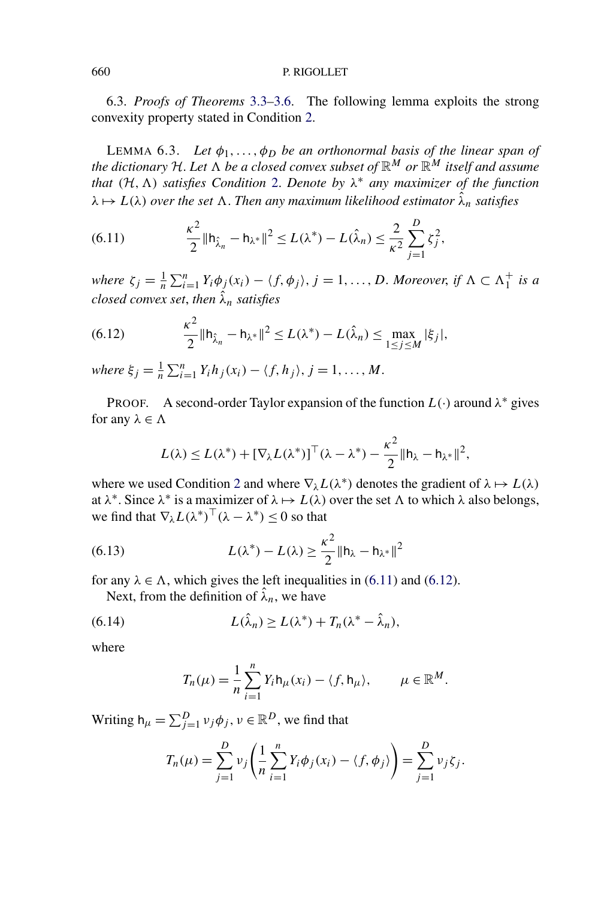6.3. *Proofs of Theorems 3.3–3.6.* The following lemma exploits the strong convexity property stated in Condition 2.

LEMMA 6.3. *Let $\phi_1, \dots, \phi_D$ be an orthonormal basis of the linear span of the dictionary $\mathcal{H}$. Let $\Lambda$ be a closed convex subset of $\mathbb{R}^M$ or $\mathbb{R}^M$ itself and assume that $(\mathcal{H}, \Lambda)$ satisfies Condition 2. Denote by $\lambda^*$ any maximizer of the function $\lambda \mapsto L(\lambda)$ over the set $\Lambda$. Then any maximum likelihood estimator $\hat{\lambda}_n$ satisfies*

$$\frac{\kappa^2}{2}\|\mathsf{h}_{\hat{\lambda}_n} - \mathsf{h}_{\lambda^*}\|^2 \le L(\lambda^*) - L(\hat{\lambda}_n) \le \frac{2}{\kappa^2}\sum_{j=1}^{D}\zeta_j^2, \tag{6.11}$$

*where $\zeta_j = \frac{1}{n}\sum_{i=1}^n Y_i\phi_j(x_i) - \langle f, \phi_j\rangle$, $j = 1, \dots, D$. Moreover, if $\Lambda \subset \Lambda_1^+$ is a closed convex set, then $\hat{\lambda}_n$ satisfies*

$$\frac{\kappa^2}{2}\|\mathsf{h}_{\hat{\lambda}_n} - \mathsf{h}_{\lambda^*}\|^2 \le L(\lambda^*) - L(\hat{\lambda}_n) \le \max_{1\le j\le M}|\xi_j|, \tag{6.12}$$

*where $\xi_j = \frac{1}{n}\sum_{i=1}^n Y_i h_j(x_i) - \langle f, h_j\rangle$, $j = 1, \dots, M$.*

PROOF. A second-order Taylor expansion of the function $L(\cdot)$ around $\lambda^*$ gives for any $\lambda \in \Lambda$

$$L(\lambda) \le L(\lambda^*) + [\nabla_\lambda L(\lambda^*)]^\top(\lambda - \lambda^*) - \frac{\kappa^2}{2}\|\mathsf{h}_\lambda - \mathsf{h}_{\lambda^*}\|^2,$$

where we used Condition 2 and where $\nabla_\lambda L(\lambda^*)$ denotes the gradient of $\lambda \mapsto L(\lambda)$ at $\lambda^*$. Since $\lambda^*$ is a maximizer of $\lambda \mapsto L(\lambda)$ over the set $\Lambda$ to which $\lambda$ also belongs, we find that $\nabla_\lambda L(\lambda^*)^\top(\lambda - \lambda^*) \le 0$ so that

$$L(\lambda^*) - L(\lambda) \ge \frac{\kappa^2}{2}\|\mathsf{h}_\lambda - \mathsf{h}_{\lambda^*}\|^2 \tag{6.13}$$

for any $\lambda \in \Lambda$, which gives the left inequalities in (6.11) and (6.12).

Next, from the definition of $\hat{\lambda}_n$, we have

$$L(\hat{\lambda}_n) \ge L(\lambda^*) + T_n(\lambda^* - \hat{\lambda}_n), \tag{6.14}$$

where

$$T_n(\mu) = \frac{1}{n}\sum_{i=1}^n Y_i\mathsf{h}_\mu(x_i) - \langle f, \mathsf{h}_\mu\rangle, \qquad \mu \in \mathbb{R}^M.$$

Writing $\mathsf{h}_\mu = \sum_{j=1}^D \nu_j\phi_j$, $\nu \in \mathbb{R}^D$, we find that

$$T_n(\mu) = \sum_{j=1}^D \nu_j\left(\frac{1}{n}\sum_{i=1}^n Y_i\phi_j(x_i) - \langle f, \phi_j\rangle\right) = \sum_{j=1}^D \nu_j\zeta_j.$$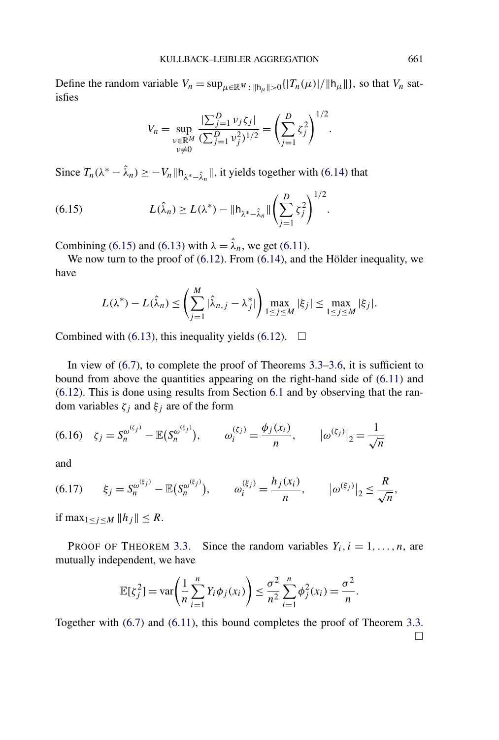Define the random variable $V_n = \sup_{\mu \in \mathbb{R}^M : \|\mathsf{h}_\mu\| > 0} \{|T_n(\mu)|/\|\mathsf{h}_\mu\|\}$, so that $V_n$ satisfies

$$V_n = \sup_{\substack{\nu \in \mathbb{R}^M \\ \nu \neq 0}} \frac{|\sum_{j=1}^D \nu_j \zeta_j|}{(\sum_{j=1}^D \nu_j^2)^{1/2}} = \left(\sum_{j=1}^D \zeta_j^2\right)^{1/2}.$$

Since $T_n(\lambda^* - \hat{\lambda}_n) \geq -V_n \|\mathsf{h}_{\lambda^* - \hat{\lambda}_n}\|$, it yields together with (6.14) that

$$L(\hat{\lambda}_n) \geq L(\lambda^*) - \|\mathsf{h}_{\lambda^* - \hat{\lambda}_n}\| \left(\sum_{j=1}^D \zeta_j^2\right)^{1/2}. \tag{6.15}$$

Combining (6.15) and (6.13) with $\lambda = \hat{\lambda}_n$, we get (6.11).

We now turn to the proof of (6.12). From (6.14), and the Hölder inequality, we have

$$L(\lambda^*) - L(\hat{\lambda}_n) \leq \left(\sum_{j=1}^M |\hat{\lambda}_{n,j} - \lambda_j^*|\right) \max_{1 \leq j \leq M} |\xi_j| \leq \max_{1 \leq j \leq M} |\xi_j|.$$

Combined with (6.13), this inequality yields (6.12). $\square$

In view of (6.7), to complete the proof of Theorems 3.3–3.6, it is sufficient to bound from above the quantities appearing on the right-hand side of (6.11) and (6.12). This is done using results from Section 6.1 and by observing that the random variables $\zeta_j$ and $\xi_j$ are of the form

$$\zeta_j = S_n^{\omega^{(\zeta_j)}} - \mathbb{E}(S_n^{\omega^{(\zeta_j)}}), \qquad \omega_i^{(\zeta_j)} = \frac{\phi_j(x_i)}{n}, \qquad |\omega^{(\zeta_j)}|_2 = \frac{1}{\sqrt{n}} \tag{6.16}$$

and

$$\xi_j = S_n^{\omega^{(\xi_j)}} - \mathbb{E}(S_n^{\omega^{(\xi_j)}}), \qquad \omega_i^{(\xi_j)} = \frac{h_j(x_i)}{n}, \qquad |\omega^{(\xi_j)}|_2 \leq \frac{R}{\sqrt{n}}, \tag{6.17}$$

if $\max_{1 \leq j \leq M} \|h_j\| \leq R$.

PROOF OF THEOREM 3.3. Since the random variables $Y_i, i = 1, \ldots, n$, are mutually independent, we have

$$\mathbb{E}[\zeta_j^2] = \operatorname{var}\left(\frac{1}{n}\sum_{i=1}^n Y_i \phi_j(x_i)\right) \leq \frac{\sigma^2}{n^2} \sum_{i=1}^n \phi_j^2(x_i) = \frac{\sigma^2}{n}.$$

Together with (6.7) and (6.11), this bound completes the proof of Theorem 3.3. $\square$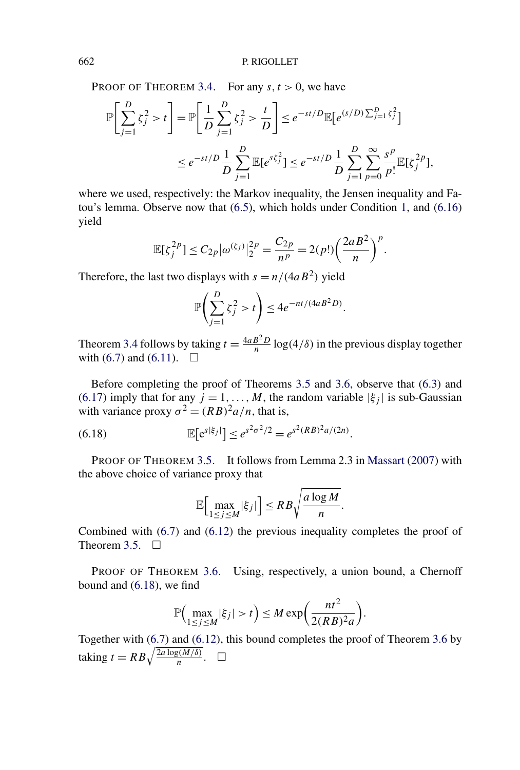PROOF OF THEOREM 3.4. For any $s, t > 0$, we have

$$\mathbb{P}\left[\sum_{j=1}^{D} \zeta_j^2 > t\right] = \mathbb{P}\left[\frac{1}{D}\sum_{j=1}^{D} \zeta_j^2 > \frac{t}{D}\right] \le e^{-st/D}\mathbb{E}\left[e^{(s/D)\sum_{j=1}^{D}\zeta_j^2}\right]$$

$$\le e^{-st/D}\frac{1}{D}\sum_{j=1}^{D}\mathbb{E}[e^{s\zeta_j^2}] \le e^{-st/D}\frac{1}{D}\sum_{j=1}^{D}\sum_{p=0}^{\infty}\frac{s^p}{p!}\mathbb{E}[\zeta_j^{2p}],$$

where we used, respectively: the Markov inequality, the Jensen inequality and Fatou's lemma. Observe now that (6.5), which holds under Condition 1, and (6.16) yield

$$\mathbb{E}[\zeta_j^{2p}] \le C_{2p}|\omega^{(\zeta_j)}|_2^{2p} = \frac{C_{2p}}{n^p} = 2(p!)\left(\frac{2aB^2}{n}\right)^p.$$

Therefore, the last two displays with $s = n/(4aB^2)$ yield

$$\mathbb{P}\left(\sum_{j=1}^{D} \zeta_j^2 > t\right) \le 4e^{-nt/(4aB^2D)}.$$

Theorem 3.4 follows by taking $t = \frac{4aB^2D}{n}\log(4/\delta)$ in the previous display together with (6.7) and (6.11). $\square$

Before completing the proof of Theorems 3.5 and 3.6, observe that (6.3) and (6.17) imply that for any $j = 1, \dots, M$, the random variable $|\xi_j|$ is sub-Gaussian with variance proxy $\sigma^2 = (RB)^2a/n$, that is,

$$\mathbb{E}\left[e^{s|\xi_j|}\right] \le e^{s^2\sigma^2/2} = e^{s^2(RB)^2a/(2n)}. \tag{6.18}$$

PROOF OF THEOREM 3.5. It follows from Lemma 2.3 in Massart (2007) with the above choice of variance proxy that

$$\mathbb{E}\left[\max_{1\le j\le M}|\xi_j|\right] \le RB\sqrt{\frac{a\log M}{n}}.$$

Combined with (6.7) and (6.12) the previous inequality completes the proof of Theorem 3.5. $\square$

PROOF OF THEOREM 3.6. Using, respectively, a union bound, a Chernoff bound and (6.18), we find

$$\mathbb{P}\left(\max_{1\le j\le M}|\xi_j| > t\right) \le M\exp\left(\frac{nt^2}{2(RB)^2a}\right).$$

Together with (6.7) and (6.12), this bound completes the proof of Theorem 3.6 by taking $t = RB\sqrt{\frac{2a\log(M/\delta)}{n}}$. $\square$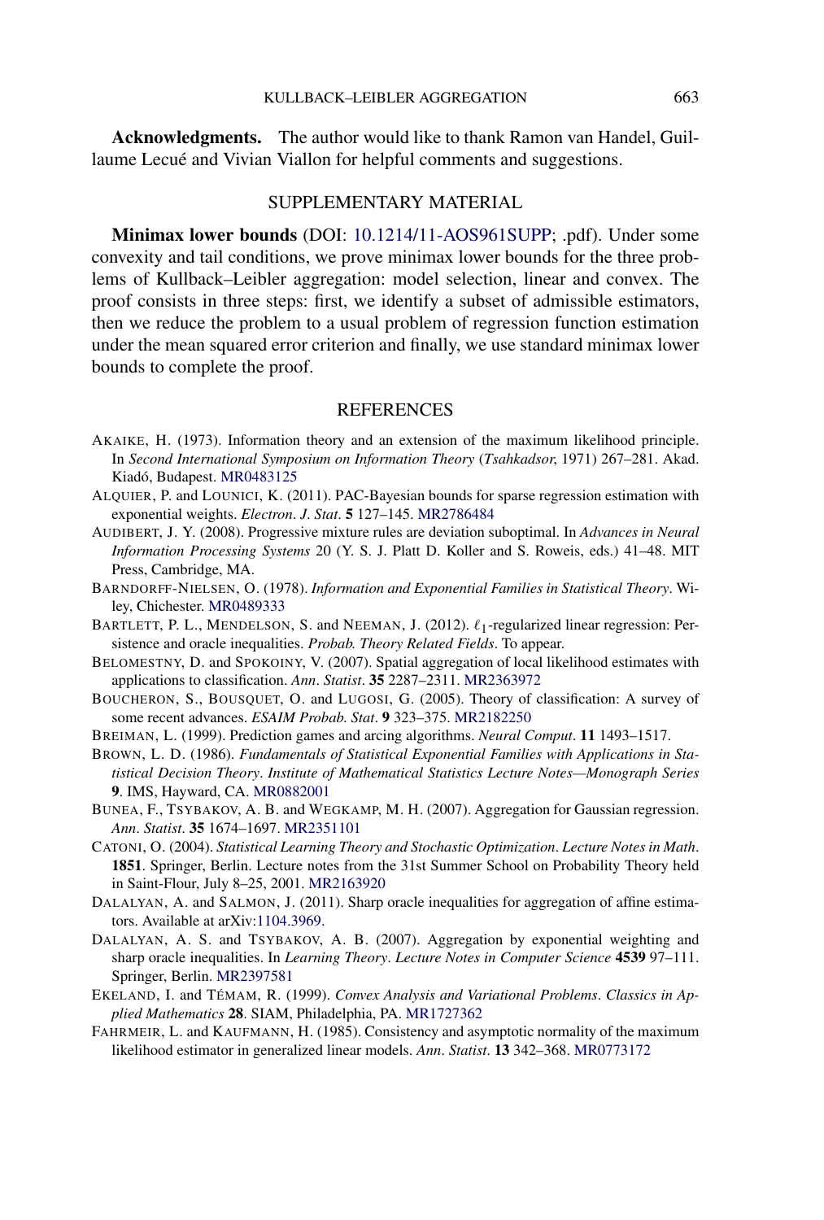**Acknowledgments.** The author would like to thank Ramon van Handel, Guillaume Lecué and Vivian Viallon for helpful comments and suggestions.

## SUPPLEMENTARY MATERIAL

**Minimax lower bounds** (DOI: 10.1214/11-AOS961SUPP; .pdf). Under some convexity and tail conditions, we prove minimax lower bounds for the three problems of Kullback–Leibler aggregation: model selection, linear and convex. The proof consists in three steps: first, we identify a subset of admissible estimators, then we reduce the problem to a usual problem of regression function estimation under the mean squared error criterion and finally, we use standard minimax lower bounds to complete the proof.

## REFERENCES

AKAIKE, H. (1973). Information theory and an extension of the maximum likelihood principle. In *Second International Symposium on Information Theory* (*Tsahkadsor*, 1971) 267–281. Akad. Kiadó, Budapest. MR0483125

ALQUIER, P. and LOUNICI, K. (2011). PAC-Bayesian bounds for sparse regression estimation with exponential weights. *Electron. J. Stat.* **5** 127–145. MR2786484

AUDIBERT, J. Y. (2008). Progressive mixture rules are deviation suboptimal. In *Advances in Neural Information Processing Systems* 20 (Y. S. J. Platt D. Koller and S. Roweis, eds.) 41–48. MIT Press, Cambridge, MA.

BARNDORFF-NIELSEN, O. (1978). *Information and Exponential Families in Statistical Theory*. Wiley, Chichester. MR0489333

BARTLETT, P. L., MENDELSON, S. and NEEMAN, J. (2012). $\ell_1$-regularized linear regression: Persistence and oracle inequalities. *Probab. Theory Related Fields*. To appear.

BELOMESTNY, D. and SPOKOINY, V. (2007). Spatial aggregation of local likelihood estimates with applications to classification. *Ann. Statist.* **35** 2287–2311. MR2363972

BOUCHERON, S., BOUSQUET, O. and LUGOSI, G. (2005). Theory of classification: A survey of some recent advances. *ESAIM Probab. Stat.* **9** 323–375. MR2182250

BREIMAN, L. (1999). Prediction games and arcing algorithms. *Neural Comput.* **11** 1493–1517.

BROWN, L. D. (1986). *Fundamentals of Statistical Exponential Families with Applications in Statistical Decision Theory*. *Institute of Mathematical Statistics Lecture Notes—Monograph Series* **9**. IMS, Hayward, CA. MR0882001

BUNEA, F., TSYBAKOV, A. B. and WEGKAMP, M. H. (2007). Aggregation for Gaussian regression. *Ann. Statist.* **35** 1674–1697. MR2351101

CATONI, O. (2004). *Statistical Learning Theory and Stochastic Optimization*. *Lecture Notes in Math.* **1851**. Springer, Berlin. Lecture notes from the 31st Summer School on Probability Theory held in Saint-Flour, July 8–25, 2001. MR2163920

DALALYAN, A. and SALMON, J. (2011). Sharp oracle inequalities for aggregation of affine estimators. Available at arXiv:1104.3969.

DALALYAN, A. S. and TSYBAKOV, A. B. (2007). Aggregation by exponential weighting and sharp oracle inequalities. In *Learning Theory*. *Lecture Notes in Computer Science* **4539** 97–111. Springer, Berlin. MR2397581

EKELAND, I. and TÉMAM, R. (1999). *Convex Analysis and Variational Problems*. *Classics in Applied Mathematics* **28**. SIAM, Philadelphia, PA. MR1727362

FAHRMEIR, L. and KAUFMANN, H. (1985). Consistency and asymptotic normality of the maximum likelihood estimator in generalized linear models. *Ann. Statist.* **13** 342–368. MR0773172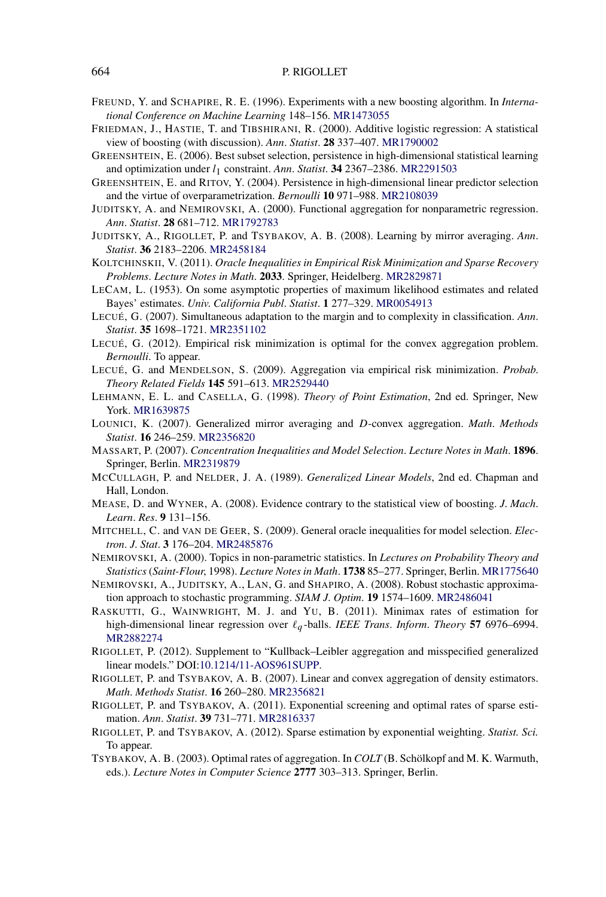FREUND, Y. and SCHAPIRE, R. E. (1996). Experiments with a new boosting algorithm. In *International Conference on Machine Learning* 148–156. MR1473055

FRIEDMAN, J., HASTIE, T. and TIBSHIRANI, R. (2000). Additive logistic regression: A statistical view of boosting (with discussion). *Ann. Statist.* **28** 337–407. MR1790002

GREENSHTEIN, E. (2006). Best subset selection, persistence in high-dimensional statistical learning and optimization under $l_1$ constraint. *Ann. Statist.* **34** 2367–2386. MR2291503

GREENSHTEIN, E. and RITOV, Y. (2004). Persistence in high-dimensional linear predictor selection and the virtue of overparametrization. *Bernoulli* **10** 971–988. MR2108039

JUDITSKY, A. and NEMIROVSKI, A. (2000). Functional aggregation for nonparametric regression. *Ann. Statist.* **28** 681–712. MR1792783

JUDITSKY, A., RIGOLLET, P. and TSYBAKOV, A. B. (2008). Learning by mirror averaging. *Ann. Statist.* **36** 2183–2206. MR2458184

KOLTCHINSKII, V. (2011). *Oracle Inequalities in Empirical Risk Minimization and Sparse Recovery Problems. Lecture Notes in Math.* **2033**. Springer, Heidelberg. MR2829871

LECAM, L. (1953). On some asymptotic properties of maximum likelihood estimates and related Bayes' estimates. *Univ. California Publ. Statist.* **1** 277–329. MR0054913

LECUÉ, G. (2007). Simultaneous adaptation to the margin and to complexity in classification. *Ann. Statist.* **35** 1698–1721. MR2351102

LECUÉ, G. (2012). Empirical risk minimization is optimal for the convex aggregation problem. *Bernoulli*. To appear.

LECUÉ, G. and MENDELSON, S. (2009). Aggregation via empirical risk minimization. *Probab. Theory Related Fields* **145** 591–613. MR2529440

LEHMANN, E. L. and CASELLA, G. (1998). *Theory of Point Estimation*, 2nd ed. Springer, New York. MR1639875

LOUNICI, K. (2007). Generalized mirror averaging and *D*-convex aggregation. *Math. Methods Statist.* **16** 246–259. MR2356820

MASSART, P. (2007). *Concentration Inequalities and Model Selection. Lecture Notes in Math.* **1896**. Springer, Berlin. MR2319879

MCCULLAGH, P. and NELDER, J. A. (1989). *Generalized Linear Models*, 2nd ed. Chapman and Hall, London.

MEASE, D. and WYNER, A. (2008). Evidence contrary to the statistical view of boosting. *J. Mach. Learn. Res.* **9** 131–156.

MITCHELL, C. and VAN DE GEER, S. (2009). General oracle inequalities for model selection. *Electron. J. Stat.* **3** 176–204. MR2485876

NEMIROVSKI, A. (2000). Topics in non-parametric statistics. In *Lectures on Probability Theory and Statistics* (*Saint-Flour*, 1998). *Lecture Notes in Math.* **1738** 85–277. Springer, Berlin. MR1775640

NEMIROVSKI, A., JUDITSKY, A., LAN, G. and SHAPIRO, A. (2008). Robust stochastic approximation approach to stochastic programming. *SIAM J. Optim.* **19** 1574–1609. MR2486041

RASKUTTI, G., WAINWRIGHT, M. J. and YU, B. (2011). Minimax rates of estimation for high-dimensional linear regression over $\ell_q$-balls. *IEEE Trans. Inform. Theory* **57** 6976–6994. MR2882274

RIGOLLET, P. (2012). Supplement to "Kullback–Leibler aggregation and misspecified generalized linear models." DOI:10.1214/11-AOS961SUPP.

RIGOLLET, P. and TSYBAKOV, A. B. (2007). Linear and convex aggregation of density estimators. *Math. Methods Statist.* **16** 260–280. MR2356821

RIGOLLET, P. and TSYBAKOV, A. (2011). Exponential screening and optimal rates of sparse estimation. *Ann. Statist.* **39** 731–771. MR2816337

RIGOLLET, P. and TSYBAKOV, A. (2012). Sparse estimation by exponential weighting. *Statist. Sci.* To appear.

TSYBAKOV, A. B. (2003). Optimal rates of aggregation. In *COLT* (B. Schölkopf and M. K. Warmuth, eds.). *Lecture Notes in Computer Science* **2777** 303–313. Springer, Berlin.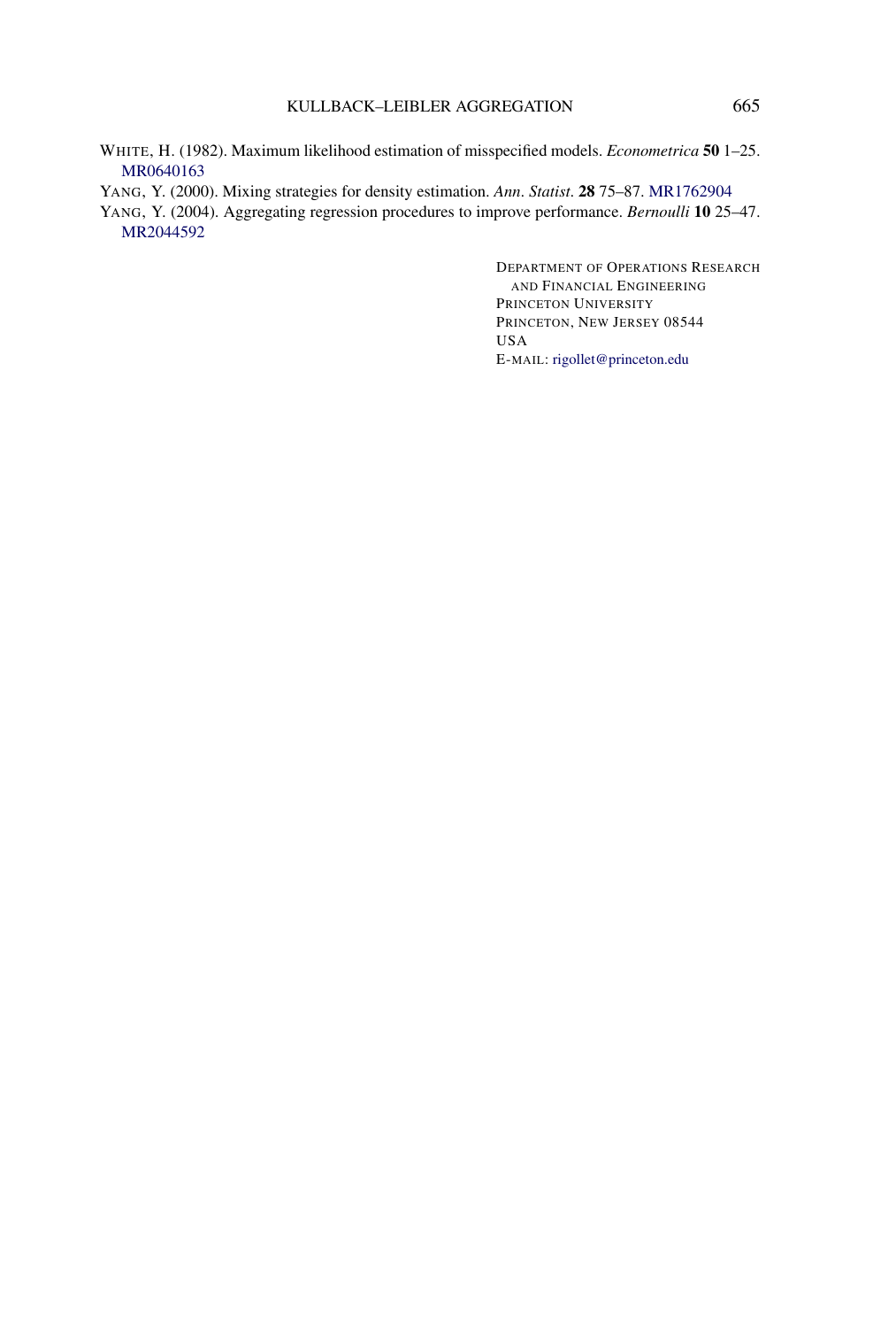WHITE, H. (1982). Maximum likelihood estimation of misspecified models. *Econometrica* **50** 1–25. MR0640163

YANG, Y. (2000). Mixing strategies for density estimation. *Ann. Statist.* **28** 75–87. MR1762904

YANG, Y. (2004). Aggregating regression procedures to improve performance. *Bernoulli* **10** 25–47. MR2044592

DEPARTMENT OF OPERATIONS RESEARCH
AND FINANCIAL ENGINEERING
PRINCETON UNIVERSITY
PRINCETON, NEW JERSEY 08544
USA
E-MAIL: rigollet@princeton.edu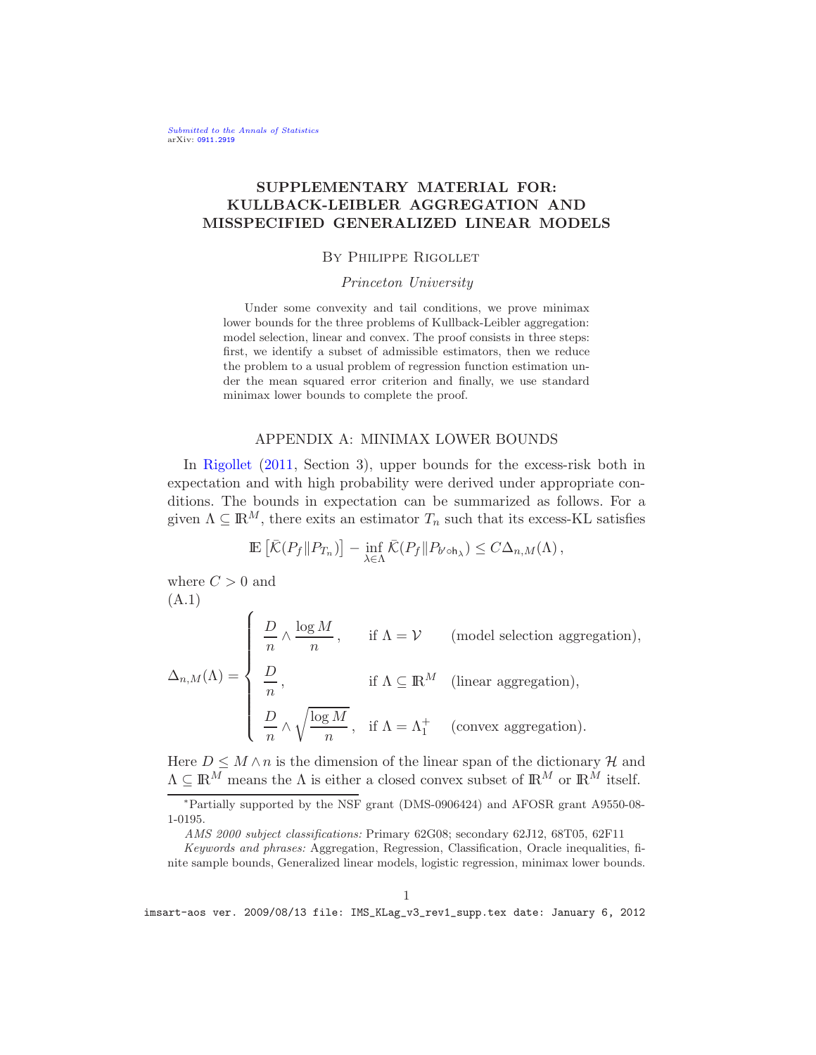# SUPPLEMENTARY MATERIAL FOR: KULLBACK-LEIBLER AGGREGATION AND MISSPECIFIED GENERALIZED LINEAR MODELS

By Philippe Rigollet

*Princeton University*

Under some convexity and tail conditions, we prove minimax lower bounds for the three problems of Kullback-Leibler aggregation: model selection, linear and convex. The proof consists in three steps: first, we identify a subset of admissible estimators, then we reduce the problem to a usual problem of regression function estimation under the mean squared error criterion and finally, we use standard minimax lower bounds to complete the proof.

## APPENDIX A: MINIMAX LOWER BOUNDS

In Rigollet (2011, Section 3), upper bounds for the excess-risk both in expectation and with high probability were derived under appropriate conditions. The bounds in expectation can be summarized as follows. For a given $\Lambda \subseteq \mathbb{R}^M$, there exits an estimator $T_n$ such that its excess-KL satisfies

$$\mathbb{E}\left[\bar{\mathcal{K}}(P_f \| P_{T_n})\right] - \inf_{\lambda \in \Lambda} \bar{\mathcal{K}}(P_f \| P_{b' \circ \mathsf{h}_\lambda}) \leq C \Delta_{n,M}(\Lambda)\,,$$

where $C > 0$ and

(A.1)

$$\Delta_{n,M}(\Lambda) = \begin{cases} \dfrac{D}{n} \wedge \dfrac{\log M}{n}\,, & \text{if } \Lambda = \mathcal{V} \quad \text{(model selection aggregation)}, \\[2ex] \dfrac{D}{n}\,, & \text{if } \Lambda \subseteq \mathbb{R}^M \quad \text{(linear aggregation)}, \\[2ex] \dfrac{D}{n} \wedge \sqrt{\dfrac{\log M}{n}}\,, & \text{if } \Lambda = \Lambda_1^+ \quad \text{(convex aggregation)}. \end{cases}$$

Here $D \leq M \wedge n$ is the dimension of the linear span of the dictionary $\mathcal{H}$ and $\Lambda \subseteq \mathbb{R}^M$ means the $\Lambda$ is either a closed convex subset of $\mathbb{R}^M$ or $\mathbb{R}^M$ itself.

*Partially supported by the NSF grant (DMS-0906424) and AFOSR grant A9550-08-1-0195.

*AMS 2000 subject classifications:* Primary 62G08; secondary 62J12, 68T05, 62F11

*Keywords and phrases:* Aggregation, Regression, Classification, Oracle inequalities, finite sample bounds, Generalized linear models, logistic regression, minimax lower bounds.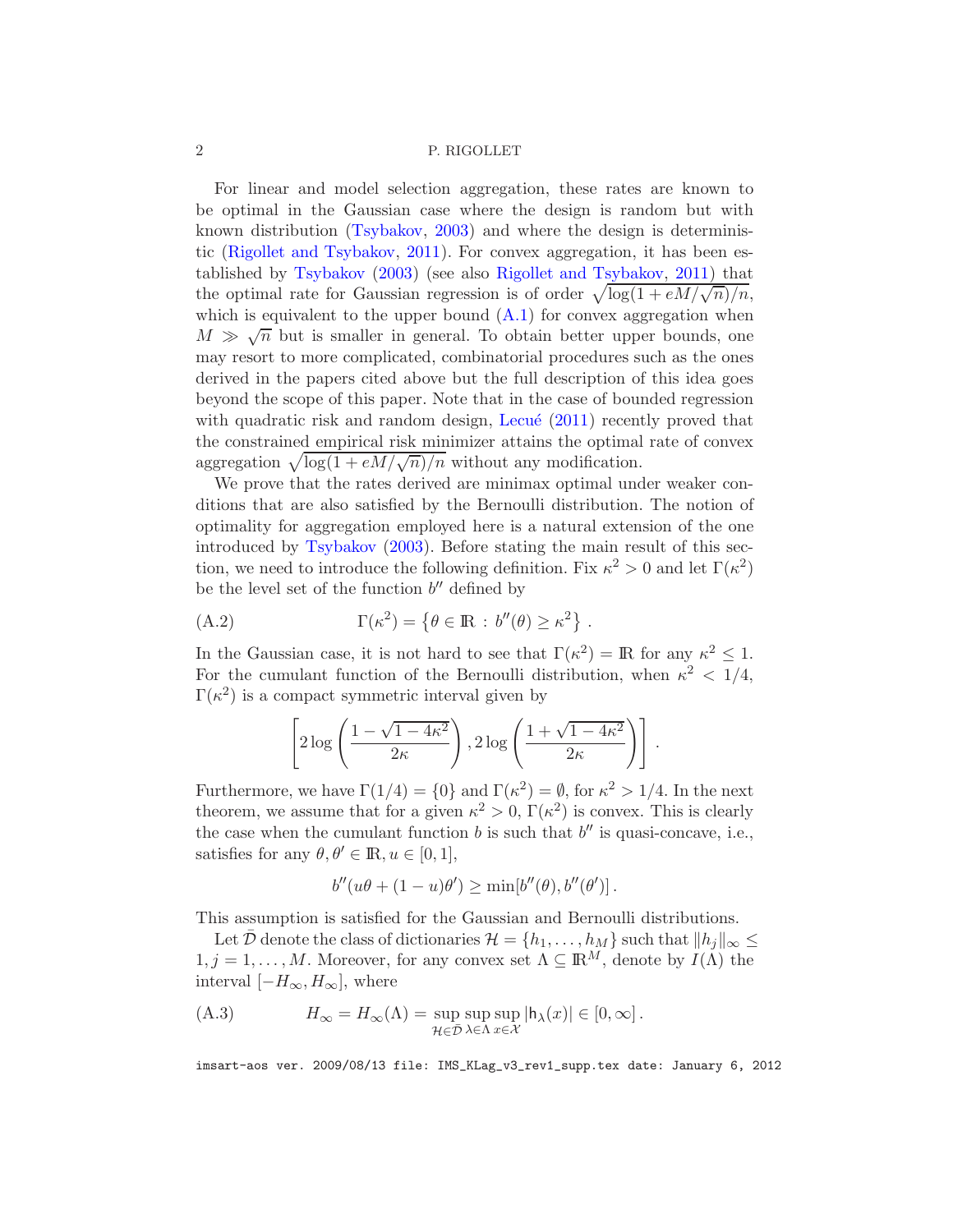For linear and model selection aggregation, these rates are known to be optimal in the Gaussian case where the design is random but with known distribution (Tsybakov, 2003) and where the design is deterministic (Rigollet and Tsybakov, 2011). For convex aggregation, it has been established by Tsybakov (2003) (see also Rigollet and Tsybakov, 2011) that the optimal rate for Gaussian regression is of order $\sqrt{\log(1+eM/\sqrt{n})/n}$, which is equivalent to the upper bound (A.1) for convex aggregation when $M \gg \sqrt{n}$ but is smaller in general. To obtain better upper bounds, one may resort to more complicated, combinatorial procedures such as the ones derived in the papers cited above but the full description of this idea goes beyond the scope of this paper. Note that in the case of bounded regression with quadratic risk and random design, Lecué (2011) recently proved that the constrained empirical risk minimizer attains the optimal rate of convex aggregation $\sqrt{\log(1+eM/\sqrt{n})/n}$ without any modification.

We prove that the rates derived are minimax optimal under weaker conditions that are also satisfied by the Bernoulli distribution. The notion of optimality for aggregation employed here is a natural extension of the one introduced by Tsybakov (2003). Before stating the main result of this section, we need to introduce the following definition. Fix $\kappa^2 > 0$ and let $\Gamma(\kappa^2)$ be the level set of the function $b''$ defined by

$$
\Gamma(\kappa^2) = \left\{\theta \in \mathbb{R} \,:\, b''(\theta) \geq \kappa^2\right\}. \tag{A.2}
$$

In the Gaussian case, it is not hard to see that $\Gamma(\kappa^2) = \mathbb{R}$ for any $\kappa^2 \leq 1$. For the cumulant function of the Bernoulli distribution, when $\kappa^2 < 1/4$, $\Gamma(\kappa^2)$ is a compact symmetric interval given by

$$
\left[2\log\left(\frac{1-\sqrt{1-4\kappa^2}}{2\kappa}\right), 2\log\left(\frac{1+\sqrt{1-4\kappa^2}}{2\kappa}\right)\right].
$$

Furthermore, we have $\Gamma(1/4) = \{0\}$ and $\Gamma(\kappa^2) = \emptyset$, for $\kappa^2 > 1/4$. In the next theorem, we assume that for a given $\kappa^2 > 0$, $\Gamma(\kappa^2)$ is convex. This is clearly the case when the cumulant function $b$ is such that $b''$ is quasi-concave, i.e., satisfies for any $\theta, \theta' \in \mathbb{R}, u \in [0,1]$,

$$
b''(u\theta + (1-u)\theta') \geq \min[b''(\theta), b''(\theta')] .
$$

This assumption is satisfied for the Gaussian and Bernoulli distributions.

Let $\bar{\mathcal{D}}$ denote the class of dictionaries $\mathcal{H} = \{h_1, \ldots, h_M\}$ such that $\|h_j\|_\infty \leq 1, j = 1, \ldots, M$. Moreover, for any convex set $\Lambda \subseteq \mathbb{R}^M$, denote by $I(\Lambda)$ the interval $[-H_\infty, H_\infty]$, where

$$
H_\infty = H_\infty(\Lambda) = \sup_{\mathcal{H}\in\bar{\mathcal{D}}} \sup_{\lambda\in\Lambda} \sup_{x\in\mathcal{X}} |\mathsf{h}_\lambda(x)| \in [0, \infty]. \tag{A.3}
$$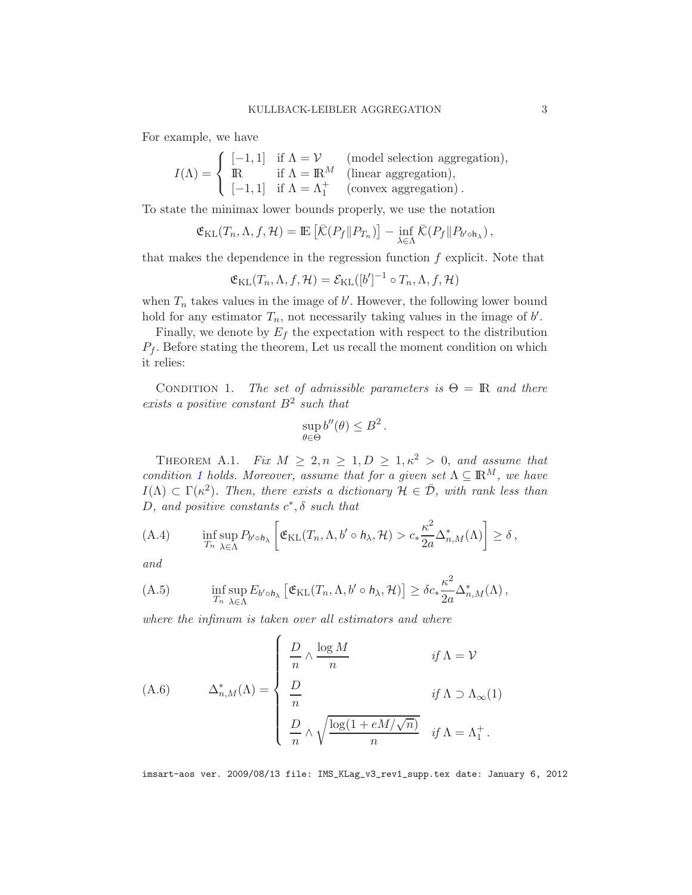For example, we have

$$I(\Lambda) = \begin{cases} [-1,1] & \text{if } \Lambda = \mathcal{V} \quad \text{(model selection aggregation)},\\ \mathbb{R} & \text{if } \Lambda = \mathbb{R}^M \quad \text{(linear aggregation)},\\ [-1,1] & \text{if } \Lambda = \Lambda_1^+ \quad \text{(convex aggregation)}\,. \end{cases}$$

To state the minimax lower bounds properly, we use the notation

$$\mathfrak{E}_{\rm KL}(T_n, \Lambda, f, \mathcal{H}) = \mathbb{E}\left[\bar{\mathcal{K}}(P_f \| P_{T_n})\right] - \inf_{\lambda \in \Lambda} \bar{\mathcal{K}}(P_f \| P_{b' \circ \mathsf{h}_\lambda})\,,$$

that makes the dependence in the regression function $f$ explicit. Note that

$$\mathfrak{E}_{\rm KL}(T_n, \Lambda, f, \mathcal{H}) = \mathcal{E}_{\rm KL}([b']^{-1} \circ T_n, \Lambda, f, \mathcal{H})$$

when $T_n$ takes values in the image of $b'$. However, the following lower bound hold for any estimator $T_n$, not necessarily taking values in the image of $b'$.

Finally, we denote by $E_f$ the expectation with respect to the distribution $P_f$. Before stating the theorem, Let us recall the moment condition on which it relies:

Condition 1. *The set of admissible parameters is $\Theta = \mathbb{R}$ and there exists a positive constant $B^2$ such that*

$$\sup_{\theta \in \Theta} b''(\theta) \le B^2\,.$$

Theorem A.1. *Fix $M \ge 2, n \ge 1, D \ge 1, \kappa^2 > 0$, and assume that condition 1 holds. Moreover, assume that for a given set $\Lambda \subseteq \mathbb{R}^M$, we have $I(\Lambda) \subset \Gamma(\kappa^2)$. Then, there exists a dictionary $\mathcal{H} \in \bar{\mathcal{D}}$, with rank less than $D$, and positive constants $c^*, \delta$ such that*

$$\inf_{T_n} \sup_{\lambda \in \Lambda} P_{b' \circ \mathsf{h}_\lambda}\left[\mathfrak{E}_{\rm KL}(T_n, \Lambda, b' \circ \mathsf{h}_\lambda, \mathcal{H}) > c_* \frac{\kappa^2}{2a} \Delta^*_{n,M}(\Lambda)\right] \ge \delta\,, \tag{A.4}$$

*and*

$$\inf_{T_n} \sup_{\lambda \in \Lambda} E_{b' \circ \mathsf{h}_\lambda}\left[\mathfrak{E}_{\rm KL}(T_n, \Lambda, b' \circ \mathsf{h}_\lambda, \mathcal{H})\right] \ge \delta c_* \frac{\kappa^2}{2a} \Delta^*_{n,M}(\Lambda)\,, \tag{A.5}$$

*where the infimum is taken over all estimators and where*

$$\Delta^*_{n,M}(\Lambda) = \begin{cases} \dfrac{D}{n} \wedge \dfrac{\log M}{n} & \text{if } \Lambda = \mathcal{V} \\[2ex] \dfrac{D}{n} & \text{if } \Lambda \supset \Lambda_\infty(1) \\[2ex] \dfrac{D}{n} \wedge \sqrt{\dfrac{\log(1 + eM/\sqrt{n})}{n}} & \text{if } \Lambda = \Lambda_1^+\,. \end{cases} \tag{A.6}$$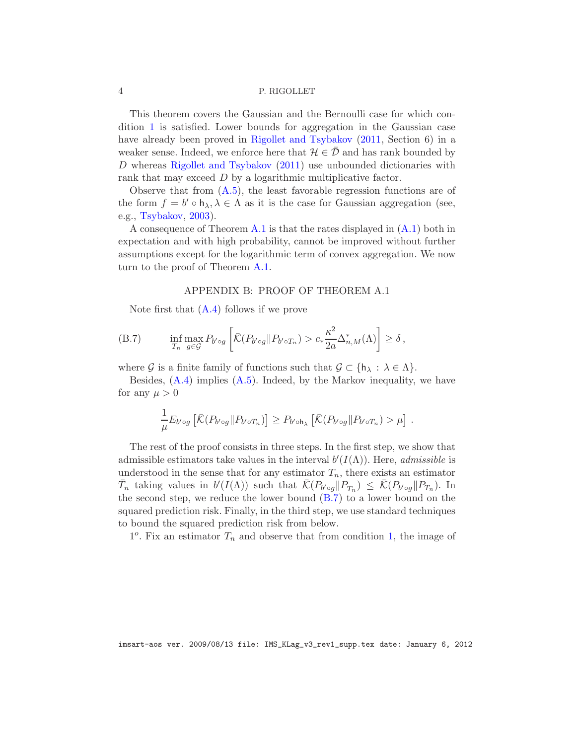This theorem covers the Gaussian and the Bernoulli case for which condition 1 is satisfied. Lower bounds for aggregation in the Gaussian case have already been proved in Rigollet and Tsybakov (2011, Section 6) in a weaker sense. Indeed, we enforce here that $\mathcal{H} \in \bar{\mathcal{D}}$ and has rank bounded by $D$ whereas Rigollet and Tsybakov (2011) use unbounded dictionaries with rank that may exceed $D$ by a logarithmic multiplicative factor.

Observe that from (A.5), the least favorable regression functions are of the form $f = b' \circ \mathsf{h}_\lambda, \lambda \in \Lambda$ as it is the case for Gaussian aggregation (see, e.g., Tsybakov, 2003).

A consequence of Theorem A.1 is that the rates displayed in (A.1) both in expectation and with high probability, cannot be improved without further assumptions except for the logarithmic term of convex aggregation. We now turn to the proof of Theorem A.1.

## APPENDIX B: PROOF OF THEOREM A.1

Note first that (A.4) follows if we prove

$$
\inf_{T_n} \max_{g \in \mathcal{G}} P_{b' \circ g} \left[ \bar{\mathcal{K}}(P_{b' \circ g} \| P_{b' \circ T_n}) > c_* \frac{\kappa^2}{2a} \Delta^*_{n,M}(\Lambda) \right] \geq \delta \,, \tag{B.7}
$$

where $\mathcal{G}$ is a finite family of functions such that $\mathcal{G} \subset \{\mathsf{h}_\lambda : \lambda \in \Lambda\}$.

Besides, (A.4) implies (A.5). Indeed, by the Markov inequality, we have for any $\mu > 0$

$$
\frac{1}{\mu} E_{b' \circ g} \left[ \bar{\mathcal{K}}(P_{b' \circ g} \| P_{b' \circ T_n}) \right] \geq P_{b' \circ \mathsf{h}_\lambda} \left[ \bar{\mathcal{K}}(P_{b' \circ g} \| P_{b' \circ T_n}) > \mu \right] \,.
$$

The rest of the proof consists in three steps. In the first step, we show that admissible estimators take values in the interval $b'(I(\Lambda))$. Here, *admissible* is understood in the sense that for any estimator $T_n$, there exists an estimator $\bar{T}_n$ taking values in $b'(I(\Lambda))$ such that $\bar{\mathcal{K}}(P_{b' \circ g} \| P_{\bar{T}_n}) \leq \bar{\mathcal{K}}(P_{b' \circ g} \| P_{T_n})$. In the second step, we reduce the lower bound (B.7) to a lower bound on the squared prediction risk. Finally, in the third step, we use standard techniques to bound the squared prediction risk from below.

$1^o$. Fix an estimator $T_n$ and observe that from condition 1, the image of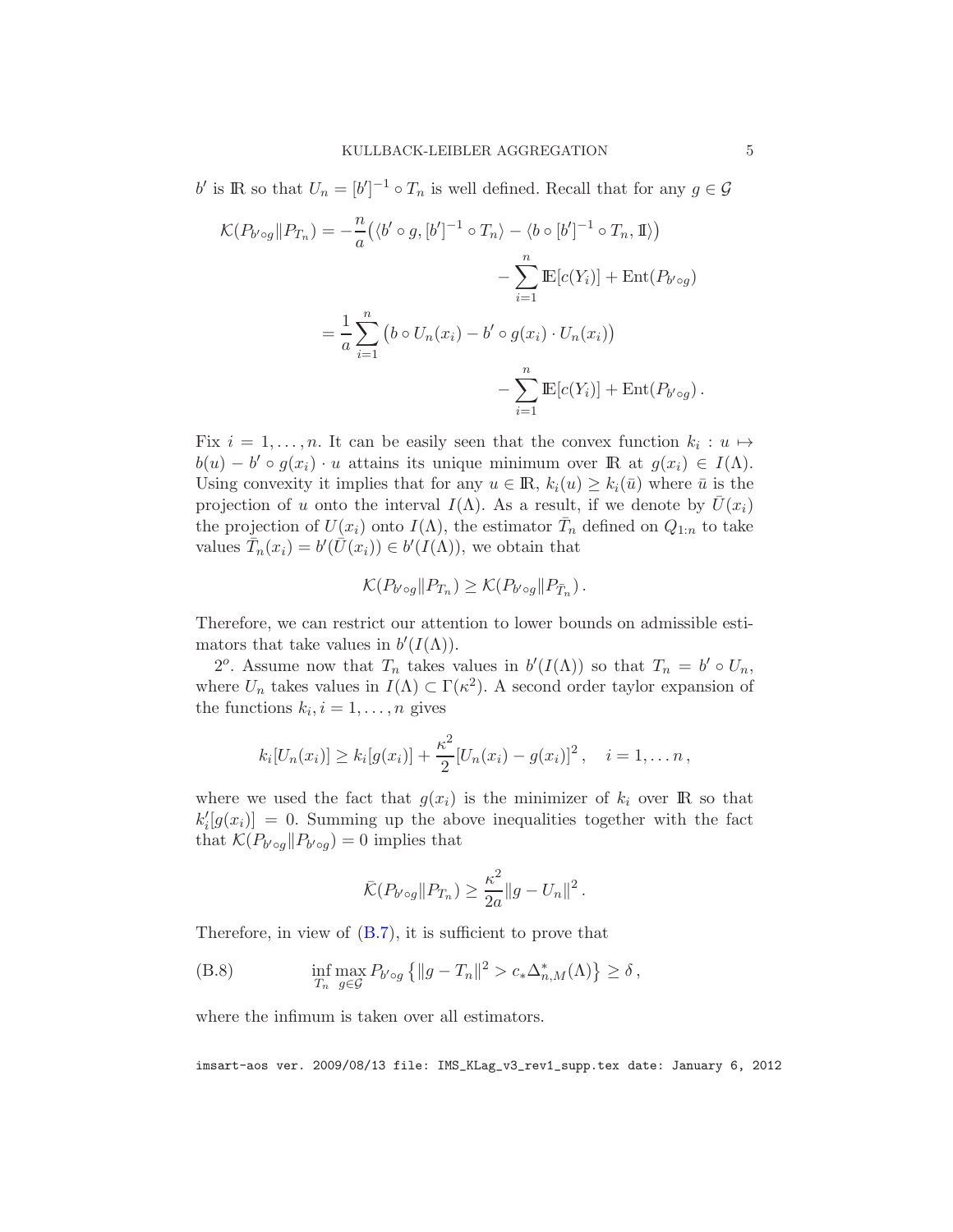$b'$ is $\mathbb{R}$ so that $U_n = [b']^{-1} \circ T_n$ is well defined. Recall that for any $g \in \mathcal{G}$

$$
\begin{aligned}
\mathcal{K}(P_{b'\circ g} \| P_{T_n}) &= -\frac{n}{a}\big(\langle b' \circ g, [b']^{-1} \circ T_n\rangle - \langle b \circ [b']^{-1} \circ T_n, \mathbb{1}\rangle\big) \\
&\qquad\qquad - \sum_{i=1}^n \mathbb{E}[c(Y_i)] + \mathrm{Ent}(P_{b'\circ g}) \\
&= \frac{1}{a}\sum_{i=1}^n \big(b \circ U_n(x_i) - b' \circ g(x_i) \cdot U_n(x_i)\big) \\
&\qquad\qquad - \sum_{i=1}^n \mathbb{E}[c(Y_i)] + \mathrm{Ent}(P_{b'\circ g})\,.
\end{aligned}
$$

Fix $i = 1, \ldots, n$. It can be easily seen that the convex function $k_i : u \mapsto b(u) - b' \circ g(x_i) \cdot u$ attains its unique minimum over $\mathbb{R}$ at $g(x_i) \in I(\Lambda)$. Using convexity it implies that for any $u \in \mathbb{R}$, $k_i(u) \geq k_i(\bar{u})$ where $\bar{u}$ is the projection of $u$ onto the interval $I(\Lambda)$. As a result, if we denote by $\bar{U}(x_i)$ the projection of $U(x_i)$ onto $I(\Lambda)$, the estimator $\bar{T}_n$ defined on $Q_{1:n}$ to take values $\bar{T}_n(x_i) = b'(\bar{U}(x_i)) \in b'(I(\Lambda))$, we obtain that

$$
\mathcal{K}(P_{b'\circ g} \| P_{T_n}) \geq \mathcal{K}(P_{b'\circ g} \| P_{\bar{T}_n})\,.
$$

Therefore, we can restrict our attention to lower bounds on admissible estimators that take values in $b'(I(\Lambda))$.

$2^o$. Assume now that $T_n$ takes values in $b'(I(\Lambda))$ so that $T_n = b' \circ U_n$, where $U_n$ takes values in $I(\Lambda) \subset \Gamma(\kappa^2)$. A second order taylor expansion of the functions $k_i, i = 1, \ldots, n$ gives

$$
k_i[U_n(x_i)] \geq k_i[g(x_i)] + \frac{\kappa^2}{2}[U_n(x_i) - g(x_i)]^2\,, \quad i = 1, \ldots n\,,
$$

where we used the fact that $g(x_i)$ is the minimizer of $k_i$ over $\mathbb{R}$ so that $k_i'[g(x_i)] = 0$. Summing up the above inequalities together with the fact that $\mathcal{K}(P_{b'\circ g} \| P_{b'\circ g}) = 0$ implies that

$$
\bar{\mathcal{K}}(P_{b'\circ g} \| P_{T_n}) \geq \frac{\kappa^2}{2a}\|g - U_n\|^2\,.
$$

Therefore, in view of (B.7), it is sufficient to prove that

$$
\inf_{T_n} \max_{g \in \mathcal{G}} P_{b'\circ g}\left\{\|g - T_n\|^2 > c_* \Delta^*_{n,M}(\Lambda)\right\} \geq \delta\,, \tag{B.8}
$$

where the infimum is taken over all estimators.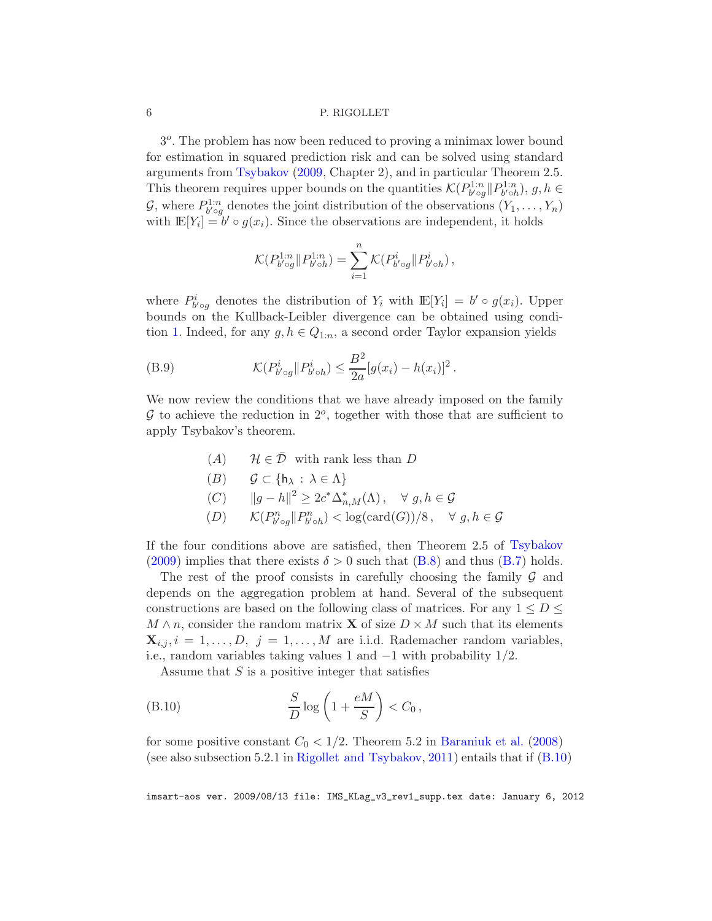$3^o$. The problem has now been reduced to proving a minimax lower bound for estimation in squared prediction risk and can be solved using standard arguments from Tsybakov (2009, Chapter 2), and in particular Theorem 2.5. This theorem requires upper bounds on the quantities $\mathcal{K}(P^{1:n}_{b'\circ g} \| P^{1:n}_{b'\circ h})$, $g, h \in \mathcal{G}$, where $P^{1:n}_{b'\circ g}$ denotes the joint distribution of the observations $(Y_1, \ldots, Y_n)$ with $\mathbb{E}[Y_i] = b' \circ g(x_i)$. Since the observations are independent, it holds

$$\mathcal{K}(P^{1:n}_{b'\circ g} \| P^{1:n}_{b'\circ h}) = \sum_{i=1}^{n} \mathcal{K}(P^{i}_{b'\circ g} \| P^{i}_{b'\circ h}) \,,$$

where $P^{i}_{b'\circ g}$ denotes the distribution of $Y_i$ with $\mathbb{E}[Y_i] = b' \circ g(x_i)$. Upper bounds on the Kullback-Leibler divergence can be obtained using condition 1. Indeed, for any $g, h \in Q_{1:n}$, a second order Taylor expansion yields

$$\mathcal{K}(P^{i}_{b'\circ g} \| P^{i}_{b'\circ h}) \leq \frac{B^2}{2a} [g(x_i) - h(x_i)]^2 \,. \tag{B.9}$$

We now review the conditions that we have already imposed on the family $\mathcal{G}$ to achieve the reduction in $2^o$, together with those that are sufficient to apply Tsybakov's theorem.

$$
\begin{aligned}
&(A) \qquad \mathcal{H} \in \bar{\mathcal{D}} \;\text{ with rank less than } D \\
&(B) \qquad \mathcal{G} \subset \{\mathsf{h}_\lambda \,:\, \lambda \in \Lambda\} \\
&(C) \qquad \|g - h\|^2 \geq 2c^* \Delta^*_{n,M}(\Lambda) \,, \quad \forall\, g, h \in \mathcal{G} \\
&(D) \qquad \mathcal{K}(P^{n}_{b'\circ g} \| P^{n}_{b'\circ h}) < \log(\mathrm{card}(G))/8 \,, \quad \forall\, g, h \in \mathcal{G}
\end{aligned}
$$

If the four conditions above are satisfied, then Theorem 2.5 of Tsybakov (2009) implies that there exists $\delta > 0$ such that (B.8) and thus (B.7) holds.

The rest of the proof consists in carefully choosing the family $\mathcal{G}$ and depends on the aggregation problem at hand. Several of the subsequent constructions are based on the following class of matrices. For any $1 \leq D \leq M \wedge n$, consider the random matrix $\mathbf{X}$ of size $D \times M$ such that its elements $\mathbf{X}_{i,j}, i = 1, \ldots, D,\; j = 1, \ldots, M$ are i.i.d. Rademacher random variables, i.e., random variables taking values $1$ and $-1$ with probability $1/2$.

Assume that $S$ is a positive integer that satisfies

$$\frac{S}{D} \log\left(1 + \frac{eM}{S}\right) < C_0 \,, \tag{B.10}$$

for some positive constant $C_0 < 1/2$. Theorem 5.2 in Baraniuk et al. (2008) (see also subsection 5.2.1 in Rigollet and Tsybakov, 2011) entails that if (B.10)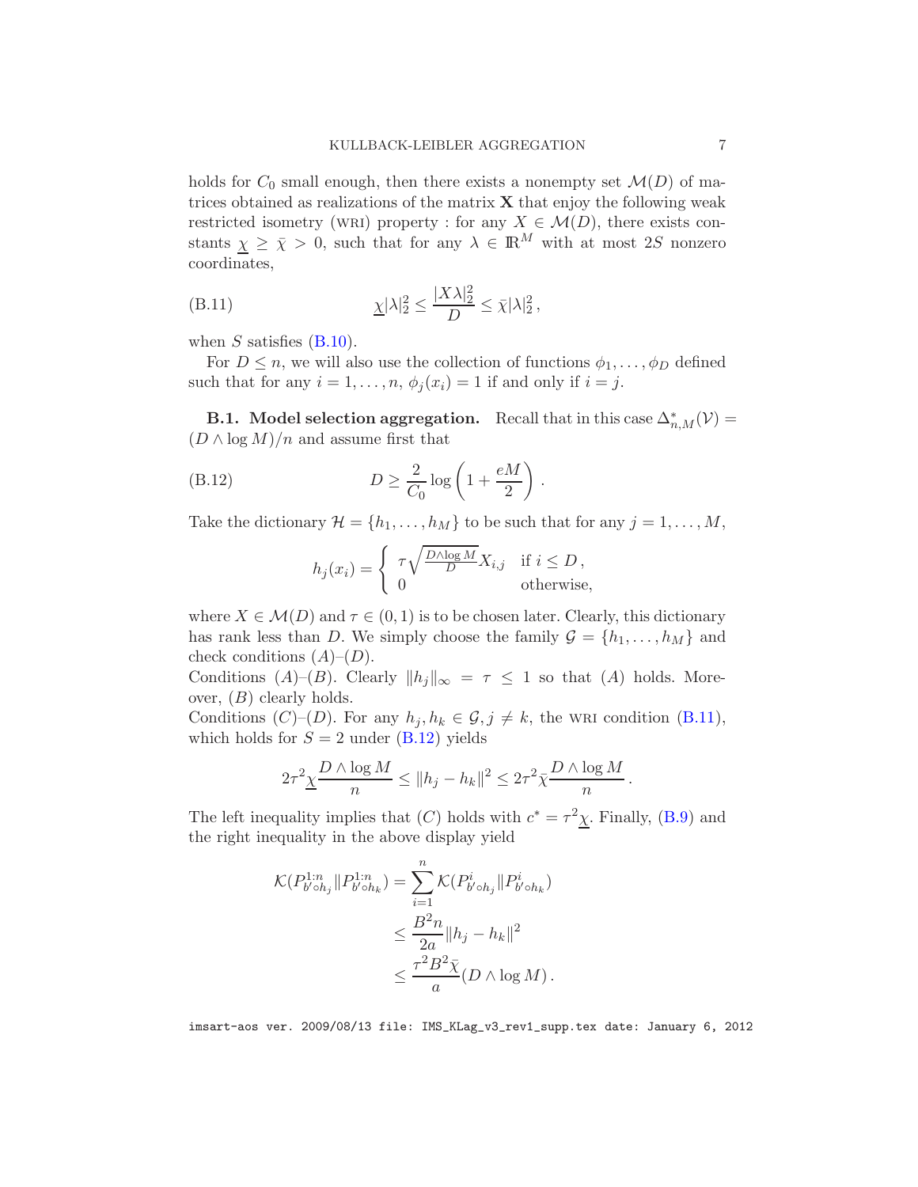holds for $C_0$ small enough, then there exists a nonempty set $\mathcal{M}(D)$ of matrices obtained as realizations of the matrix $\mathbf{X}$ that enjoy the following weak restricted isometry (WRI) property : for any $X \in \mathcal{M}(D)$, there exists constants $\underline{\chi} \geq \bar{\chi} > 0$, such that for any $\lambda \in \mathbb{R}^M$ with at most $2S$ nonzero coordinates,

$$\underline{\chi}|\lambda|_2^2 \leq \frac{|X\lambda|_2^2}{D} \leq \bar{\chi}|\lambda|_2^2\,, \tag{B.11}$$

when $S$ satisfies (B.10).

For $D \leq n$, we will also use the collection of functions $\phi_1, \ldots, \phi_D$ defined such that for any $i = 1, \ldots, n$, $\phi_j(x_i) = 1$ if and only if $i = j$.

**B.1. Model selection aggregation.** Recall that in this case $\Delta^*_{n,M}(\mathcal{V}) = (D \wedge \log M)/n$ and assume first that

$$D \geq \frac{2}{C_0} \log\left(1 + \frac{eM}{2}\right)\,. \tag{B.12}$$

Take the dictionary $\mathcal{H} = \{h_1, \ldots, h_M\}$ to be such that for any $j = 1, \ldots, M$,

$$h_j(x_i) = \begin{cases} \tau\sqrt{\frac{D\wedge \log M}{D}} X_{i,j} & \text{if } i \leq D\,, \\ 0 & \text{otherwise,} \end{cases}$$

where $X \in \mathcal{M}(D)$ and $\tau \in (0, 1)$ is to be chosen later. Clearly, this dictionary has rank less than $D$. We simply choose the family $\mathcal{G} = \{h_1, \ldots, h_M\}$ and check conditions $(A)$–$(D)$.

Conditions $(A)$–$(B)$. Clearly $\|h_j\|_\infty = \tau \leq 1$ so that $(A)$ holds. Moreover, $(B)$ clearly holds.

Conditions $(C)$–$(D)$. For any $h_j, h_k \in \mathcal{G}, j \neq k$, the WRI condition (B.11), which holds for $S = 2$ under (B.12) yields

$$2\tau^2\underline{\chi}\frac{D \wedge \log M}{n} \leq \|h_j - h_k\|^2 \leq 2\tau^2\bar{\chi}\frac{D \wedge \log M}{n}\,.$$

The left inequality implies that $(C)$ holds with $c^* = \tau^2\underline{\chi}$. Finally, (B.9) and the right inequality in the above display yield

$$\begin{aligned}
\mathcal{K}(P^{1:n}_{b'\circ h_j}\|P^{1:n}_{b'\circ h_k}) &= \sum_{i=1}^n \mathcal{K}(P^i_{b'\circ h_j}\|P^i_{b'\circ h_k}) \\
&\leq \frac{B^2 n}{2a}\|h_j - h_k\|^2 \\
&\leq \frac{\tau^2 B^2\bar{\chi}}{a}(D \wedge \log M)\,.
\end{aligned}$$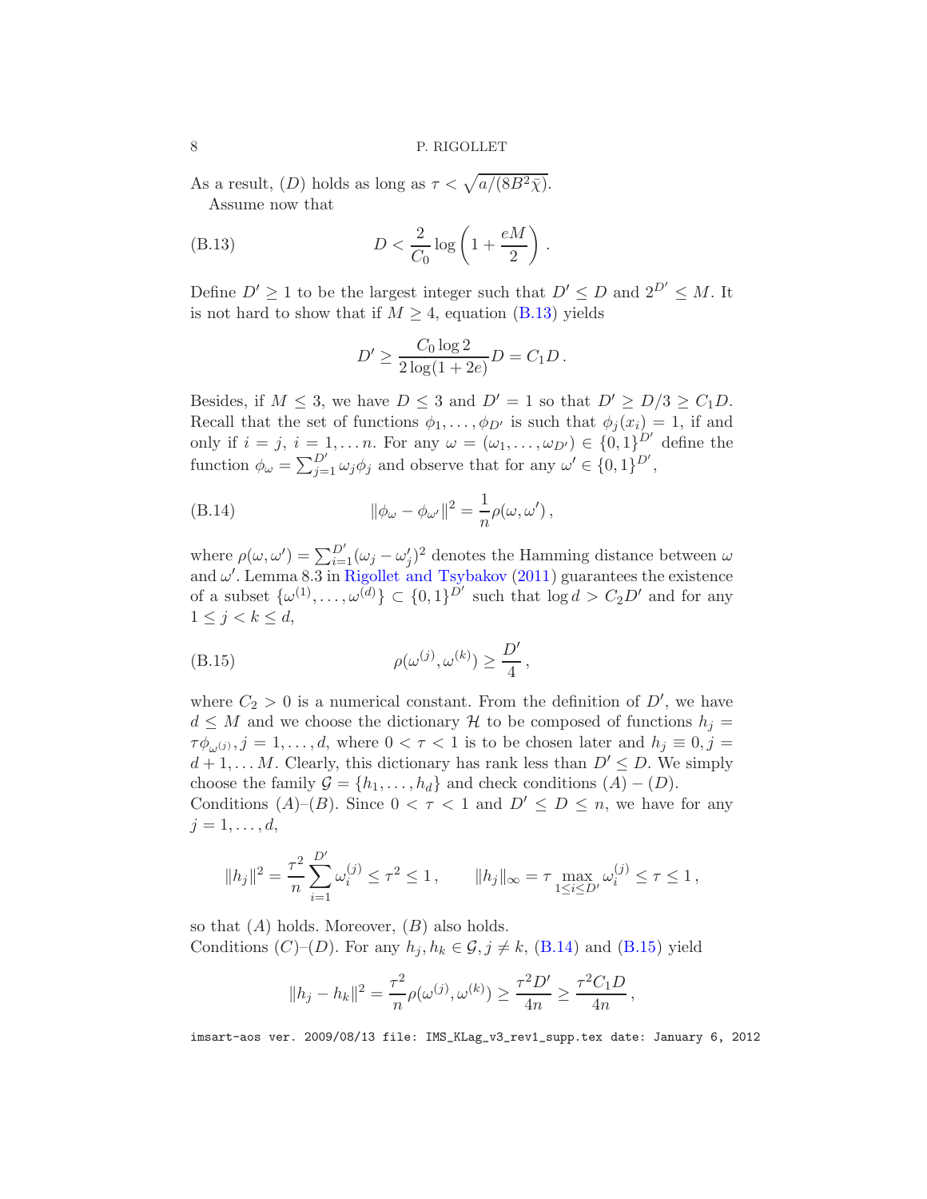As a result, $(D)$ holds as long as $\tau < \sqrt{a/(8B^2\bar{\chi})}$.

Assume now that

$$D < \frac{2}{C_0} \log\left(1 + \frac{eM}{2}\right). \tag{B.13}$$

Define $D' \geq 1$ to be the largest integer such that $D' \leq D$ and $2^{D'} \leq M$. It is not hard to show that if $M \geq 4$, equation (B.13) yields

$$D' \geq \frac{C_0 \log 2}{2 \log(1 + 2e)} D = C_1 D .$$

Besides, if $M \leq 3$, we have $D \leq 3$ and $D' = 1$ so that $D' \geq D/3 \geq C_1 D$. Recall that the set of functions $\phi_1, \ldots, \phi_{D'}$ is such that $\phi_j(x_i) = 1$, if and only if $i = j$, $i = 1, \ldots n$. For any $\omega = (\omega_1, \ldots, \omega_{D'}) \in \{0,1\}^{D'}$ define the function $\phi_\omega = \sum_{j=1}^{D'} \omega_j \phi_j$ and observe that for any $\omega' \in \{0,1\}^{D'}$,

$$\|\phi_\omega - \phi_{\omega'}\|^2 = \frac{1}{n} \rho(\omega, \omega') , \tag{B.14}$$

where $\rho(\omega, \omega') = \sum_{i=1}^{D'} (\omega_j - \omega_j')^2$ denotes the Hamming distance between $\omega$ and $\omega'$. Lemma 8.3 in Rigollet and Tsybakov (2011) guarantees the existence of a subset $\{\omega^{(1)}, \ldots, \omega^{(d)}\} \subset \{0,1\}^{D'}$ such that $\log d > C_2 D'$ and for any $1 \leq j < k \leq d$,

$$\rho(\omega^{(j)}, \omega^{(k)}) \geq \frac{D'}{4} , \tag{B.15}$$

where $C_2 > 0$ is a numerical constant. From the definition of $D'$, we have $d \leq M$ and we choose the dictionary $\mathcal{H}$ to be composed of functions $h_j = \tau \phi_{\omega^{(j)}}, j = 1, \ldots, d$, where $0 < \tau < 1$ is to be chosen later and $h_j \equiv 0, j = d+1, \ldots M$. Clearly, this dictionary has rank less than $D' \leq D$. We simply choose the family $\mathcal{G} = \{h_1, \ldots, h_d\}$ and check conditions $(A) - (D)$.

Conditions $(A)$–$(B)$. Since $0 < \tau < 1$ and $D' \leq D \leq n$, we have for any $j = 1, \ldots, d$,

$$\|h_j\|^2 = \frac{\tau^2}{n} \sum_{i=1}^{D'} \omega_i^{(j)} \leq \tau^2 \leq 1 , \qquad \|h_j\|_\infty = \tau \max_{1 \leq i \leq D'} \omega_i^{(j)} \leq \tau \leq 1 ,$$

so that $(A)$ holds. Moreover, $(B)$ also holds.

Conditions $(C)$–$(D)$. For any $h_j, h_k \in \mathcal{G}, j \neq k$, (B.14) and (B.15) yield

$$\|h_j - h_k\|^2 = \frac{\tau^2}{n} \rho(\omega^{(j)}, \omega^{(k)}) \geq \frac{\tau^2 D'}{4n} \geq \frac{\tau^2 C_1 D}{4n} ,$$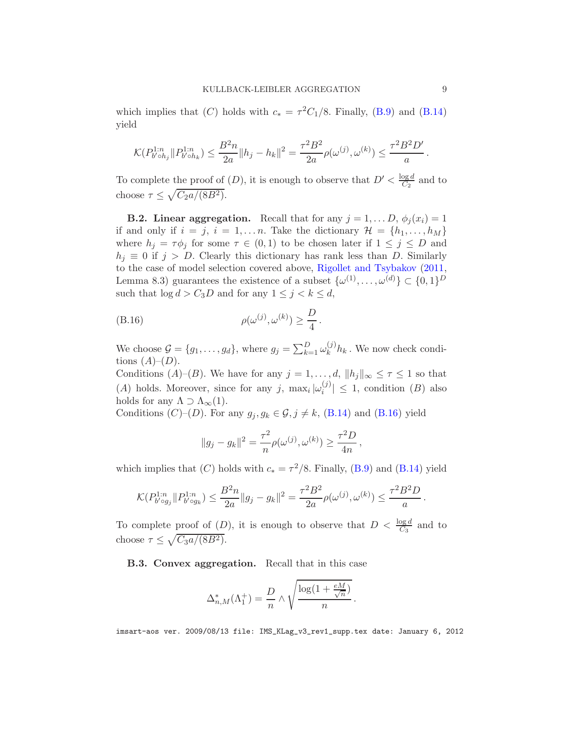which implies that $(C)$ holds with $c_* = \tau^2 C_1/8$. Finally, (B.9) and (B.14) yield

$$\mathcal{K}(P^{1:n}_{b'\circ h_j} \| P^{1:n}_{b'\circ h_k}) \le \frac{B^2 n}{2a}\|h_j - h_k\|^2 = \frac{\tau^2 B^2}{2a}\rho(\omega^{(j)}, \omega^{(k)}) \le \frac{\tau^2 B^2 D'}{a}\,.$$

To complete the proof of $(D)$, it is enough to observe that $D' < \frac{\log d}{C_2}$ and to choose $\tau \le \sqrt{C_2 a/(8B^2)}$.

**B.2. Linear aggregation.** Recall that for any $j = 1, \dots D$, $\phi_j(x_i) = 1$ if and only if $i = j$, $i = 1, \dots n$. Take the dictionary $\mathcal{H} = \{h_1, \dots, h_M\}$ where $h_j = \tau\phi_j$ for some $\tau \in (0, 1)$ to be chosen later if $1 \le j \le D$ and $h_j \equiv 0$ if $j > D$. Clearly this dictionary has rank less than $D$. Similarly to the case of model selection covered above, Rigollet and Tsybakov (2011, Lemma 8.3) guarantees the existence of a subset $\{\omega^{(1)}, \dots, \omega^{(d)}\} \subset \{0, 1\}^D$ such that $\log d > C_3 D$ and for any $1 \le j < k \le d$,

$$\rho(\omega^{(j)}, \omega^{(k)}) \ge \frac{D}{4}\,. \tag{B.16}$$

We choose $\mathcal{G} = \{g_1, \dots, g_d\}$, where $g_j = \sum_{k=1}^{D} \omega^{(j)}_k h_k$. We now check conditions $(A)$–$(D)$.

Conditions $(A)$–$(B)$. We have for any $j = 1, \dots, d$, $\|h_j\|_\infty \le \tau \le 1$ so that $(A)$ holds. Moreover, since for any $j$, $\max_i |\omega^{(j)}_i| \le 1$, condition $(B)$ also holds for any $\Lambda \supset \Lambda_\infty(1)$.

Conditions $(C)$–$(D)$. For any $g_j, g_k \in \mathcal{G}, j \ne k$, (B.14) and (B.16) yield

$$\|g_j - g_k\|^2 = \frac{\tau^2}{n}\rho(\omega^{(j)}, \omega^{(k)}) \ge \frac{\tau^2 D}{4n}\,,$$

which implies that $(C)$ holds with $c_* = \tau^2/8$. Finally, (B.9) and (B.14) yield

$$\mathcal{K}(P^{1:n}_{b'\circ g_j} \| P^{1:n}_{b'\circ g_k}) \le \frac{B^2 n}{2a}\|g_j - g_k\|^2 = \frac{\tau^2 B^2}{2a}\rho(\omega^{(j)}, \omega^{(k)}) \le \frac{\tau^2 B^2 D}{a}\,.$$

To complete proof of $(D)$, it is enough to observe that $D < \frac{\log d}{C_3}$ and to choose $\tau \le \sqrt{C_3 a/(8B^2)}$.

**B.3. Convex aggregation.** Recall that in this case

$$\Delta^*_{n,M}(\Lambda^+_1) = \frac{D}{n} \wedge \sqrt{\frac{\log(1 + \frac{eM}{\sqrt{n}})}{n}}\,.$$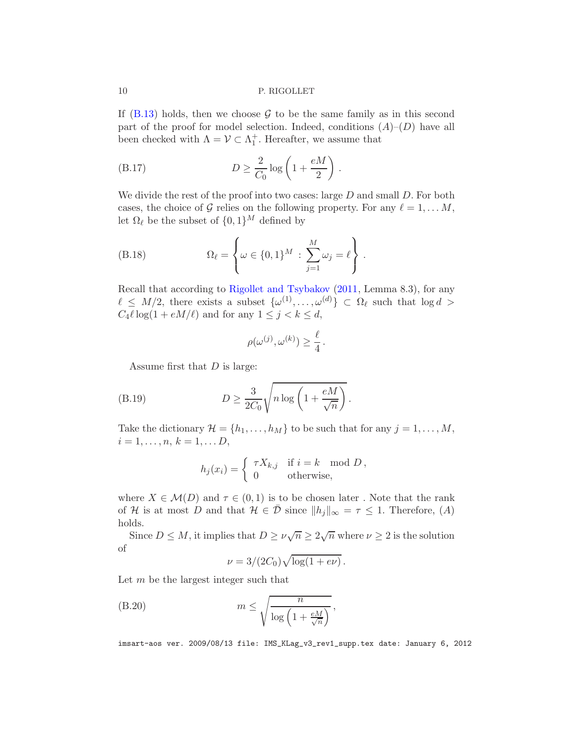If (B.13) holds, then we choose $\mathcal{G}$ to be the same family as in this second part of the proof for model selection. Indeed, conditions $(A)$–$(D)$ have all been checked with $\Lambda = \mathcal{V} \subset \Lambda_1^+$. Hereafter, we assume that

$$D \geq \frac{2}{C_0} \log\left(1 + \frac{eM}{2}\right). \tag{B.17}$$

We divide the rest of the proof into two cases: large $D$ and small $D$. For both cases, the choice of $\mathcal{G}$ relies on the following property. For any $\ell = 1, \dots M$, let $\Omega_\ell$ be the subset of $\{0,1\}^M$ defined by

$$\Omega_\ell = \left\{ \omega \in \{0,1\}^M \, : \sum_{j=1}^M \omega_j = \ell \right\}. \tag{B.18}$$

Recall that according to Rigollet and Tsybakov (2011, Lemma 8.3), for any $\ell \leq M/2$, there exists a subset $\{\omega^{(1)}, \dots, \omega^{(d)}\} \subset \Omega_\ell$ such that $\log d > C_4 \ell \log(1 + eM/\ell)$ and for any $1 \leq j < k \leq d$,

$$\rho(\omega^{(j)}, \omega^{(k)}) \geq \frac{\ell}{4}.$$

Assume first that $D$ is large:

$$D \geq \frac{3}{2C_0} \sqrt{n \log\left(1 + \frac{eM}{\sqrt{n}}\right)}. \tag{B.19}$$

Take the dictionary $\mathcal{H} = \{h_1, \dots, h_M\}$ to be such that for any $j = 1, \dots, M$, $i = 1, \dots, n$, $k = 1, \dots D$,

$$h_j(x_i) = \begin{cases} \tau X_{k,j} & \text{if } i = k \mod D, \\ 0 & \text{otherwise,} \end{cases}$$

where $X \in \mathcal{M}(D)$ and $\tau \in (0,1)$ is to be chosen later . Note that the rank of $\mathcal{H}$ is at most $D$ and that $\mathcal{H} \in \bar{\mathcal{D}}$ since $\|h_j\|_\infty = \tau \leq 1$. Therefore, $(A)$ holds.

Since $D \leq M$, it implies that $D \geq \nu\sqrt{n} \geq 2\sqrt{n}$ where $\nu \geq 2$ is the solution of

$$\nu = 3/(2C_0)\sqrt{\log(1 + e\nu)}.$$

Let $m$ be the largest integer such that

$$m \leq \sqrt{\frac{n}{\log\left(1 + \frac{eM}{\sqrt{n}}\right)}}, \tag{B.20}$$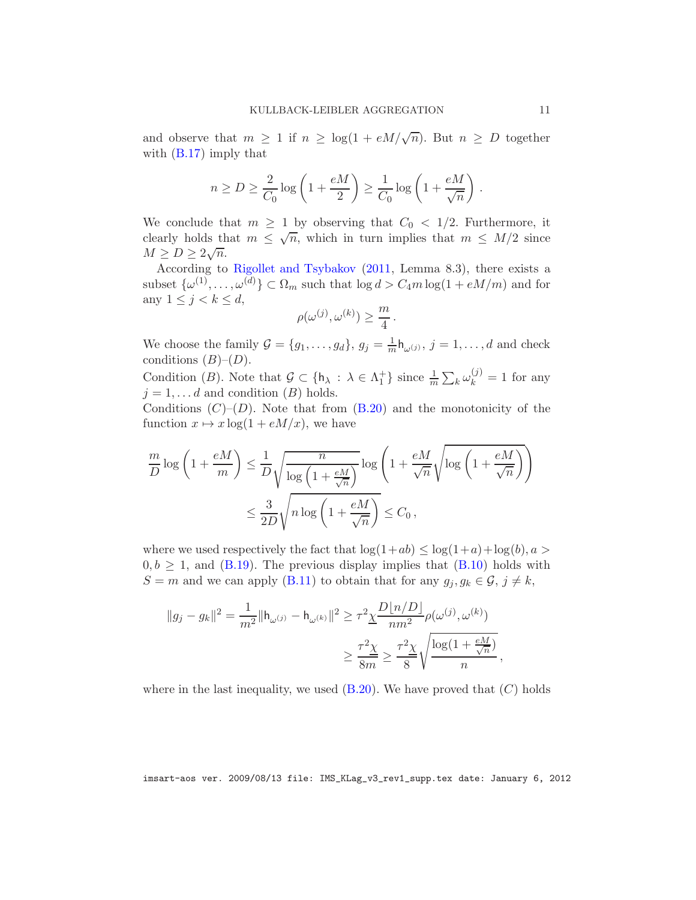and observe that $m \geq 1$ if $n \geq \log(1 + eM/\sqrt{n})$. But $n \geq D$ together with (B.17) imply that

$$n \geq D \geq \frac{2}{C_0} \log\left(1 + \frac{eM}{2}\right) \geq \frac{1}{C_0} \log\left(1 + \frac{eM}{\sqrt{n}}\right).$$

We conclude that $m \geq 1$ by observing that $C_0 < 1/2$. Furthermore, it clearly holds that $m \leq \sqrt{n}$, which in turn implies that $m \leq M/2$ since $M \geq D \geq 2\sqrt{n}$.

According to Rigollet and Tsybakov (2011, Lemma 8.3), there exists a subset $\{\omega^{(1)}, \ldots, \omega^{(d)}\} \subset \Omega_m$ such that $\log d > C_4 m \log(1 + eM/m)$ and for any $1 \leq j < k \leq d$,

$$\rho(\omega^{(j)}, \omega^{(k)}) \geq \frac{m}{4}.$$

We choose the family $\mathcal{G} = \{g_1, \ldots, g_d\}$, $g_j = \frac{1}{m}\mathsf{h}_{\omega^{(j)}}$, $j = 1, \ldots, d$ and check conditions $(B)$–$(D)$.

Condition $(B)$. Note that $\mathcal{G} \subset \{\mathsf{h}_\lambda : \lambda \in \Lambda_1^+\}$ since $\frac{1}{m}\sum_k \omega_k^{(j)} = 1$ for any $j = 1, \ldots d$ and condition $(B)$ holds.

Conditions $(C)$–$(D)$. Note that from (B.20) and the monotonicity of the function $x \mapsto x \log(1 + eM/x)$, we have

$$\begin{aligned}
\frac{m}{D} \log\left(1 + \frac{eM}{m}\right) &\leq \frac{1}{D} \sqrt{\frac{n}{\log\left(1 + \frac{eM}{\sqrt{n}}\right)}} \log\left(1 + \frac{eM}{\sqrt{n}} \sqrt{\log\left(1 + \frac{eM}{\sqrt{n}}\right)}\right) \\
&\leq \frac{3}{2D} \sqrt{n \log\left(1 + \frac{eM}{\sqrt{n}}\right)} \leq C_0\,,
\end{aligned}$$

where we used respectively the fact that $\log(1+ab) \leq \log(1+a) + \log(b)$, $a > 0, b \geq 1$, and (B.19). The previous display implies that (B.10) holds with $S = m$ and we can apply (B.11) to obtain that for any $g_j, g_k \in \mathcal{G}$, $j \neq k$,

$$\begin{aligned}
\|g_j - g_k\|^2 = \frac{1}{m^2}\|\mathsf{h}_{\omega^{(j)}} - \mathsf{h}_{\omega^{(k)}}\|^2 &\geq \tau^2 \underline{\chi} \frac{D\lfloor n/D \rfloor}{nm^2} \rho(\omega^{(j)}, \omega^{(k)}) \\
&\geq \frac{\tau^2 \underline{\chi}}{8m} \geq \frac{\tau^2 \underline{\chi}}{8} \sqrt{\frac{\log(1 + \frac{eM}{\sqrt{n}})}{n}}\,,
\end{aligned}$$

where in the last inequality, we used (B.20). We have proved that $(C)$ holds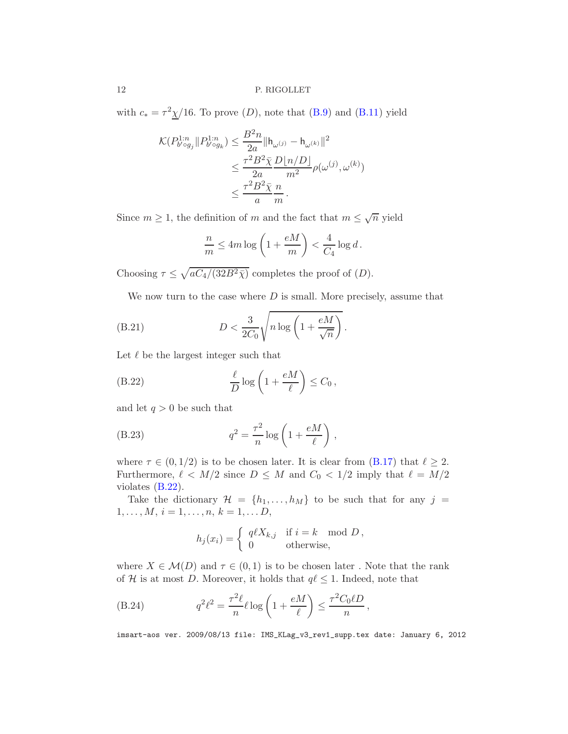with $c_* = \tau^2 \underline{\chi}/16$. To prove $(D)$, note that (B.9) and (B.11) yield

$$
\begin{aligned}
\mathcal{K}(P^{1:n}_{b' \circ g_j} \| P^{1:n}_{b' \circ g_k}) &\leq \frac{B^2 n}{2a} \|\mathsf{h}_{\omega^{(j)}} - \mathsf{h}_{\omega^{(k)}}\|^2 \\
&\leq \frac{\tau^2 B^2 \bar{\chi}}{2a} \frac{D \lfloor n/D \rfloor}{m^2} \rho(\omega^{(j)}, \omega^{(k)}) \\
&\leq \frac{\tau^2 B^2 \bar{\chi}}{a} \frac{n}{m}.
\end{aligned}
$$

Since $m \geq 1$, the definition of $m$ and the fact that $m \leq \sqrt{n}$ yield

$$
\frac{n}{m} \leq 4m \log\left(1 + \frac{eM}{m}\right) < \frac{4}{C_4} \log d .
$$

Choosing $\tau \leq \sqrt{aC_4/(32B^2\bar{\chi})}$ completes the proof of $(D)$.

We now turn to the case where $D$ is small. More precisely, assume that

$$
D < \frac{3}{2C_0} \sqrt{n \log\left(1 + \frac{eM}{\sqrt{n}}\right)} . \tag{B.21}
$$

Let $\ell$ be the largest integer such that

$$
\frac{\ell}{D} \log\left(1 + \frac{eM}{\ell}\right) \leq C_0 , \tag{B.22}
$$

and let $q > 0$ be such that

$$
q^2 = \frac{\tau^2}{n} \log\left(1 + \frac{eM}{\ell}\right) , \tag{B.23}
$$

where $\tau \in (0, 1/2)$ is to be chosen later. It is clear from (B.17) that $\ell \geq 2$. Furthermore, $\ell < M/2$ since $D \leq M$ and $C_0 < 1/2$ imply that $\ell = M/2$ violates (B.22).

Take the dictionary $\mathcal{H} = \{h_1, \dots, h_M\}$ to be such that for any $j = 1, \dots, M$, $i = 1, \dots, n$, $k = 1, \dots D$,

$$
h_j(x_i) = \begin{cases} q\ell X_{k,j} & \text{if } i = k \mod D , \\ 0 & \text{otherwise,} \end{cases}
$$

where $X \in \mathcal{M}(D)$ and $\tau \in (0, 1)$ is to be chosen later . Note that the rank of $\mathcal{H}$ is at most $D$. Moreover, it holds that $q\ell \leq 1$. Indeed, note that

$$
q^2 \ell^2 = \frac{\tau^2 \ell}{n} \ell \log\left(1 + \frac{eM}{\ell}\right) \leq \frac{\tau^2 C_0 \ell D}{n} , \tag{B.24}
$$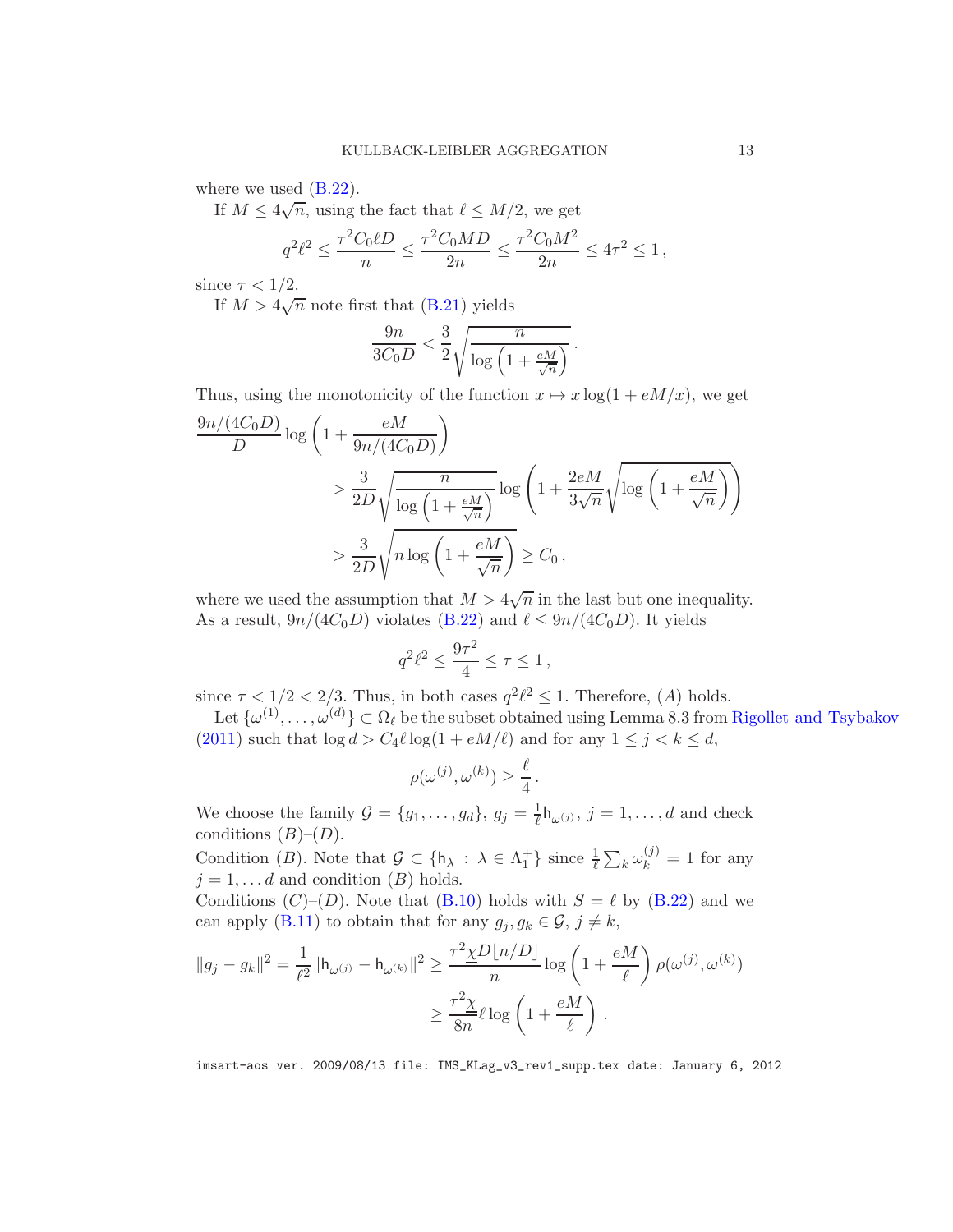where we used (B.22).

If $M \le 4\sqrt{n}$, using the fact that $\ell \le M/2$, we get

$$q^2\ell^2 \le \frac{\tau^2 C_0 \ell D}{n} \le \frac{\tau^2 C_0 M D}{2n} \le \frac{\tau^2 C_0 M^2}{2n} \le 4\tau^2 \le 1\,,$$

since $\tau < 1/2$.

If $M > 4\sqrt{n}$ note first that (B.21) yields

$$\frac{9n}{3C_0 D} < \frac{3}{2}\sqrt{\frac{n}{\log\left(1 + \frac{eM}{\sqrt{n}}\right)}}\,.$$

Thus, using the monotonicity of the function $x \mapsto x\log(1 + eM/x)$, we get

$$\begin{aligned}
\frac{9n/(4C_0D)}{D}\log\left(1 + \frac{eM}{9n/(4C_0D)}\right) &> \frac{3}{2D}\sqrt{\frac{n}{\log\left(1+\frac{eM}{\sqrt{n}}\right)}}\log\left(1 + \frac{2eM}{3\sqrt{n}}\sqrt{\log\left(1+\frac{eM}{\sqrt{n}}\right)}\right) \\
&> \frac{3}{2D}\sqrt{n\log\left(1+\frac{eM}{\sqrt{n}}\right)} \ge C_0\,,
\end{aligned}$$

where we used the assumption that $M > 4\sqrt{n}$ in the last but one inequality. As a result, $9n/(4C_0D)$ violates (B.22) and $\ell \le 9n/(4C_0D)$. It yields

$$q^2\ell^2 \le \frac{9\tau^2}{4} \le \tau \le 1\,,$$

since $\tau < 1/2 < 2/3$. Thus, in both cases $q^2\ell^2 \le 1$. Therefore, $(A)$ holds.

Let $\{\omega^{(1)}, \dots, \omega^{(d)}\} \subset \Omega_\ell$ be the subset obtained using Lemma 8.3 from Rigollet and Tsybakov (2011) such that $\log d > C_4 \ell \log(1 + eM/\ell)$ and for any $1 \le j < k \le d$,

$$\rho(\omega^{(j)}, \omega^{(k)}) \ge \frac{\ell}{4}\,.$$

We choose the family $\mathcal{G} = \{g_1, \dots, g_d\}$, $g_j = \frac{1}{\ell}\mathsf{h}_{\omega^{(j)}}$, $j = 1, \dots, d$ and check conditions $(B)$–$(D)$.

Condition $(B)$. Note that $\mathcal{G} \subset \{\mathsf{h}_\lambda : \lambda \in \Lambda_1^+\}$ since $\frac{1}{\ell}\sum_k \omega_k^{(j)} = 1$ for any $j = 1, \dots d$ and condition $(B)$ holds.

Conditions $(C)$–$(D)$. Note that (B.10) holds with $S = \ell$ by (B.22) and we can apply (B.11) to obtain that for any $g_j, g_k \in \mathcal{G}$, $j \ne k$,

$$\begin{aligned}
\|g_j - g_k\|^2 = \frac{1}{\ell^2}\|\mathsf{h}_{\omega^{(j)}} - \mathsf{h}_{\omega^{(k)}}\|^2 &\ge \frac{\tau^2 \underline{\chi} D \lfloor n/D \rfloor}{n}\log\left(1 + \frac{eM}{\ell}\right)\rho(\omega^{(j)}, \omega^{(k)}) \\
&\ge \frac{\tau^2\underline{\chi}}{8n}\ell\log\left(1 + \frac{eM}{\ell}\right)\,.
\end{aligned}$$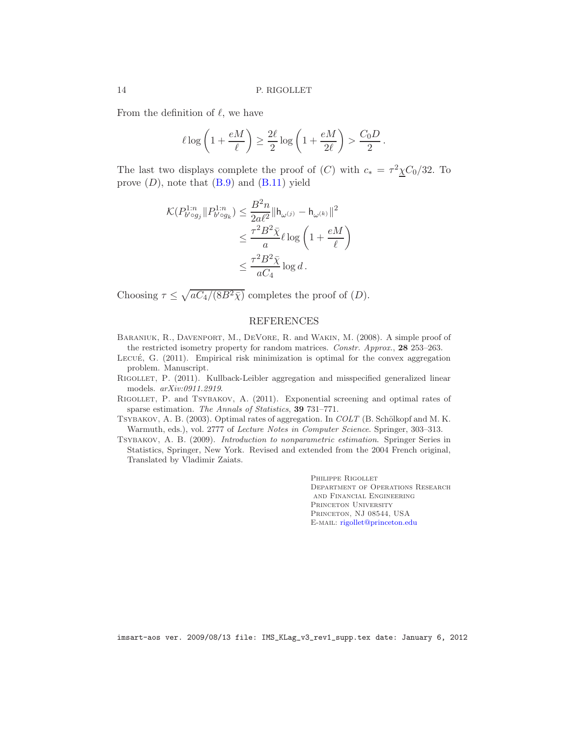From the definition of $\ell$, we have

$$\ell \log\left(1+\frac{eM}{\ell}\right) \geq \frac{2\ell}{2}\log\left(1+\frac{eM}{2\ell}\right) > \frac{C_0 D}{2}\,.$$

The last two displays complete the proof of $(C)$ with $c_* = \tau^2 \underline{\chi} C_0/32$. To prove $(D)$, note that (B.9) and (B.11) yield

$$\begin{aligned}
\mathcal{K}(P^{1:n}_{b'\circ g_j}\|P^{1:n}_{b'\circ g_k}) &\leq \frac{B^2 n}{2a\ell^2}\|\mathsf{h}_{\omega^{(j)}} - \mathsf{h}_{\omega^{(k)}}\|^2 \\
&\leq \frac{\tau^2 B^2 \bar{\chi}}{a}\ell \log\left(1+\frac{eM}{\ell}\right) \\
&\leq \frac{\tau^2 B^2 \bar{\chi}}{aC_4}\log d\,.
\end{aligned}$$

Choosing $\tau \leq \sqrt{aC_4/(8B^2\bar{\chi})}$ completes the proof of $(D)$.

## REFERENCES

Baraniuk, R., Davenport, M., DeVore, R. and Wakin, M. (2008). A simple proof of the restricted isometry property for random matrices. *Constr. Approx.*, **28** 253–263.

Lecué, G. (2011). Empirical risk minimization is optimal for the convex aggregation problem. Manuscript.

Rigollet, P. (2011). Kullback-Leibler aggregation and misspecified generalized linear models. *arXiv:0911.2919*.

Rigollet, P. and Tsybakov, A. (2011). Exponential screening and optimal rates of sparse estimation. *The Annals of Statistics*, **39** 731–771.

Tsybakov, A. B. (2003). Optimal rates of aggregation. In *COLT* (B. Schölkopf and M. K. Warmuth, eds.), vol. 2777 of *Lecture Notes in Computer Science*. Springer, 303–313.

Tsybakov, A. B. (2009). *Introduction to nonparametric estimation*. Springer Series in Statistics, Springer, New York. Revised and extended from the 2004 French original, Translated by Vladimir Zaiats.

Philippe Rigollet
Department of Operations Research and Financial Engineering
Princeton University
Princeton, NJ 08544, USA
E-mail: rigollet@princeton.edu